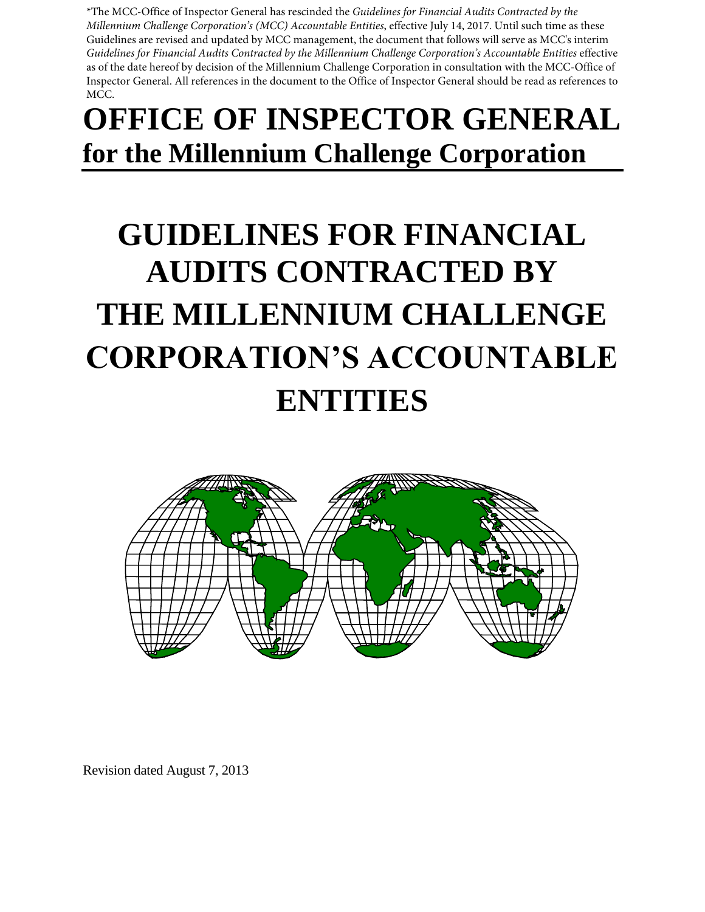*The MCC-Office of Inspector General has rescinded the *Guidelines for Financial Audits Contracted by the Millennium Challenge Corporation's (MCC) Accountable Entities*, effective July 14, 2017. Until such time as these Guidelines are revised and updated by MCC management, the document that follows will serve as MCC's interim *Guidelines for Financial Audits Contracted by the Millennium Challenge Corporation's Accountable Entities* effective as of the date hereof by decision of the Millennium Challenge Corporation in consultation with the MCC-Office of Inspector General. All references in the document to the Office of Inspector General should be read as references to MCC.

# OFFICE OF INSPECTOR GENERAL
## for the Millennium Challenge Corporation

# GUIDELINES FOR FINANCIAL AUDITS CONTRACTED BY THE MILLENNIUM CHALLENGE CORPORATION'S ACCOUNTABLE ENTITIES

Revision dated August 7, 2013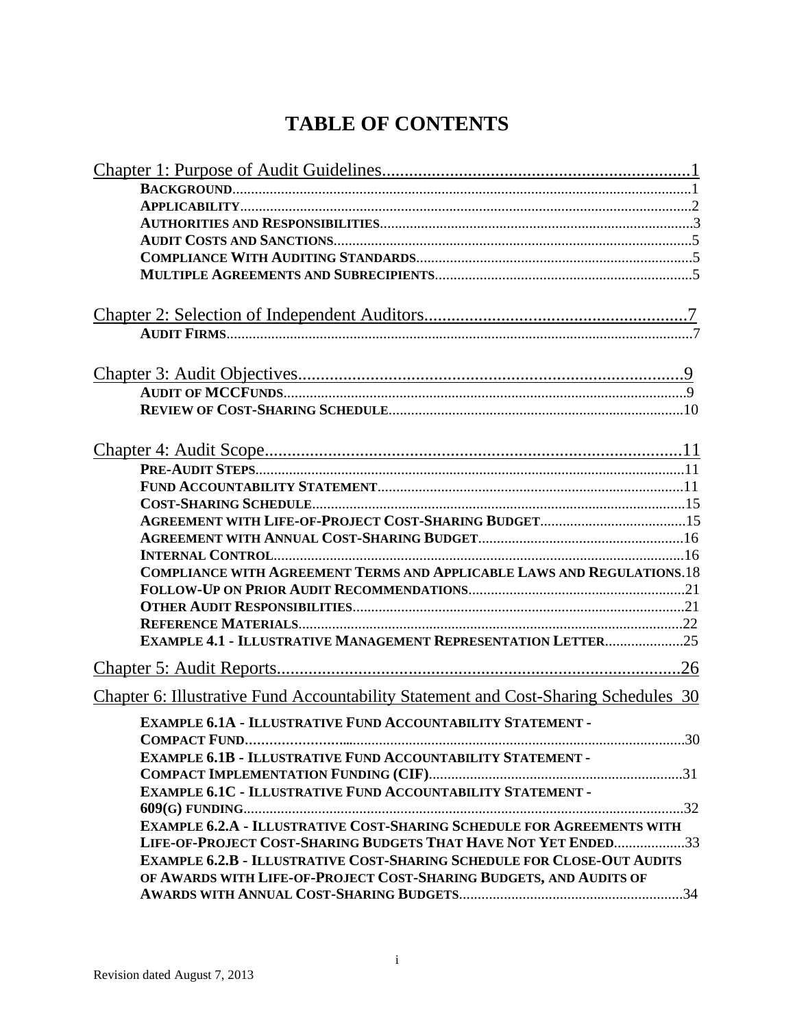# TABLE OF CONTENTS

[Chapter 1: Purpose of Audit Guidelines](#) ..... 1

- **BACKGROUND** ..... 1
- **APPLICABILITY** ..... 2
- **AUTHORITIES AND RESPONSIBILITIES** ..... 3
- **AUDIT COSTS AND SANCTIONS** ..... 5
- **COMPLIANCE WITH AUDITING STANDARDS** ..... 5
- **MULTIPLE AGREEMENTS AND SUBRECIPIENTS** ..... 5

[Chapter 2: Selection of Independent Auditors](#) ..... 7

- **AUDIT FIRMS** ..... 7

[Chapter 3: Audit Objectives](#) ..... 9

- **AUDIT OF MCCFUNDS** ..... 9
- **REVIEW OF COST-SHARING SCHEDULE** ..... 10

[Chapter 4: Audit Scope](#) ..... 11

- **PRE-AUDIT STEPS** ..... 11
- **FUND ACCOUNTABILITY STATEMENT** ..... 11
- **COST-SHARING SCHEDULE** ..... 15
- **AGREEMENT WITH LIFE-OF-PROJECT COST-SHARING BUDGET** ..... 15
- **AGREEMENT WITH ANNUAL COST-SHARING BUDGET** ..... 16
- **INTERNAL CONTROL** ..... 16
- **COMPLIANCE WITH AGREEMENT TERMS AND APPLICABLE LAWS AND REGULATIONS** ..... 18
- **FOLLOW-UP ON PRIOR AUDIT RECOMMENDATIONS** ..... 21
- **OTHER AUDIT RESPONSIBILITIES** ..... 21
- **REFERENCE MATERIALS** ..... 22
- **EXAMPLE 4.1 - ILLUSTRATIVE MANAGEMENT REPRESENTATION LETTER** ..... 25

[Chapter 5: Audit Reports](#) ..... 26

[Chapter 6: Illustrative Fund Accountability Statement and Cost-Sharing Schedules](#) ..... 30

- **EXAMPLE 6.1A - ILLUSTRATIVE FUND ACCOUNTABILITY STATEMENT - COMPACT FUND** ..... 30
- **EXAMPLE 6.1B - ILLUSTRATIVE FUND ACCOUNTABILITY STATEMENT - COMPACT IMPLEMENTATION FUNDING (CIF)** ..... 31
- **EXAMPLE 6.1C - ILLUSTRATIVE FUND ACCOUNTABILITY STATEMENT - 609(G) FUNDING** ..... 32
- **EXAMPLE 6.2.A - ILLUSTRATIVE COST-SHARING SCHEDULE FOR AGREEMENTS WITH LIFE-OF-PROJECT COST-SHARING BUDGETS THAT HAVE NOT YET ENDED** ..... 33
- **EXAMPLE 6.2.B - ILLUSTRATIVE COST-SHARING SCHEDULE FOR CLOSE-OUT AUDITS OF AWARDS WITH LIFE-OF-PROJECT COST-SHARING BUDGETS, AND AUDITS OF AWARDS WITH ANNUAL COST-SHARING BUDGETS** ..... 34

Revision dated August 7, 2013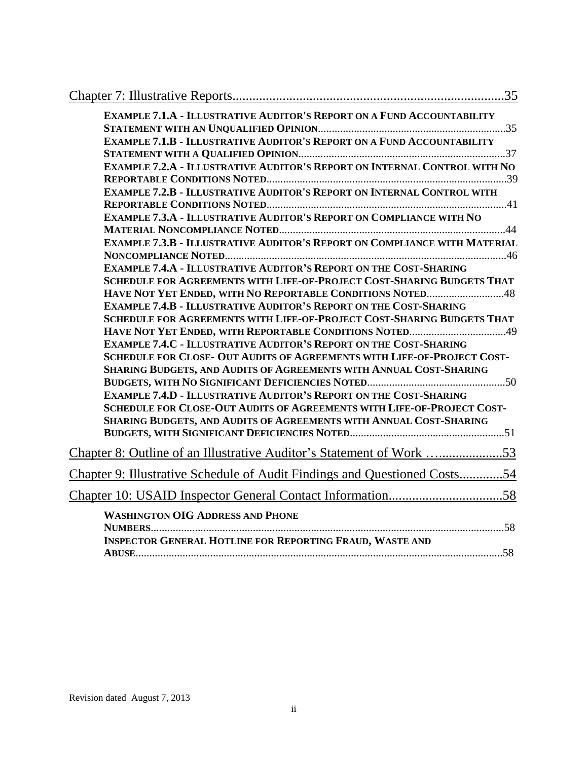Chapter 7: Illustrative Reports ..................................................................................35

**EXAMPLE 7.1.A - ILLUSTRATIVE AUDITOR'S REPORT ON A FUND ACCOUNTABILITY STATEMENT WITH AN UNQUALIFIED OPINION** ....................................................................35

**EXAMPLE 7.1.B - ILLUSTRATIVE AUDITOR'S REPORT ON A FUND ACCOUNTABILITY STATEMENT WITH A QUALIFIED OPINION** ...........................................................................37

**EXAMPLE 7.2.A - ILLUSTRATIVE AUDITOR'S REPORT ON INTERNAL CONTROL WITH NO REPORTABLE CONDITIONS NOTED** ......................................................................................39

**EXAMPLE 7.2.B - ILLUSTRATIVE AUDITOR'S REPORT ON INTERNAL CONTROL WITH REPORTABLE CONDITIONS NOTED** ......................................................................................41

**EXAMPLE 7.3.A - ILLUSTRATIVE AUDITOR'S REPORT ON COMPLIANCE WITH NO MATERIAL NONCOMPLIANCE NOTED** .................................................................................44

**EXAMPLE 7.3.B - ILLUSTRATIVE AUDITOR'S REPORT ON COMPLIANCE WITH MATERIAL NONCOMPLIANCE NOTED** .....................................................................................................46

**EXAMPLE 7.4.A - ILLUSTRATIVE AUDITOR'S REPORT ON THE COST-SHARING SCHEDULE FOR AGREEMENTS WITH LIFE-OF-PROJECT COST-SHARING BUDGETS THAT HAVE NOT YET ENDED, WITH NO REPORTABLE CONDITIONS NOTED** ............................48

**EXAMPLE 7.4.B - ILLUSTRATIVE AUDITOR'S REPORT ON THE COST-SHARING SCHEDULE FOR AGREEMENTS WITH LIFE-OF-PROJECT COST-SHARING BUDGETS THAT HAVE NOT YET ENDED, WITH REPORTABLE CONDITIONS NOTED** ...................................49

**EXAMPLE 7.4.C - ILLUSTRATIVE AUDITOR'S REPORT ON THE COST-SHARING SCHEDULE FOR CLOSE- OUT AUDITS OF AGREEMENTS WITH LIFE-OF-PROJECT COST-SHARING BUDGETS, AND AUDITS OF AGREEMENTS WITH ANNUAL COST-SHARING BUDGETS, WITH NO SIGNIFICANT DEFICIENCIES NOTED** ..................................................50

**EXAMPLE 7.4.D - ILLUSTRATIVE AUDITOR'S REPORT ON THE COST-SHARING SCHEDULE FOR CLOSE-OUT AUDITS OF AGREEMENTS WITH LIFE-OF-PROJECT COST-SHARING BUDGETS, AND AUDITS OF AGREEMENTS WITH ANNUAL COST-SHARING BUDGETS, WITH SIGNIFICANT DEFICIENCIES NOTED** ........................................................51

Chapter 8: Outline of an Illustrative Auditor's Statement of Work …....................53

Chapter 9: Illustrative Schedule of Audit Findings and Questioned Costs.............54

Chapter 10: USAID Inspector General Contact Information..................................58

**WASHINGTON OIG ADDRESS AND PHONE NUMBERS** ..............................................................................................................58

**INSPECTOR GENERAL HOTLINE FOR REPORTING FRAUD, WASTE AND ABUSE** ....................................................................................................................58

Revision dated August 7, 2013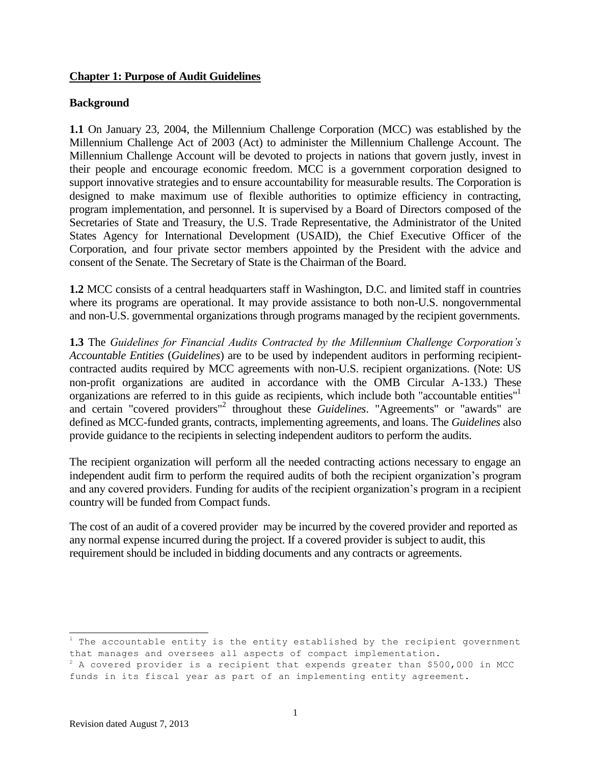## **Chapter 1: Purpose of Audit Guidelines**

### **Background**

**1.1** On January 23, 2004, the Millennium Challenge Corporation (MCC) was established by the Millennium Challenge Act of 2003 (Act) to administer the Millennium Challenge Account. The Millennium Challenge Account will be devoted to projects in nations that govern justly, invest in their people and encourage economic freedom. MCC is a government corporation designed to support innovative strategies and to ensure accountability for measurable results. The Corporation is designed to make maximum use of flexible authorities to optimize efficiency in contracting, program implementation, and personnel. It is supervised by a Board of Directors composed of the Secretaries of State and Treasury, the U.S. Trade Representative, the Administrator of the United States Agency for International Development (USAID), the Chief Executive Officer of the Corporation, and four private sector members appointed by the President with the advice and consent of the Senate. The Secretary of State is the Chairman of the Board.

**1.2** MCC consists of a central headquarters staff in Washington, D.C. and limited staff in countries where its programs are operational. It may provide assistance to both non-U.S. nongovernmental and non-U.S. governmental organizations through programs managed by the recipient governments.

**1.3** The *Guidelines for Financial Audits Contracted by the Millennium Challenge Corporation's Accountable Entities* (*Guidelines*) are to be used by independent auditors in performing recipient-contracted audits required by MCC agreements with non-U.S. recipient organizations. (Note: US non-profit organizations are audited in accordance with the OMB Circular A-133.) These organizations are referred to in this guide as recipients, which include both "accountable entities"[1] and certain "covered providers"[2] throughout these *Guidelines*. "Agreements" or "awards" are defined as MCC-funded grants, contracts, implementing agreements, and loans. The *Guidelines* also provide guidance to the recipients in selecting independent auditors to perform the audits.

The recipient organization will perform all the needed contracting actions necessary to engage an independent audit firm to perform the required audits of both the recipient organization's program and any covered providers. Funding for audits of the recipient organization's program in a recipient country will be funded from Compact funds.

The cost of an audit of a covered provider may be incurred by the covered provider and reported as any normal expense incurred during the project. If a covered provider is subject to audit, this requirement should be included in bidding documents and any contracts or agreements.

[1] The accountable entity is the entity established by the recipient government that manages and oversees all aspects of compact implementation.

[2] A covered provider is a recipient that expends greater than $500,000 in MCC funds in its fiscal year as part of an implementing entity agreement.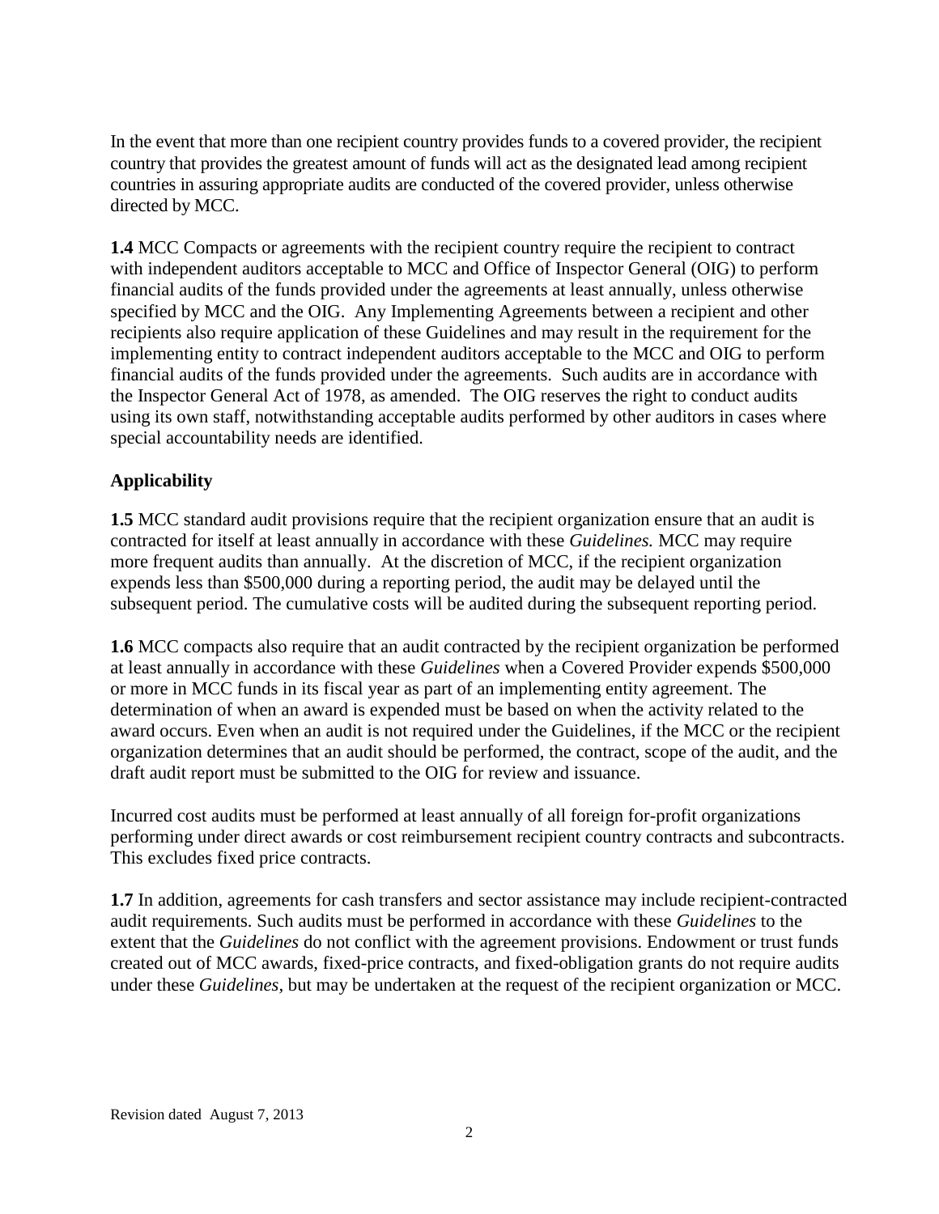In the event that more than one recipient country provides funds to a covered provider, the recipient country that provides the greatest amount of funds will act as the designated lead among recipient countries in assuring appropriate audits are conducted of the covered provider, unless otherwise directed by MCC.

**1.4** MCC Compacts or agreements with the recipient country require the recipient to contract with independent auditors acceptable to MCC and Office of Inspector General (OIG) to perform financial audits of the funds provided under the agreements at least annually, unless otherwise specified by MCC and the OIG. Any Implementing Agreements between a recipient and other recipients also require application of these Guidelines and may result in the requirement for the implementing entity to contract independent auditors acceptable to the MCC and OIG to perform financial audits of the funds provided under the agreements. Such audits are in accordance with the Inspector General Act of 1978, as amended. The OIG reserves the right to conduct audits using its own staff, notwithstanding acceptable audits performed by other auditors in cases where special accountability needs are identified.

**Applicability**

**1.5** MCC standard audit provisions require that the recipient organization ensure that an audit is contracted for itself at least annually in accordance with these *Guidelines.* MCC may require more frequent audits than annually. At the discretion of MCC, if the recipient organization expends less than $500,000 during a reporting period, the audit may be delayed until the subsequent period. The cumulative costs will be audited during the subsequent reporting period.

**1.6** MCC compacts also require that an audit contracted by the recipient organization be performed at least annually in accordance with these *Guidelines* when a Covered Provider expends $500,000 or more in MCC funds in its fiscal year as part of an implementing entity agreement. The determination of when an award is expended must be based on when the activity related to the award occurs. Even when an audit is not required under the Guidelines, if the MCC or the recipient organization determines that an audit should be performed, the contract, scope of the audit, and the draft audit report must be submitted to the OIG for review and issuance.

Incurred cost audits must be performed at least annually of all foreign for-profit organizations performing under direct awards or cost reimbursement recipient country contracts and subcontracts. This excludes fixed price contracts.

**1.7** In addition, agreements for cash transfers and sector assistance may include recipient-contracted audit requirements. Such audits must be performed in accordance with these *Guidelines* to the extent that the *Guidelines* do not conflict with the agreement provisions. Endowment or trust funds created out of MCC awards, fixed-price contracts, and fixed-obligation grants do not require audits under these *Guidelines*, but may be undertaken at the request of the recipient organization or MCC.

Revision dated August 7, 2013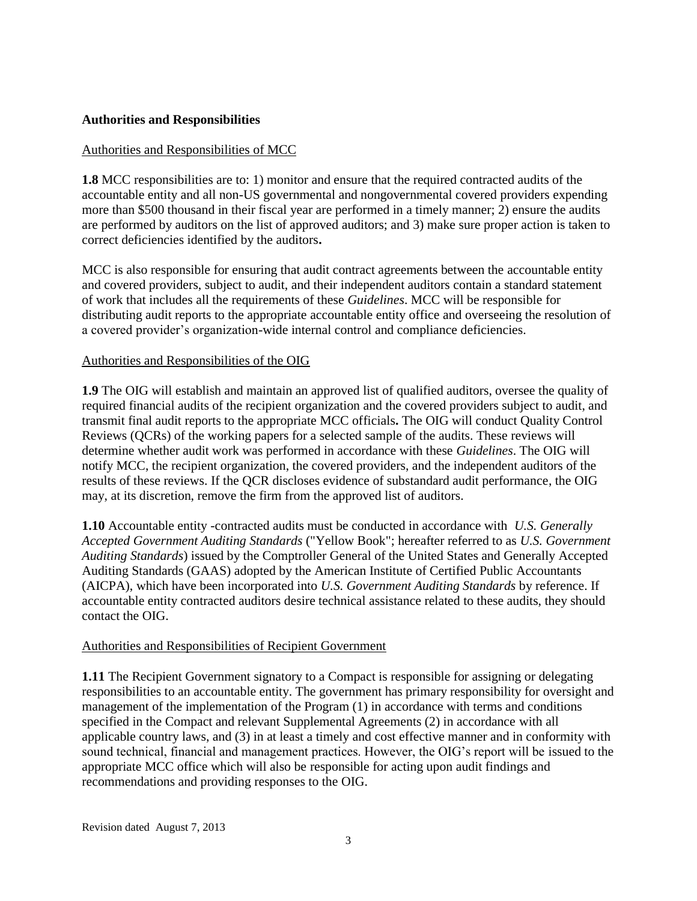## Authorities and Responsibilities

### Authorities and Responsibilities of MCC

**1.8** MCC responsibilities are to: 1) monitor and ensure that the required contracted audits of the accountable entity and all non-US governmental and nongovernmental covered providers expending more than $500 thousand in their fiscal year are performed in a timely manner; 2) ensure the audits are performed by auditors on the list of approved auditors; and 3) make sure proper action is taken to correct deficiencies identified by the auditors**.**

MCC is also responsible for ensuring that audit contract agreements between the accountable entity and covered providers, subject to audit, and their independent auditors contain a standard statement of work that includes all the requirements of these *Guidelines*. MCC will be responsible for distributing audit reports to the appropriate accountable entity office and overseeing the resolution of a covered provider's organization-wide internal control and compliance deficiencies.

### Authorities and Responsibilities of the OIG

**1.9** The OIG will establish and maintain an approved list of qualified auditors, oversee the quality of required financial audits of the recipient organization and the covered providers subject to audit, and transmit final audit reports to the appropriate MCC officials**.** The OIG will conduct Quality Control Reviews (QCRs) of the working papers for a selected sample of the audits. These reviews will determine whether audit work was performed in accordance with these *Guidelines*. The OIG will notify MCC, the recipient organization, the covered providers, and the independent auditors of the results of these reviews. If the QCR discloses evidence of substandard audit performance, the OIG may, at its discretion, remove the firm from the approved list of auditors.

**1.10** Accountable entity -contracted audits must be conducted in accordance with *U.S. Generally Accepted Government Auditing Standards* ("Yellow Book"; hereafter referred to as *U.S. Government Auditing Standards*) issued by the Comptroller General of the United States and Generally Accepted Auditing Standards (GAAS) adopted by the American Institute of Certified Public Accountants (AICPA), which have been incorporated into *U.S. Government Auditing Standards* by reference. If accountable entity contracted auditors desire technical assistance related to these audits, they should contact the OIG.

### Authorities and Responsibilities of Recipient Government

**1.11** The Recipient Government signatory to a Compact is responsible for assigning or delegating responsibilities to an accountable entity. The government has primary responsibility for oversight and management of the implementation of the Program (1) in accordance with terms and conditions specified in the Compact and relevant Supplemental Agreements (2) in accordance with all applicable country laws, and (3) in at least a timely and cost effective manner and in conformity with sound technical, financial and management practices. However, the OIG's report will be issued to the appropriate MCC office which will also be responsible for acting upon audit findings and recommendations and providing responses to the OIG.

Revision dated August 7, 2013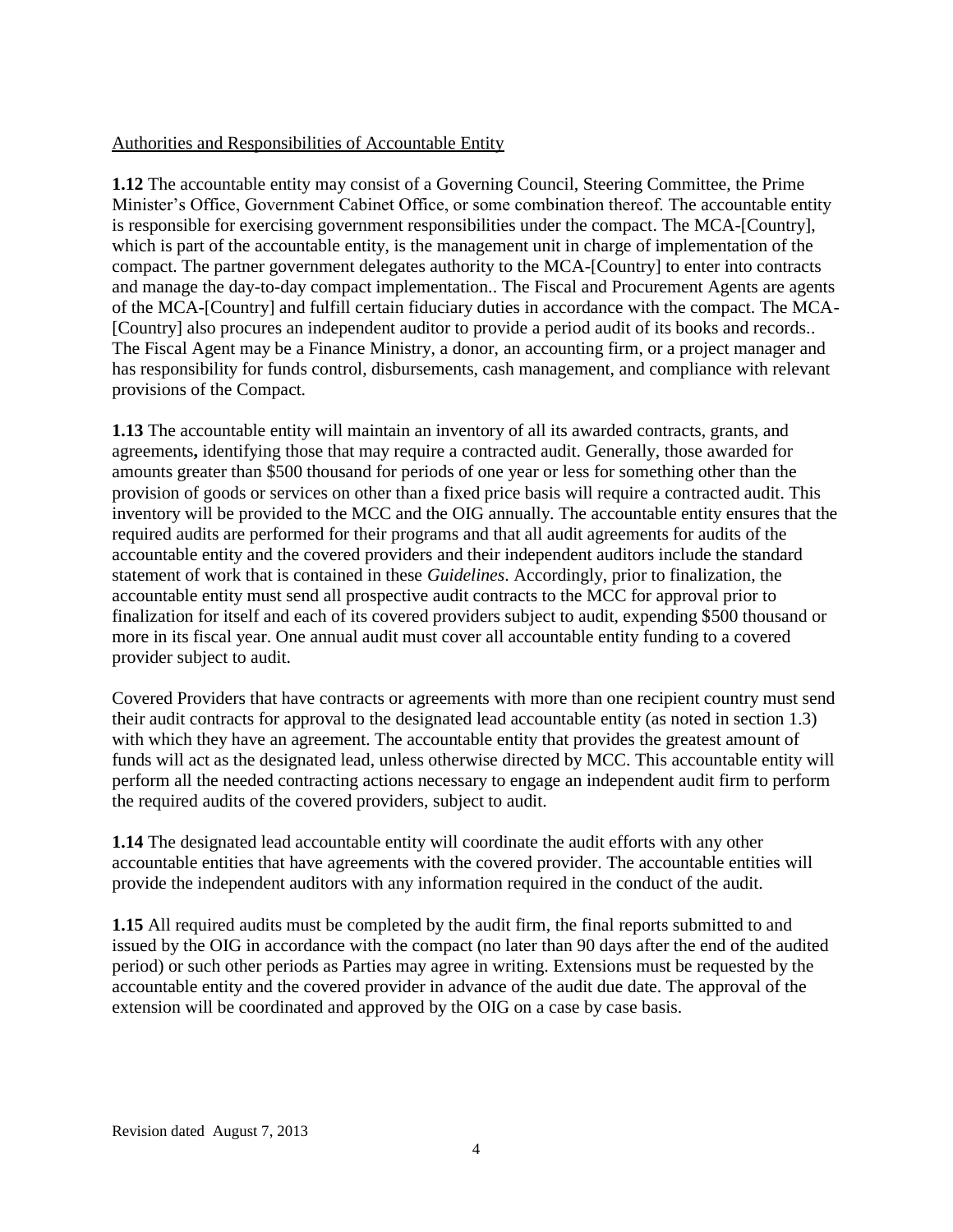Authorities and Responsibilities of Accountable Entity

**1.12** The accountable entity may consist of a Governing Council, Steering Committee, the Prime Minister's Office, Government Cabinet Office, or some combination thereof. The accountable entity is responsible for exercising government responsibilities under the compact. The MCA-[Country], which is part of the accountable entity, is the management unit in charge of implementation of the compact. The partner government delegates authority to the MCA-[Country] to enter into contracts and manage the day-to-day compact implementation.. The Fiscal and Procurement Agents are agents of the MCA-[Country] and fulfill certain fiduciary duties in accordance with the compact. The MCA-[Country] also procures an independent auditor to provide a period audit of its books and records.. The Fiscal Agent may be a Finance Ministry, a donor, an accounting firm, or a project manager and has responsibility for funds control, disbursements, cash management, and compliance with relevant provisions of the Compact.

**1.13** The accountable entity will maintain an inventory of all its awarded contracts, grants, and agreements**,** identifying those that may require a contracted audit. Generally, those awarded for amounts greater than $500 thousand for periods of one year or less for something other than the provision of goods or services on other than a fixed price basis will require a contracted audit. This inventory will be provided to the MCC and the OIG annually. The accountable entity ensures that the required audits are performed for their programs and that all audit agreements for audits of the accountable entity and the covered providers and their independent auditors include the standard statement of work that is contained in these *Guidelines*. Accordingly, prior to finalization, the accountable entity must send all prospective audit contracts to the MCC for approval prior to finalization for itself and each of its covered providers subject to audit, expending $500 thousand or more in its fiscal year. One annual audit must cover all accountable entity funding to a covered provider subject to audit.

Covered Providers that have contracts or agreements with more than one recipient country must send their audit contracts for approval to the designated lead accountable entity (as noted in section 1.3) with which they have an agreement. The accountable entity that provides the greatest amount of funds will act as the designated lead, unless otherwise directed by MCC. This accountable entity will perform all the needed contracting actions necessary to engage an independent audit firm to perform the required audits of the covered providers, subject to audit.

**1.14** The designated lead accountable entity will coordinate the audit efforts with any other accountable entities that have agreements with the covered provider. The accountable entities will provide the independent auditors with any information required in the conduct of the audit.

**1.15** All required audits must be completed by the audit firm, the final reports submitted to and issued by the OIG in accordance with the compact (no later than 90 days after the end of the audited period) or such other periods as Parties may agree in writing. Extensions must be requested by the accountable entity and the covered provider in advance of the audit due date. The approval of the extension will be coordinated and approved by the OIG on a case by case basis.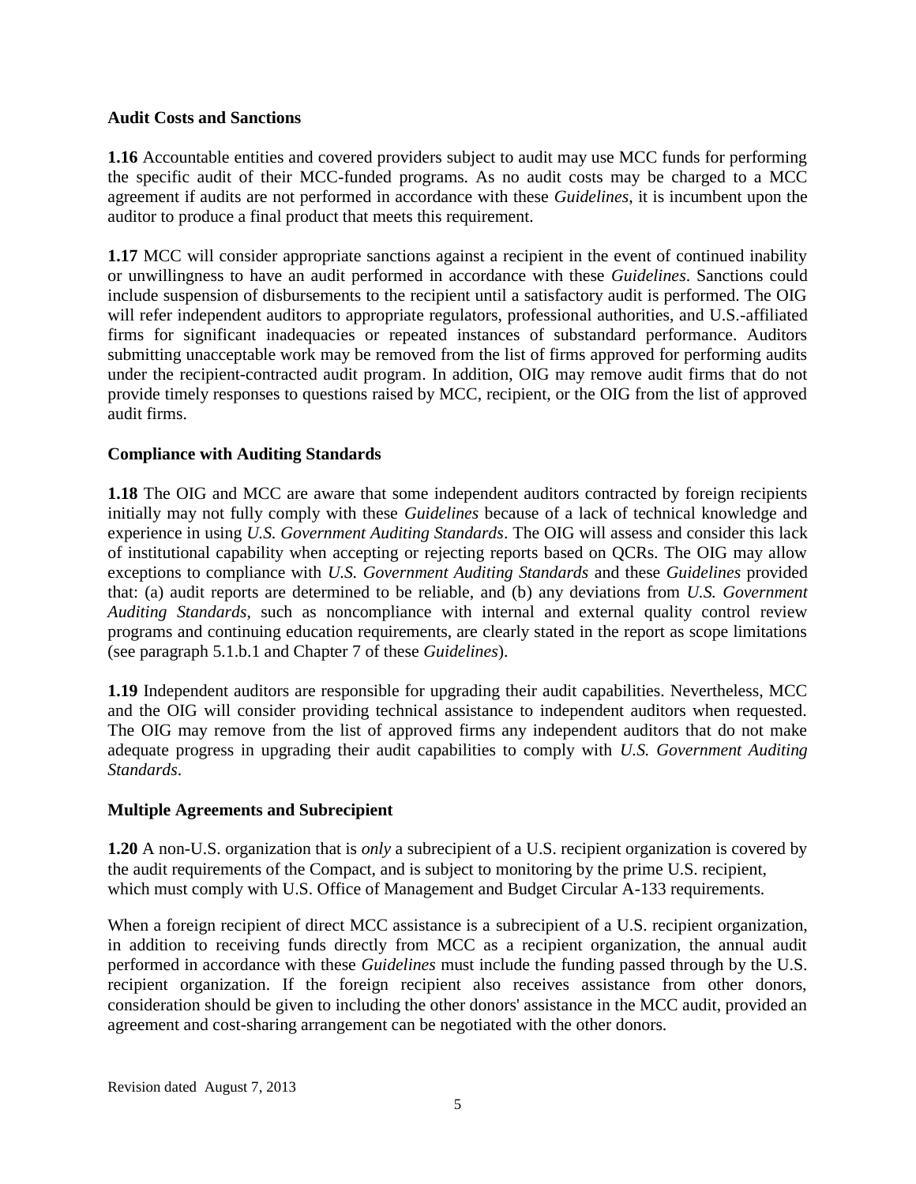**Audit Costs and Sanctions**

**1.16** Accountable entities and covered providers subject to audit may use MCC funds for performing the specific audit of their MCC-funded programs. As no audit costs may be charged to a MCC agreement if audits are not performed in accordance with these *Guidelines*, it is incumbent upon the auditor to produce a final product that meets this requirement.

**1.17** MCC will consider appropriate sanctions against a recipient in the event of continued inability or unwillingness to have an audit performed in accordance with these *Guidelines*. Sanctions could include suspension of disbursements to the recipient until a satisfactory audit is performed. The OIG will refer independent auditors to appropriate regulators, professional authorities, and U.S.-affiliated firms for significant inadequacies or repeated instances of substandard performance. Auditors submitting unacceptable work may be removed from the list of firms approved for performing audits under the recipient-contracted audit program. In addition, OIG may remove audit firms that do not provide timely responses to questions raised by MCC, recipient, or the OIG from the list of approved audit firms.

**Compliance with Auditing Standards**

**1.18** The OIG and MCC are aware that some independent auditors contracted by foreign recipients initially may not fully comply with these *Guidelines* because of a lack of technical knowledge and experience in using *U.S. Government Auditing Standards*. The OIG will assess and consider this lack of institutional capability when accepting or rejecting reports based on QCRs. The OIG may allow exceptions to compliance with *U.S. Government Auditing Standards* and these *Guidelines* provided that: (a) audit reports are determined to be reliable, and (b) any deviations from *U.S. Government Auditing Standards*, such as noncompliance with internal and external quality control review programs and continuing education requirements, are clearly stated in the report as scope limitations (see paragraph 5.1.b.1 and Chapter 7 of these *Guidelines*).

**1.19** Independent auditors are responsible for upgrading their audit capabilities. Nevertheless, MCC and the OIG will consider providing technical assistance to independent auditors when requested. The OIG may remove from the list of approved firms any independent auditors that do not make adequate progress in upgrading their audit capabilities to comply with *U.S. Government Auditing Standards*.

**Multiple Agreements and Subrecipient**

**1.20** A non-U.S. organization that is *only* a subrecipient of a U.S. recipient organization is covered by the audit requirements of the Compact, and is subject to monitoring by the prime U.S. recipient, which must comply with U.S. Office of Management and Budget Circular A-133 requirements.

When a foreign recipient of direct MCC assistance is a subrecipient of a U.S. recipient organization, in addition to receiving funds directly from MCC as a recipient organization, the annual audit performed in accordance with these *Guidelines* must include the funding passed through by the U.S. recipient organization. If the foreign recipient also receives assistance from other donors, consideration should be given to including the other donors' assistance in the MCC audit, provided an agreement and cost-sharing arrangement can be negotiated with the other donors.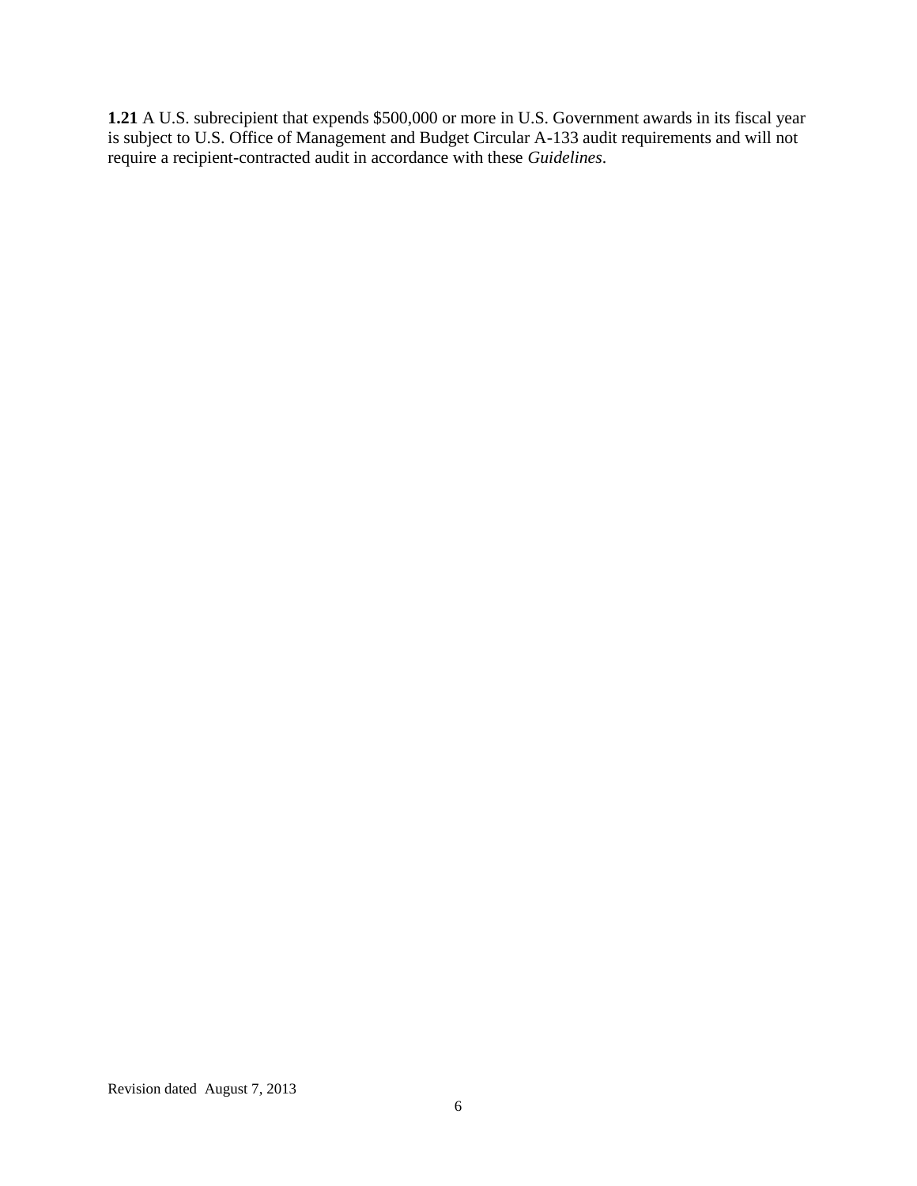**1.21** A U.S. subrecipient that expends $500,000 or more in U.S. Government awards in its fiscal year is subject to U.S. Office of Management and Budget Circular A-133 audit requirements and will not require a recipient-contracted audit in accordance with these *Guidelines*.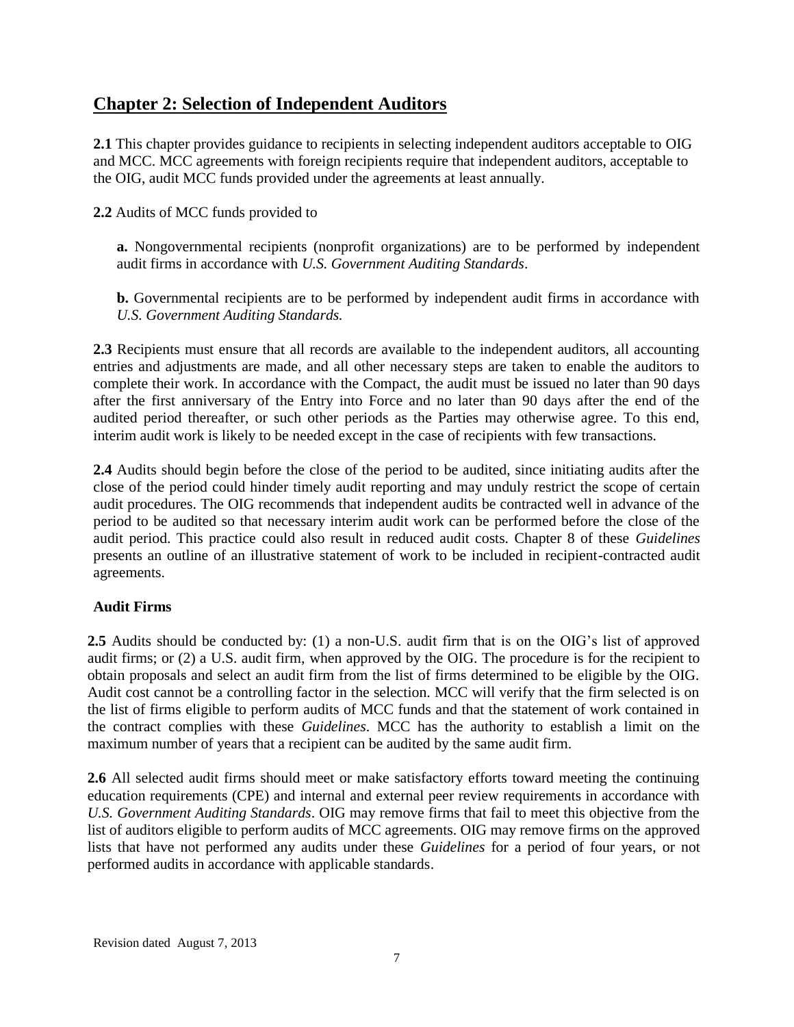## Chapter 2: Selection of Independent Auditors

**2.1** This chapter provides guidance to recipients in selecting independent auditors acceptable to OIG and MCC. MCC agreements with foreign recipients require that independent auditors, acceptable to the OIG, audit MCC funds provided under the agreements at least annually.

**2.2** Audits of MCC funds provided to

**a.** Nongovernmental recipients (nonprofit organizations) are to be performed by independent audit firms in accordance with *U.S. Government Auditing Standards*.

**b.** Governmental recipients are to be performed by independent audit firms in accordance with *U.S. Government Auditing Standards.*

**2.3** Recipients must ensure that all records are available to the independent auditors, all accounting entries and adjustments are made, and all other necessary steps are taken to enable the auditors to complete their work. In accordance with the Compact, the audit must be issued no later than 90 days after the first anniversary of the Entry into Force and no later than 90 days after the end of the audited period thereafter, or such other periods as the Parties may otherwise agree. To this end, interim audit work is likely to be needed except in the case of recipients with few transactions.

**2.4** Audits should begin before the close of the period to be audited, since initiating audits after the close of the period could hinder timely audit reporting and may unduly restrict the scope of certain audit procedures. The OIG recommends that independent audits be contracted well in advance of the period to be audited so that necessary interim audit work can be performed before the close of the audit period. This practice could also result in reduced audit costs. Chapter 8 of these *Guidelines* presents an outline of an illustrative statement of work to be included in recipient-contracted audit agreements.

### Audit Firms

**2.5** Audits should be conducted by: (1) a non-U.S. audit firm that is on the OIG's list of approved audit firms; or (2) a U.S. audit firm, when approved by the OIG. The procedure is for the recipient to obtain proposals and select an audit firm from the list of firms determined to be eligible by the OIG. Audit cost cannot be a controlling factor in the selection. MCC will verify that the firm selected is on the list of firms eligible to perform audits of MCC funds and that the statement of work contained in the contract complies with these *Guidelines*. MCC has the authority to establish a limit on the maximum number of years that a recipient can be audited by the same audit firm.

**2.6** All selected audit firms should meet or make satisfactory efforts toward meeting the continuing education requirements (CPE) and internal and external peer review requirements in accordance with *U.S. Government Auditing Standards*. OIG may remove firms that fail to meet this objective from the list of auditors eligible to perform audits of MCC agreements. OIG may remove firms on the approved lists that have not performed any audits under these *Guidelines* for a period of four years, or not performed audits in accordance with applicable standards.

Revision dated August 7, 2013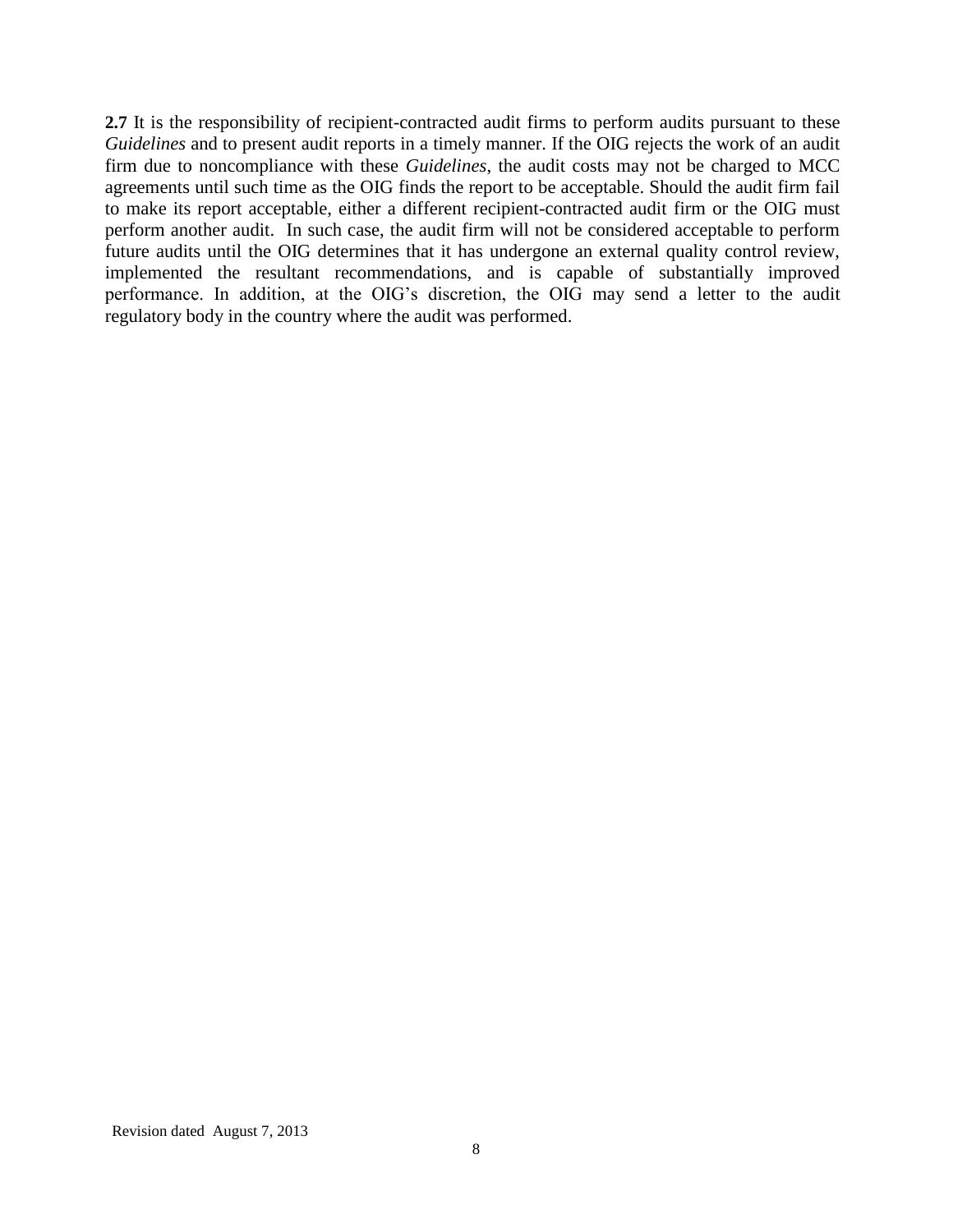**2.7** It is the responsibility of recipient-contracted audit firms to perform audits pursuant to these *Guidelines* and to present audit reports in a timely manner. If the OIG rejects the work of an audit firm due to noncompliance with these *Guidelines*, the audit costs may not be charged to MCC agreements until such time as the OIG finds the report to be acceptable. Should the audit firm fail to make its report acceptable, either a different recipient-contracted audit firm or the OIG must perform another audit. In such case, the audit firm will not be considered acceptable to perform future audits until the OIG determines that it has undergone an external quality control review, implemented the resultant recommendations, and is capable of substantially improved performance. In addition, at the OIG's discretion, the OIG may send a letter to the audit regulatory body in the country where the audit was performed.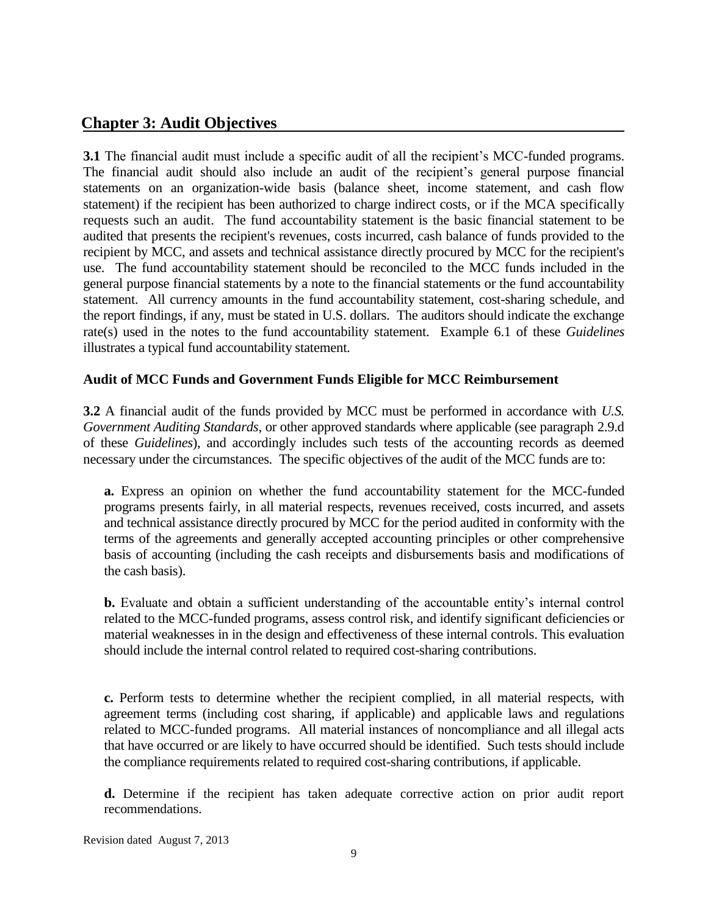## Chapter 3: Audit Objectives

**3.1** The financial audit must include a specific audit of all the recipient's MCC-funded programs. The financial audit should also include an audit of the recipient's general purpose financial statements on an organization-wide basis (balance sheet, income statement, and cash flow statement) if the recipient has been authorized to charge indirect costs, or if the MCA specifically requests such an audit. The fund accountability statement is the basic financial statement to be audited that presents the recipient's revenues, costs incurred, cash balance of funds provided to the recipient by MCC, and assets and technical assistance directly procured by MCC for the recipient's use. The fund accountability statement should be reconciled to the MCC funds included in the general purpose financial statements by a note to the financial statements or the fund accountability statement. All currency amounts in the fund accountability statement, cost-sharing schedule, and the report findings, if any, must be stated in U.S. dollars. The auditors should indicate the exchange rate(s) used in the notes to the fund accountability statement. Example 6.1 of these *Guidelines* illustrates a typical fund accountability statement.

### Audit of MCC Funds and Government Funds Eligible for MCC Reimbursement

**3.2** A financial audit of the funds provided by MCC must be performed in accordance with *U.S. Government Auditing Standards*, or other approved standards where applicable (see paragraph 2.9.d of these *Guidelines*), and accordingly includes such tests of the accounting records as deemed necessary under the circumstances. The specific objectives of the audit of the MCC funds are to:

**a.** Express an opinion on whether the fund accountability statement for the MCC-funded programs presents fairly, in all material respects, revenues received, costs incurred, and assets and technical assistance directly procured by MCC for the period audited in conformity with the terms of the agreements and generally accepted accounting principles or other comprehensive basis of accounting (including the cash receipts and disbursements basis and modifications of the cash basis).

**b.** Evaluate and obtain a sufficient understanding of the accountable entity's internal control related to the MCC-funded programs, assess control risk, and identify significant deficiencies or material weaknesses in in the design and effectiveness of these internal controls. This evaluation should include the internal control related to required cost-sharing contributions.

**c.** Perform tests to determine whether the recipient complied, in all material respects, with agreement terms (including cost sharing, if applicable) and applicable laws and regulations related to MCC-funded programs. All material instances of noncompliance and all illegal acts that have occurred or are likely to have occurred should be identified. Such tests should include the compliance requirements related to required cost-sharing contributions, if applicable.

**d.** Determine if the recipient has taken adequate corrective action on prior audit report recommendations.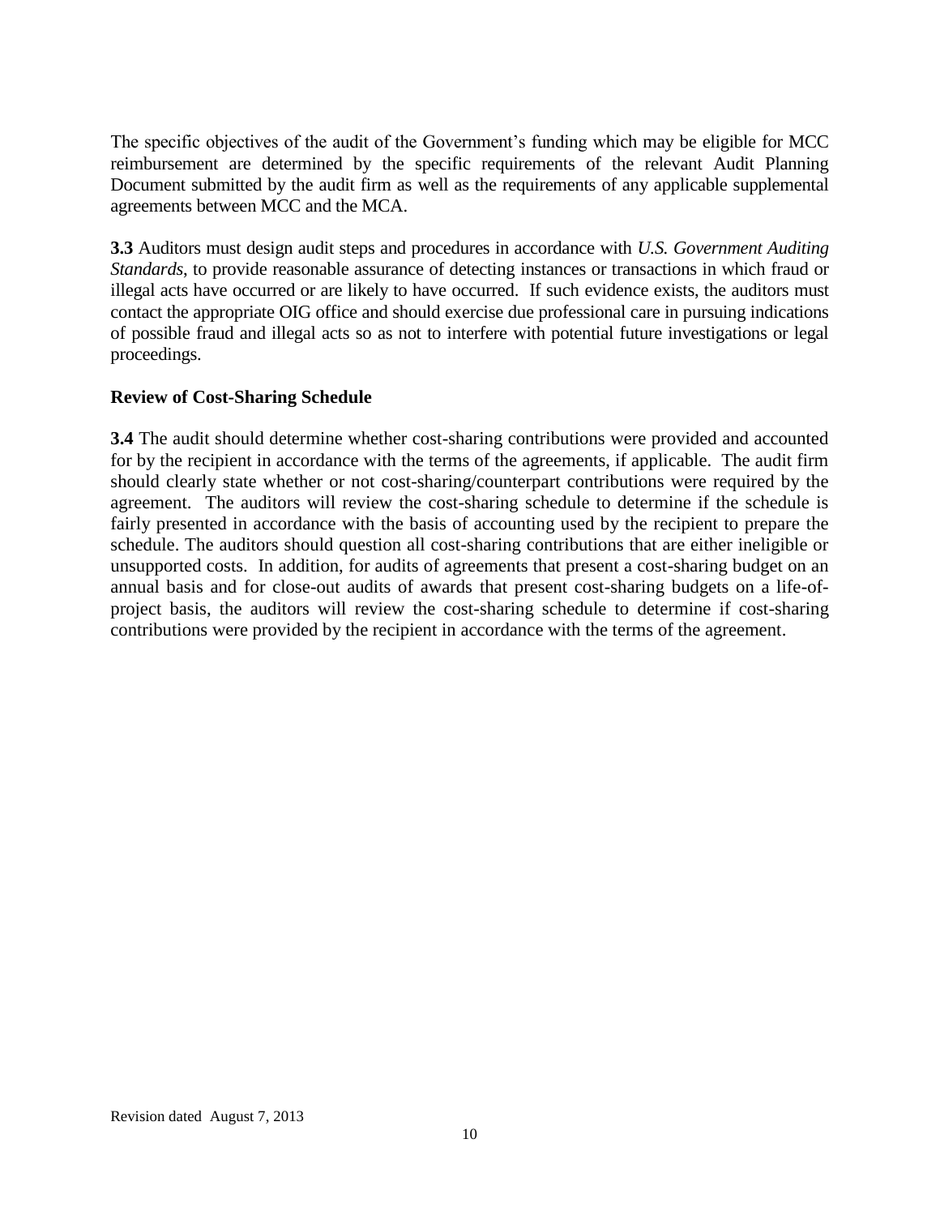The specific objectives of the audit of the Government's funding which may be eligible for MCC reimbursement are determined by the specific requirements of the relevant Audit Planning Document submitted by the audit firm as well as the requirements of any applicable supplemental agreements between MCC and the MCA.

**3.3** Auditors must design audit steps and procedures in accordance with *U.S. Government Auditing Standards*, to provide reasonable assurance of detecting instances or transactions in which fraud or illegal acts have occurred or are likely to have occurred. If such evidence exists, the auditors must contact the appropriate OIG office and should exercise due professional care in pursuing indications of possible fraud and illegal acts so as not to interfere with potential future investigations or legal proceedings.

### Review of Cost-Sharing Schedule

**3.4** The audit should determine whether cost-sharing contributions were provided and accounted for by the recipient in accordance with the terms of the agreements, if applicable. The audit firm should clearly state whether or not cost-sharing/counterpart contributions were required by the agreement. The auditors will review the cost-sharing schedule to determine if the schedule is fairly presented in accordance with the basis of accounting used by the recipient to prepare the schedule. The auditors should question all cost-sharing contributions that are either ineligible or unsupported costs. In addition, for audits of agreements that present a cost-sharing budget on an annual basis and for close-out audits of awards that present cost-sharing budgets on a life-of-project basis, the auditors will review the cost-sharing schedule to determine if cost-sharing contributions were provided by the recipient in accordance with the terms of the agreement.

Revision dated August 7, 2013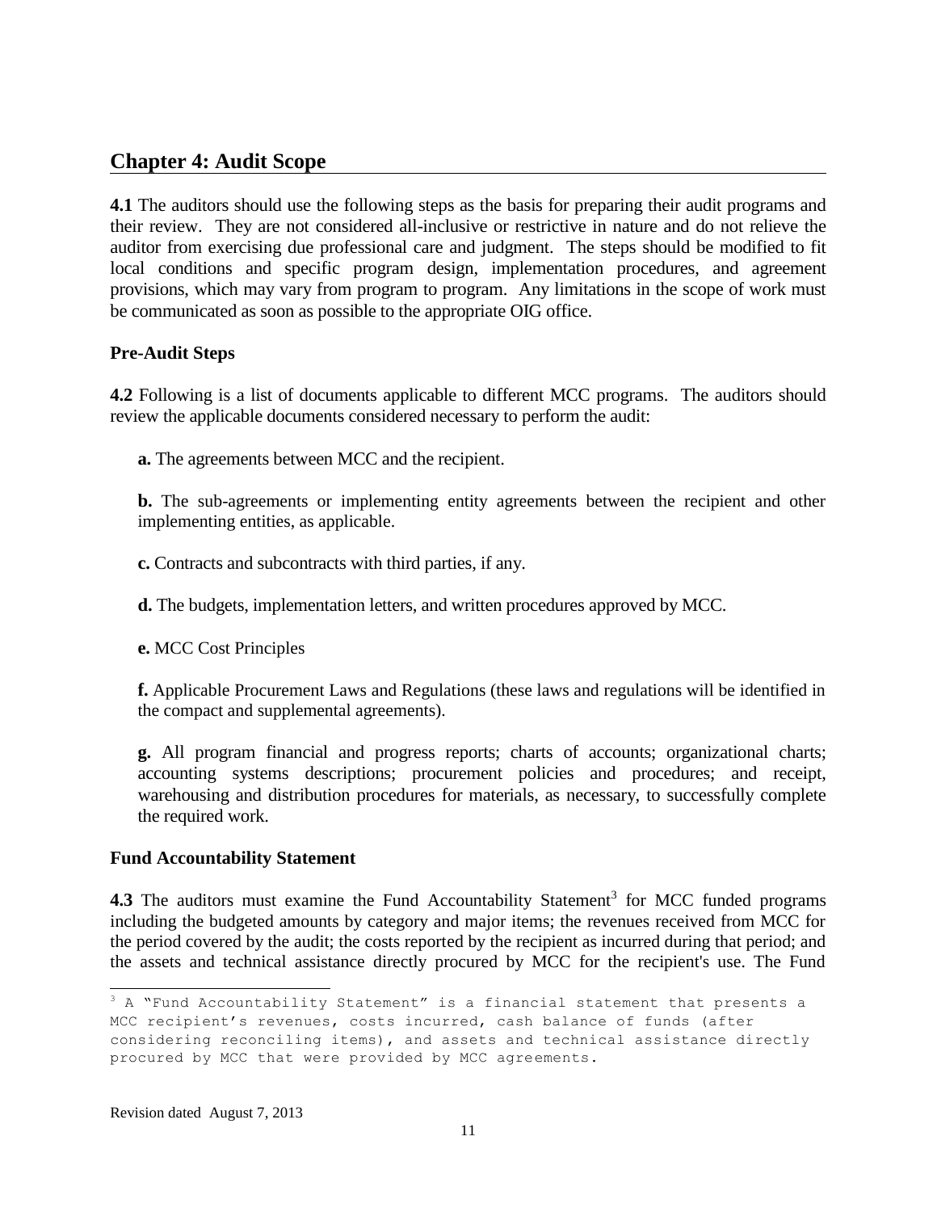## Chapter 4: Audit Scope

**4.1** The auditors should use the following steps as the basis for preparing their audit programs and their review. They are not considered all-inclusive or restrictive in nature and do not relieve the auditor from exercising due professional care and judgment. The steps should be modified to fit local conditions and specific program design, implementation procedures, and agreement provisions, which may vary from program to program. Any limitations in the scope of work must be communicated as soon as possible to the appropriate OIG office.

### Pre-Audit Steps

**4.2** Following is a list of documents applicable to different MCC programs. The auditors should review the applicable documents considered necessary to perform the audit:

**a.** The agreements between MCC and the recipient.

**b.** The sub-agreements or implementing entity agreements between the recipient and other implementing entities, as applicable.

**c.** Contracts and subcontracts with third parties, if any.

**d.** The budgets, implementation letters, and written procedures approved by MCC.

**e.** MCC Cost Principles

**f.** Applicable Procurement Laws and Regulations (these laws and regulations will be identified in the compact and supplemental agreements).

**g.** All program financial and progress reports; charts of accounts; organizational charts; accounting systems descriptions; procurement policies and procedures; and receipt, warehousing and distribution procedures for materials, as necessary, to successfully complete the required work.

### Fund Accountability Statement

**4.3** The auditors must examine the Fund Accountability Statement[3] for MCC funded programs including the budgeted amounts by category and major items; the revenues received from MCC for the period covered by the audit; the costs reported by the recipient as incurred during that period; and the assets and technical assistance directly procured by MCC for the recipient's use. The Fund

[3] A "Fund Accountability Statement" is a financial statement that presents a MCC recipient's revenues, costs incurred, cash balance of funds (after considering reconciling items), and assets and technical assistance directly procured by MCC that were provided by MCC agreements.

Revision dated August 7, 2013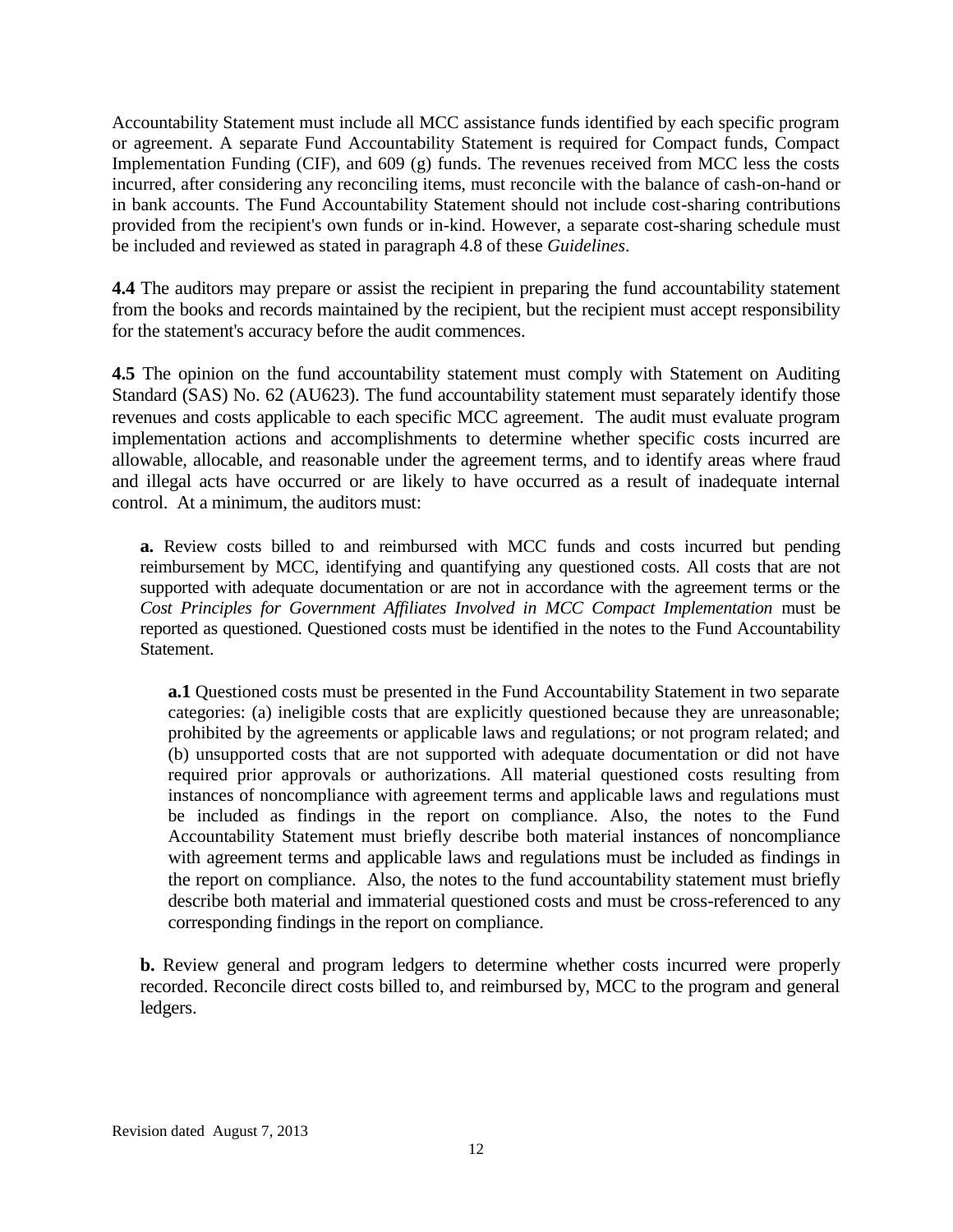Accountability Statement must include all MCC assistance funds identified by each specific program or agreement. A separate Fund Accountability Statement is required for Compact funds, Compact Implementation Funding (CIF), and 609 (g) funds. The revenues received from MCC less the costs incurred, after considering any reconciling items, must reconcile with the balance of cash-on-hand or in bank accounts. The Fund Accountability Statement should not include cost-sharing contributions provided from the recipient's own funds or in-kind. However, a separate cost-sharing schedule must be included and reviewed as stated in paragraph 4.8 of these *Guidelines*.

**4.4** The auditors may prepare or assist the recipient in preparing the fund accountability statement from the books and records maintained by the recipient, but the recipient must accept responsibility for the statement's accuracy before the audit commences.

**4.5** The opinion on the fund accountability statement must comply with Statement on Auditing Standard (SAS) No. 62 (AU623). The fund accountability statement must separately identify those revenues and costs applicable to each specific MCC agreement. The audit must evaluate program implementation actions and accomplishments to determine whether specific costs incurred are allowable, allocable, and reasonable under the agreement terms, and to identify areas where fraud and illegal acts have occurred or are likely to have occurred as a result of inadequate internal control. At a minimum, the auditors must:

> **a.** Review costs billed to and reimbursed with MCC funds and costs incurred but pending reimbursement by MCC, identifying and quantifying any questioned costs. All costs that are not supported with adequate documentation or are not in accordance with the agreement terms or the *Cost Principles for Government Affiliates Involved in MCC Compact Implementation* must be reported as questioned. Questioned costs must be identified in the notes to the Fund Accountability Statement.
>
> > **a.1** Questioned costs must be presented in the Fund Accountability Statement in two separate categories: (a) ineligible costs that are explicitly questioned because they are unreasonable; prohibited by the agreements or applicable laws and regulations; or not program related; and (b) unsupported costs that are not supported with adequate documentation or did not have required prior approvals or authorizations. All material questioned costs resulting from instances of noncompliance with agreement terms and applicable laws and regulations must be included as findings in the report on compliance. Also, the notes to the Fund Accountability Statement must briefly describe both material instances of noncompliance with agreement terms and applicable laws and regulations must be included as findings in the report on compliance. Also, the notes to the fund accountability statement must briefly describe both material and immaterial questioned costs and must be cross-referenced to any corresponding findings in the report on compliance.
>
> **b.** Review general and program ledgers to determine whether costs incurred were properly recorded. Reconcile direct costs billed to, and reimbursed by, MCC to the program and general ledgers.

Revision dated August 7, 2013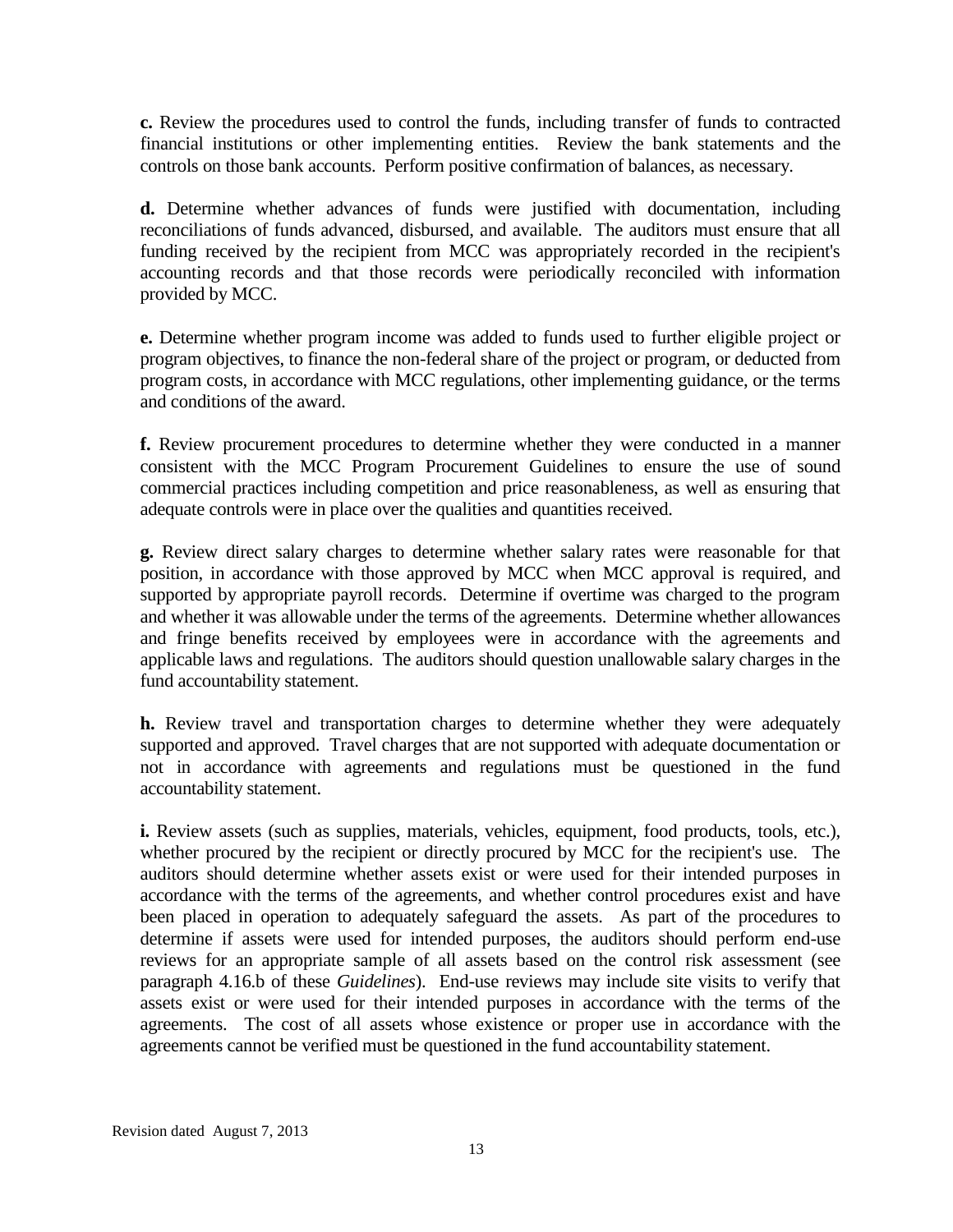**c.** Review the procedures used to control the funds, including transfer of funds to contracted financial institutions or other implementing entities. Review the bank statements and the controls on those bank accounts. Perform positive confirmation of balances, as necessary.

**d.** Determine whether advances of funds were justified with documentation, including reconciliations of funds advanced, disbursed, and available. The auditors must ensure that all funding received by the recipient from MCC was appropriately recorded in the recipient's accounting records and that those records were periodically reconciled with information provided by MCC.

**e.** Determine whether program income was added to funds used to further eligible project or program objectives, to finance the non-federal share of the project or program, or deducted from program costs, in accordance with MCC regulations, other implementing guidance, or the terms and conditions of the award.

**f.** Review procurement procedures to determine whether they were conducted in a manner consistent with the MCC Program Procurement Guidelines to ensure the use of sound commercial practices including competition and price reasonableness, as well as ensuring that adequate controls were in place over the qualities and quantities received.

**g.** Review direct salary charges to determine whether salary rates were reasonable for that position, in accordance with those approved by MCC when MCC approval is required, and supported by appropriate payroll records. Determine if overtime was charged to the program and whether it was allowable under the terms of the agreements. Determine whether allowances and fringe benefits received by employees were in accordance with the agreements and applicable laws and regulations. The auditors should question unallowable salary charges in the fund accountability statement.

**h.** Review travel and transportation charges to determine whether they were adequately supported and approved. Travel charges that are not supported with adequate documentation or not in accordance with agreements and regulations must be questioned in the fund accountability statement.

**i.** Review assets (such as supplies, materials, vehicles, equipment, food products, tools, etc.), whether procured by the recipient or directly procured by MCC for the recipient's use. The auditors should determine whether assets exist or were used for their intended purposes in accordance with the terms of the agreements, and whether control procedures exist and have been placed in operation to adequately safeguard the assets. As part of the procedures to determine if assets were used for intended purposes, the auditors should perform end-use reviews for an appropriate sample of all assets based on the control risk assessment (see paragraph 4.16.b of these *Guidelines*). End-use reviews may include site visits to verify that assets exist or were used for their intended purposes in accordance with the terms of the agreements. The cost of all assets whose existence or proper use in accordance with the agreements cannot be verified must be questioned in the fund accountability statement.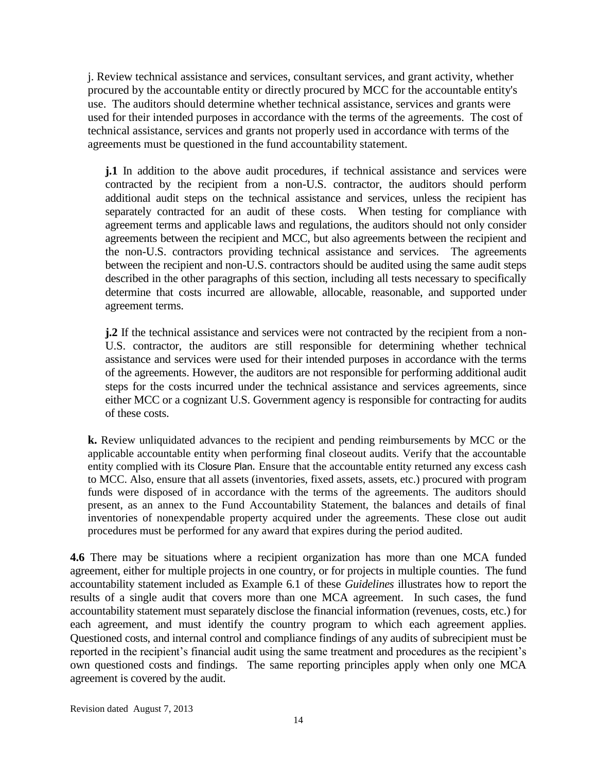j. Review technical assistance and services, consultant services, and grant activity, whether procured by the accountable entity or directly procured by MCC for the accountable entity's use. The auditors should determine whether technical assistance, services and grants were used for their intended purposes in accordance with the terms of the agreements. The cost of technical assistance, services and grants not properly used in accordance with terms of the agreements must be questioned in the fund accountability statement.

**j.1** In addition to the above audit procedures, if technical assistance and services were contracted by the recipient from a non-U.S. contractor, the auditors should perform additional audit steps on the technical assistance and services, unless the recipient has separately contracted for an audit of these costs. When testing for compliance with agreement terms and applicable laws and regulations, the auditors should not only consider agreements between the recipient and MCC, but also agreements between the recipient and the non-U.S. contractors providing technical assistance and services. The agreements between the recipient and non-U.S. contractors should be audited using the same audit steps described in the other paragraphs of this section, including all tests necessary to specifically determine that costs incurred are allowable, allocable, reasonable, and supported under agreement terms.

**j.2** If the technical assistance and services were not contracted by the recipient from a non-U.S. contractor, the auditors are still responsible for determining whether technical assistance and services were used for their intended purposes in accordance with the terms of the agreements. However, the auditors are not responsible for performing additional audit steps for the costs incurred under the technical assistance and services agreements, since either MCC or a cognizant U.S. Government agency is responsible for contracting for audits of these costs.

**k.** Review unliquidated advances to the recipient and pending reimbursements by MCC or the applicable accountable entity when performing final closeout audits. Verify that the accountable entity complied with its Closure Plan. Ensure that the accountable entity returned any excess cash to MCC. Also, ensure that all assets (inventories, fixed assets, assets, etc.) procured with program funds were disposed of in accordance with the terms of the agreements. The auditors should present, as an annex to the Fund Accountability Statement, the balances and details of final inventories of nonexpendable property acquired under the agreements. These close out audit procedures must be performed for any award that expires during the period audited.

**4.6** There may be situations where a recipient organization has more than one MCA funded agreement, either for multiple projects in one country, or for projects in multiple counties. The fund accountability statement included as Example 6.1 of these *Guidelines* illustrates how to report the results of a single audit that covers more than one MCA agreement. In such cases, the fund accountability statement must separately disclose the financial information (revenues, costs, etc.) for each agreement, and must identify the country program to which each agreement applies. Questioned costs, and internal control and compliance findings of any audits of subrecipient must be reported in the recipient's financial audit using the same treatment and procedures as the recipient's own questioned costs and findings. The same reporting principles apply when only one MCA agreement is covered by the audit.

Revision dated August 7, 2013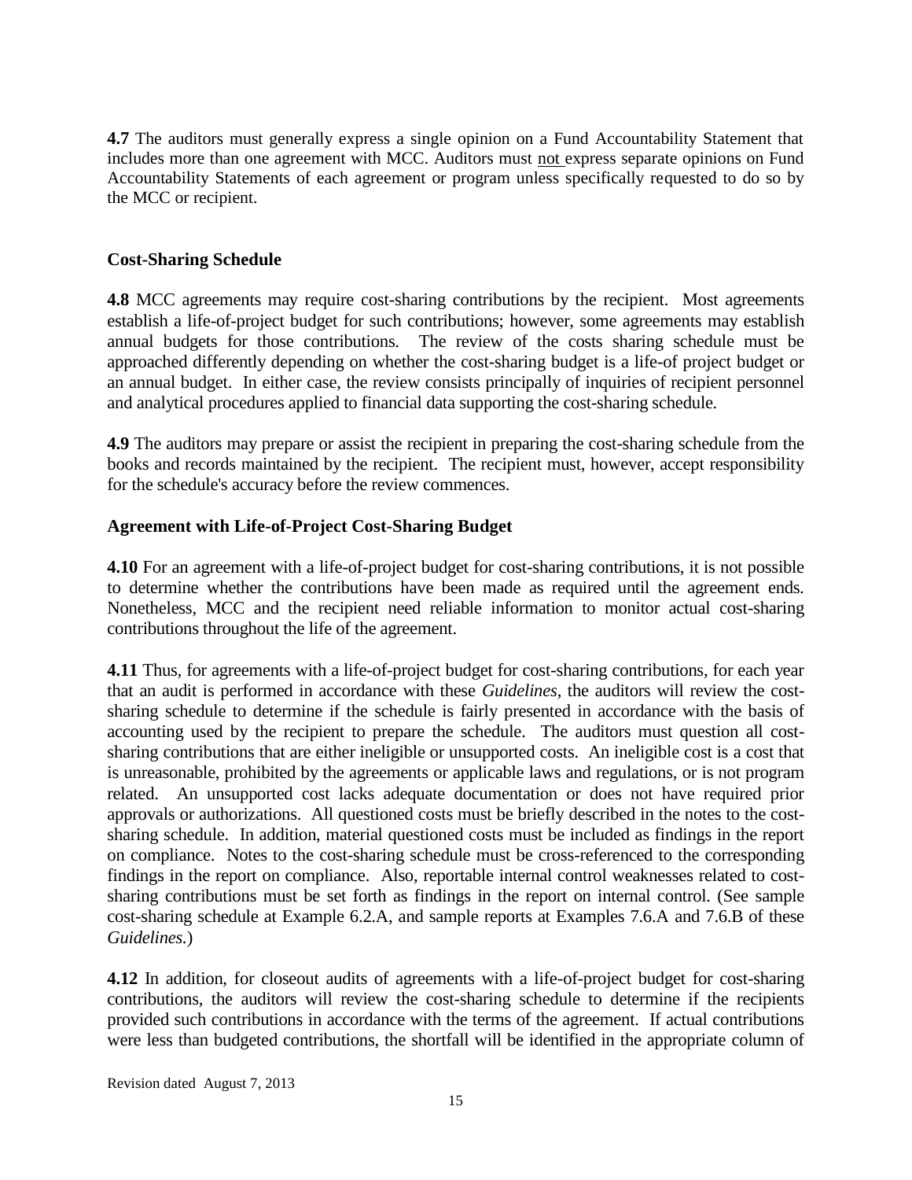**4.7** The auditors must generally express a single opinion on a Fund Accountability Statement that includes more than one agreement with MCC. Auditors must <u>not</u> express separate opinions on Fund Accountability Statements of each agreement or program unless specifically requested to do so by the MCC or recipient.

### Cost-Sharing Schedule

**4.8** MCC agreements may require cost-sharing contributions by the recipient. Most agreements establish a life-of-project budget for such contributions; however, some agreements may establish annual budgets for those contributions. The review of the costs sharing schedule must be approached differently depending on whether the cost-sharing budget is a life-of project budget or an annual budget. In either case, the review consists principally of inquiries of recipient personnel and analytical procedures applied to financial data supporting the cost-sharing schedule.

**4.9** The auditors may prepare or assist the recipient in preparing the cost-sharing schedule from the books and records maintained by the recipient. The recipient must, however, accept responsibility for the schedule's accuracy before the review commences.

### Agreement with Life-of-Project Cost-Sharing Budget

**4.10** For an agreement with a life-of-project budget for cost-sharing contributions, it is not possible to determine whether the contributions have been made as required until the agreement ends. Nonetheless, MCC and the recipient need reliable information to monitor actual cost-sharing contributions throughout the life of the agreement.

**4.11** Thus, for agreements with a life-of-project budget for cost-sharing contributions, for each year that an audit is performed in accordance with these *Guidelines*, the auditors will review the cost-sharing schedule to determine if the schedule is fairly presented in accordance with the basis of accounting used by the recipient to prepare the schedule. The auditors must question all cost-sharing contributions that are either ineligible or unsupported costs. An ineligible cost is a cost that is unreasonable, prohibited by the agreements or applicable laws and regulations, or is not program related. An unsupported cost lacks adequate documentation or does not have required prior approvals or authorizations. All questioned costs must be briefly described in the notes to the cost-sharing schedule. In addition, material questioned costs must be included as findings in the report on compliance. Notes to the cost-sharing schedule must be cross-referenced to the corresponding findings in the report on compliance. Also, reportable internal control weaknesses related to cost-sharing contributions must be set forth as findings in the report on internal control. (See sample cost-sharing schedule at Example 6.2.A, and sample reports at Examples 7.6.A and 7.6.B of these *Guidelines.*)

**4.12** In addition, for closeout audits of agreements with a life-of-project budget for cost-sharing contributions, the auditors will review the cost-sharing schedule to determine if the recipients provided such contributions in accordance with the terms of the agreement. If actual contributions were less than budgeted contributions, the shortfall will be identified in the appropriate column of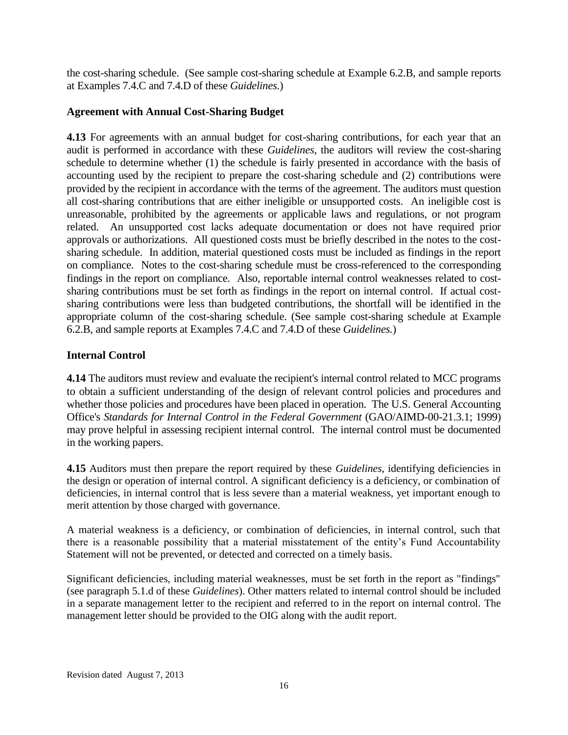the cost-sharing schedule. (See sample cost-sharing schedule at Example 6.2.B, and sample reports at Examples 7.4.C and 7.4.D of these *Guidelines.*)

### Agreement with Annual Cost-Sharing Budget

**4.13** For agreements with an annual budget for cost-sharing contributions, for each year that an audit is performed in accordance with these *Guidelines,* the auditors will review the cost-sharing schedule to determine whether (1) the schedule is fairly presented in accordance with the basis of accounting used by the recipient to prepare the cost-sharing schedule and (2) contributions were provided by the recipient in accordance with the terms of the agreement. The auditors must question all cost-sharing contributions that are either ineligible or unsupported costs. An ineligible cost is unreasonable, prohibited by the agreements or applicable laws and regulations, or not program related. An unsupported cost lacks adequate documentation or does not have required prior approvals or authorizations. All questioned costs must be briefly described in the notes to the cost-sharing schedule. In addition, material questioned costs must be included as findings in the report on compliance. Notes to the cost-sharing schedule must be cross-referenced to the corresponding findings in the report on compliance. Also, reportable internal control weaknesses related to cost-sharing contributions must be set forth as findings in the report on internal control. If actual cost-sharing contributions were less than budgeted contributions, the shortfall will be identified in the appropriate column of the cost-sharing schedule. (See sample cost-sharing schedule at Example 6.2.B, and sample reports at Examples 7.4.C and 7.4.D of these *Guidelines.*)

## Internal Control

**4.14** The auditors must review and evaluate the recipient's internal control related to MCC programs to obtain a sufficient understanding of the design of relevant control policies and procedures and whether those policies and procedures have been placed in operation. The U.S. General Accounting Office's *Standards for Internal Control in the Federal Government* (GAO/AIMD-00-21.3.1; 1999) may prove helpful in assessing recipient internal control. The internal control must be documented in the working papers.

**4.15** Auditors must then prepare the report required by these *Guidelines*, identifying deficiencies in the design or operation of internal control. A significant deficiency is a deficiency, or combination of deficiencies, in internal control that is less severe than a material weakness, yet important enough to merit attention by those charged with governance.

A material weakness is a deficiency, or combination of deficiencies, in internal control, such that there is a reasonable possibility that a material misstatement of the entity's Fund Accountability Statement will not be prevented, or detected and corrected on a timely basis.

Significant deficiencies, including material weaknesses, must be set forth in the report as "findings" (see paragraph 5.1.d of these *Guidelines*). Other matters related to internal control should be included in a separate management letter to the recipient and referred to in the report on internal control. The management letter should be provided to the OIG along with the audit report.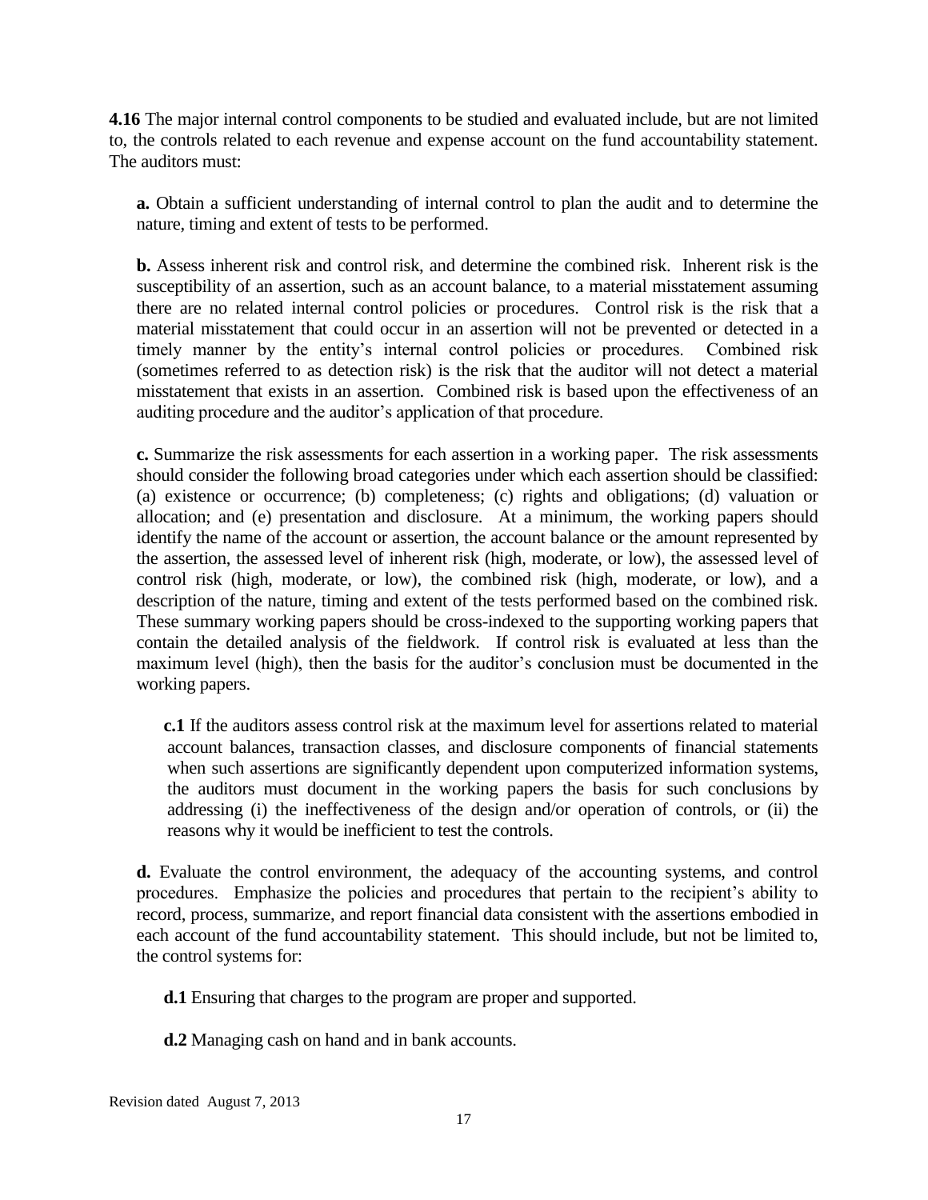**4.16** The major internal control components to be studied and evaluated include, but are not limited to, the controls related to each revenue and expense account on the fund accountability statement. The auditors must:

**a.** Obtain a sufficient understanding of internal control to plan the audit and to determine the nature, timing and extent of tests to be performed.

**b.** Assess inherent risk and control risk, and determine the combined risk. Inherent risk is the susceptibility of an assertion, such as an account balance, to a material misstatement assuming there are no related internal control policies or procedures. Control risk is the risk that a material misstatement that could occur in an assertion will not be prevented or detected in a timely manner by the entity's internal control policies or procedures. Combined risk (sometimes referred to as detection risk) is the risk that the auditor will not detect a material misstatement that exists in an assertion. Combined risk is based upon the effectiveness of an auditing procedure and the auditor's application of that procedure.

**c.** Summarize the risk assessments for each assertion in a working paper. The risk assessments should consider the following broad categories under which each assertion should be classified: (a) existence or occurrence; (b) completeness; (c) rights and obligations; (d) valuation or allocation; and (e) presentation and disclosure. At a minimum, the working papers should identify the name of the account or assertion, the account balance or the amount represented by the assertion, the assessed level of inherent risk (high, moderate, or low), the assessed level of control risk (high, moderate, or low), the combined risk (high, moderate, or low), and a description of the nature, timing and extent of the tests performed based on the combined risk. These summary working papers should be cross-indexed to the supporting working papers that contain the detailed analysis of the fieldwork. If control risk is evaluated at less than the maximum level (high), then the basis for the auditor's conclusion must be documented in the working papers.

**c.1** If the auditors assess control risk at the maximum level for assertions related to material account balances, transaction classes, and disclosure components of financial statements when such assertions are significantly dependent upon computerized information systems, the auditors must document in the working papers the basis for such conclusions by addressing (i) the ineffectiveness of the design and/or operation of controls, or (ii) the reasons why it would be inefficient to test the controls.

**d.** Evaluate the control environment, the adequacy of the accounting systems, and control procedures. Emphasize the policies and procedures that pertain to the recipient's ability to record, process, summarize, and report financial data consistent with the assertions embodied in each account of the fund accountability statement. This should include, but not be limited to, the control systems for:

**d.1** Ensuring that charges to the program are proper and supported.

**d.2** Managing cash on hand and in bank accounts.

Revision dated August 7, 2013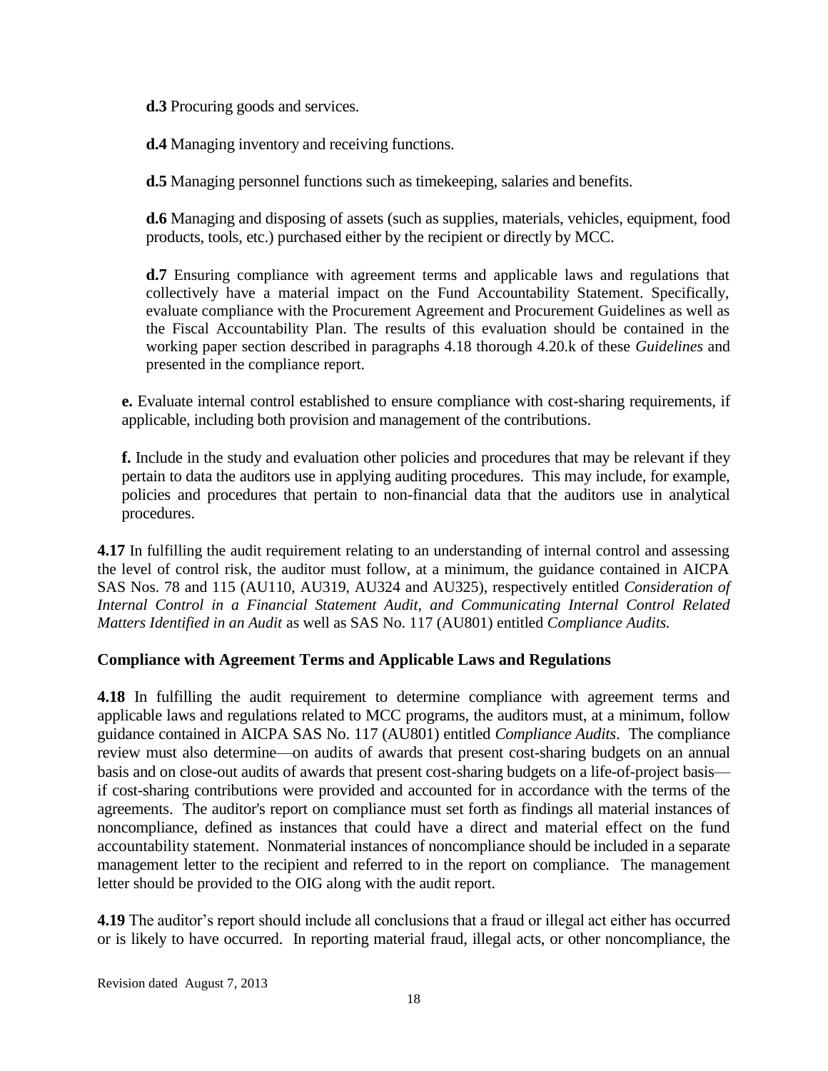**d.3** Procuring goods and services.

**d.4** Managing inventory and receiving functions.

**d.5** Managing personnel functions such as timekeeping, salaries and benefits.

**d.6** Managing and disposing of assets (such as supplies, materials, vehicles, equipment, food products, tools, etc.) purchased either by the recipient or directly by MCC.

**d.7** Ensuring compliance with agreement terms and applicable laws and regulations that collectively have a material impact on the Fund Accountability Statement. Specifically, evaluate compliance with the Procurement Agreement and Procurement Guidelines as well as the Fiscal Accountability Plan. The results of this evaluation should be contained in the working paper section described in paragraphs 4.18 thorough 4.20.k of these *Guidelines* and presented in the compliance report.

**e.** Evaluate internal control established to ensure compliance with cost-sharing requirements, if applicable, including both provision and management of the contributions.

**f.** Include in the study and evaluation other policies and procedures that may be relevant if they pertain to data the auditors use in applying auditing procedures. This may include, for example, policies and procedures that pertain to non-financial data that the auditors use in analytical procedures.

**4.17** In fulfilling the audit requirement relating to an understanding of internal control and assessing the level of control risk, the auditor must follow, at a minimum, the guidance contained in AICPA SAS Nos. 78 and 115 (AU110, AU319, AU324 and AU325), respectively entitled *Consideration of Internal Control in a Financial Statement Audit, and Communicating Internal Control Related Matters Identified in an Audit* as well as SAS No. 117 (AU801) entitled *Compliance Audits.*

### Compliance with Agreement Terms and Applicable Laws and Regulations

**4.18** In fulfilling the audit requirement to determine compliance with agreement terms and applicable laws and regulations related to MCC programs, the auditors must, at a minimum, follow guidance contained in AICPA SAS No. 117 (AU801) entitled *Compliance Audits*. The compliance review must also determine—on audits of awards that present cost-sharing budgets on an annual basis and on close-out audits of awards that present cost-sharing budgets on a life-of-project basis—if cost-sharing contributions were provided and accounted for in accordance with the terms of the agreements. The auditor's report on compliance must set forth as findings all material instances of noncompliance, defined as instances that could have a direct and material effect on the fund accountability statement. Nonmaterial instances of noncompliance should be included in a separate management letter to the recipient and referred to in the report on compliance. The management letter should be provided to the OIG along with the audit report.

**4.19** The auditor's report should include all conclusions that a fraud or illegal act either has occurred or is likely to have occurred. In reporting material fraud, illegal acts, or other noncompliance, the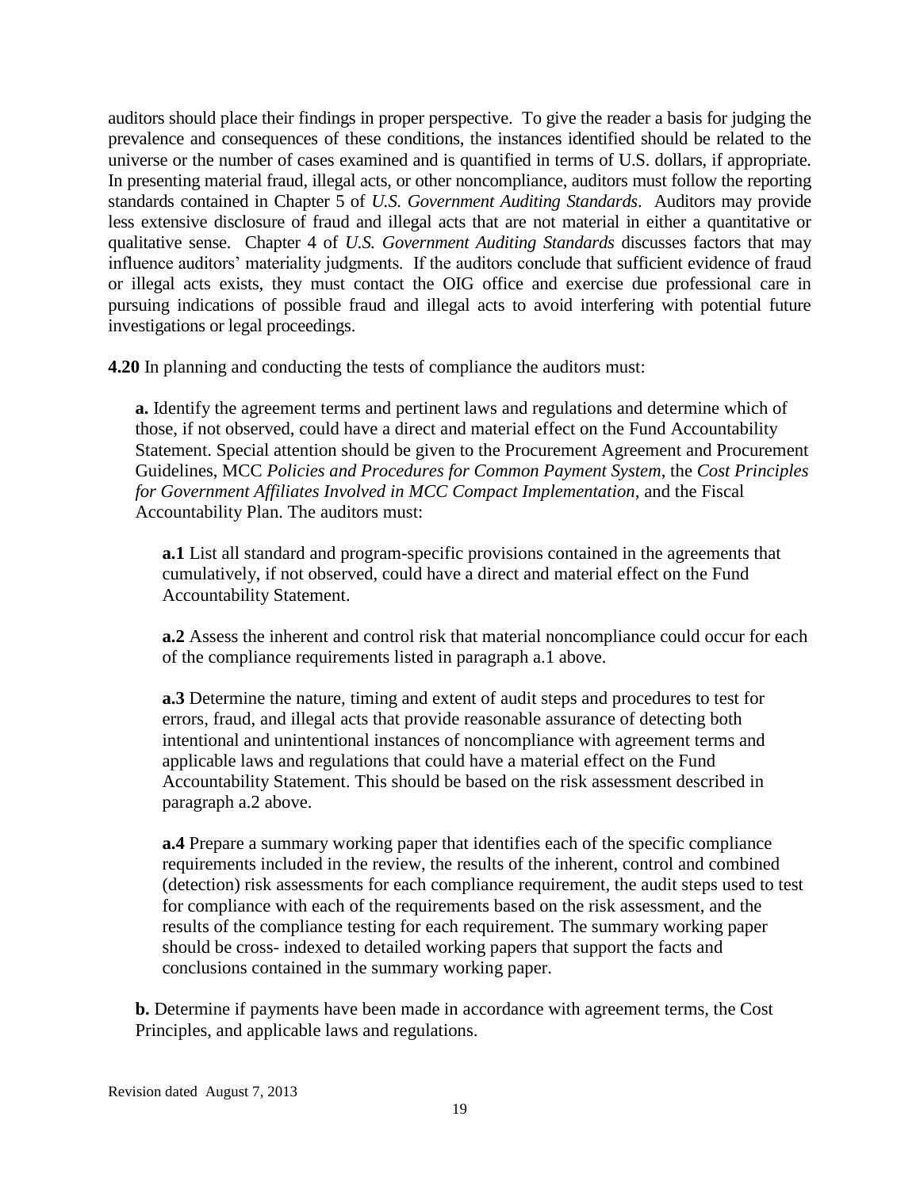auditors should place their findings in proper perspective. To give the reader a basis for judging the prevalence and consequences of these conditions, the instances identified should be related to the universe or the number of cases examined and is quantified in terms of U.S. dollars, if appropriate. In presenting material fraud, illegal acts, or other noncompliance, auditors must follow the reporting standards contained in Chapter 5 of *U.S. Government Auditing Standards*. Auditors may provide less extensive disclosure of fraud and illegal acts that are not material in either a quantitative or qualitative sense. Chapter 4 of *U.S. Government Auditing Standards* discusses factors that may influence auditors' materiality judgments. If the auditors conclude that sufficient evidence of fraud or illegal acts exists, they must contact the OIG office and exercise due professional care in pursuing indications of possible fraud and illegal acts to avoid interfering with potential future investigations or legal proceedings.

**4.20** In planning and conducting the tests of compliance the auditors must:

**a.** Identify the agreement terms and pertinent laws and regulations and determine which of those, if not observed, could have a direct and material effect on the Fund Accountability Statement. Special attention should be given to the Procurement Agreement and Procurement Guidelines, MCC *Policies and Procedures for Common Payment System*, the *Cost Principles for Government Affiliates Involved in MCC Compact Implementation,* and the Fiscal Accountability Plan. The auditors must:

**a.1** List all standard and program-specific provisions contained in the agreements that cumulatively, if not observed, could have a direct and material effect on the Fund Accountability Statement.

**a.2** Assess the inherent and control risk that material noncompliance could occur for each of the compliance requirements listed in paragraph a.1 above.

**a.3** Determine the nature, timing and extent of audit steps and procedures to test for errors, fraud, and illegal acts that provide reasonable assurance of detecting both intentional and unintentional instances of noncompliance with agreement terms and applicable laws and regulations that could have a material effect on the Fund Accountability Statement. This should be based on the risk assessment described in paragraph a.2 above.

**a.4** Prepare a summary working paper that identifies each of the specific compliance requirements included in the review, the results of the inherent, control and combined (detection) risk assessments for each compliance requirement, the audit steps used to test for compliance with each of the requirements based on the risk assessment, and the results of the compliance testing for each requirement. The summary working paper should be cross- indexed to detailed working papers that support the facts and conclusions contained in the summary working paper.

**b.** Determine if payments have been made in accordance with agreement terms, the Cost Principles, and applicable laws and regulations.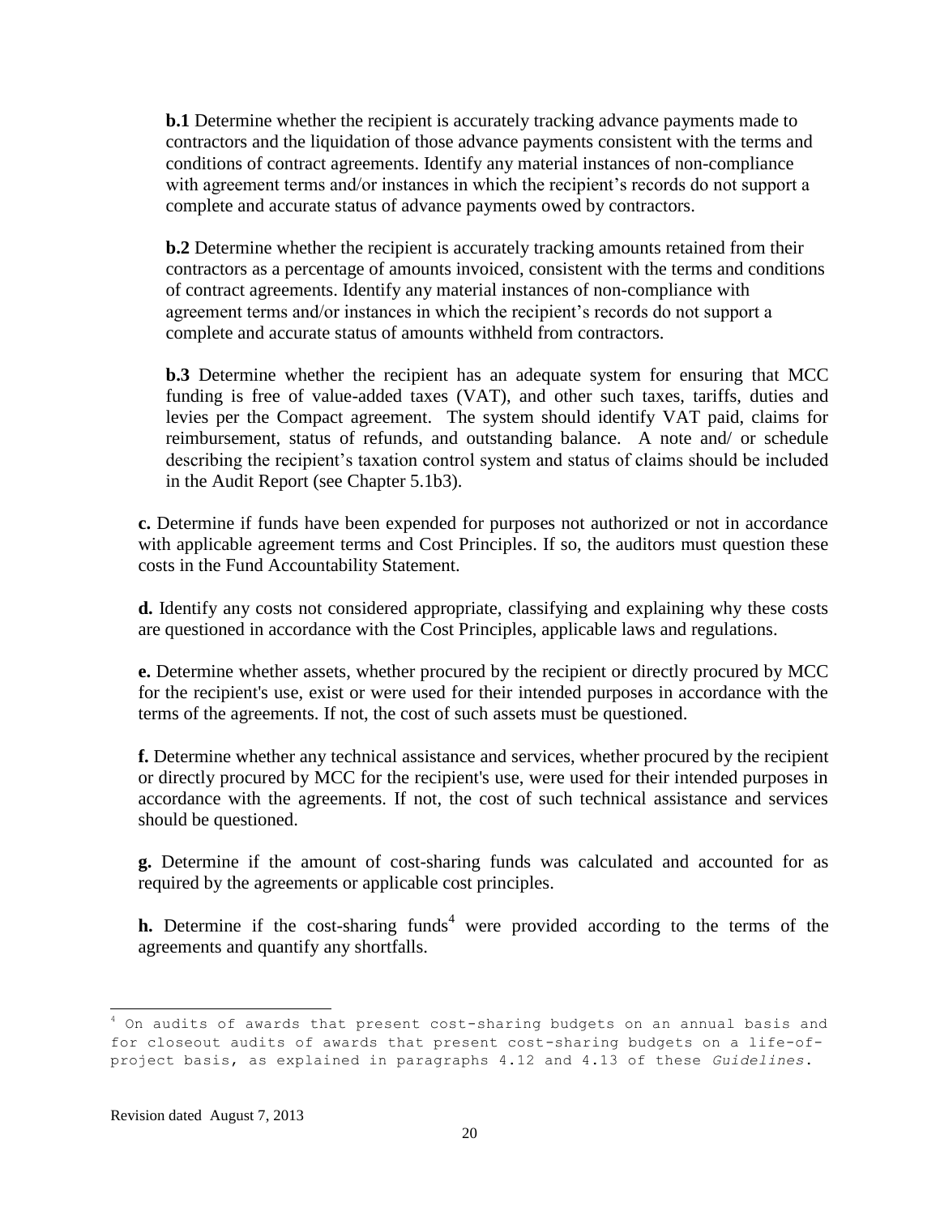**b.1** Determine whether the recipient is accurately tracking advance payments made to contractors and the liquidation of those advance payments consistent with the terms and conditions of contract agreements. Identify any material instances of non-compliance with agreement terms and/or instances in which the recipient's records do not support a complete and accurate status of advance payments owed by contractors.

**b.2** Determine whether the recipient is accurately tracking amounts retained from their contractors as a percentage of amounts invoiced, consistent with the terms and conditions of contract agreements. Identify any material instances of non-compliance with agreement terms and/or instances in which the recipient's records do not support a complete and accurate status of amounts withheld from contractors.

**b.3** Determine whether the recipient has an adequate system for ensuring that MCC funding is free of value-added taxes (VAT), and other such taxes, tariffs, duties and levies per the Compact agreement. The system should identify VAT paid, claims for reimbursement, status of refunds, and outstanding balance. A note and/ or schedule describing the recipient's taxation control system and status of claims should be included in the Audit Report (see Chapter 5.1b3).

**c.** Determine if funds have been expended for purposes not authorized or not in accordance with applicable agreement terms and Cost Principles. If so, the auditors must question these costs in the Fund Accountability Statement.

**d.** Identify any costs not considered appropriate, classifying and explaining why these costs are questioned in accordance with the Cost Principles, applicable laws and regulations.

**e.** Determine whether assets, whether procured by the recipient or directly procured by MCC for the recipient's use, exist or were used for their intended purposes in accordance with the terms of the agreements. If not, the cost of such assets must be questioned.

**f.** Determine whether any technical assistance and services, whether procured by the recipient or directly procured by MCC for the recipient's use, were used for their intended purposes in accordance with the agreements. If not, the cost of such technical assistance and services should be questioned.

**g.** Determine if the amount of cost-sharing funds was calculated and accounted for as required by the agreements or applicable cost principles.

**h.** Determine if the cost-sharing funds[4] were provided according to the terms of the agreements and quantify any shortfalls.

---

[4] On audits of awards that present cost-sharing budgets on an annual basis and for closeout audits of awards that present cost-sharing budgets on a life-of-project basis, as explained in paragraphs 4.12 and 4.13 of these *Guidelines*.

Revision dated August 7, 2013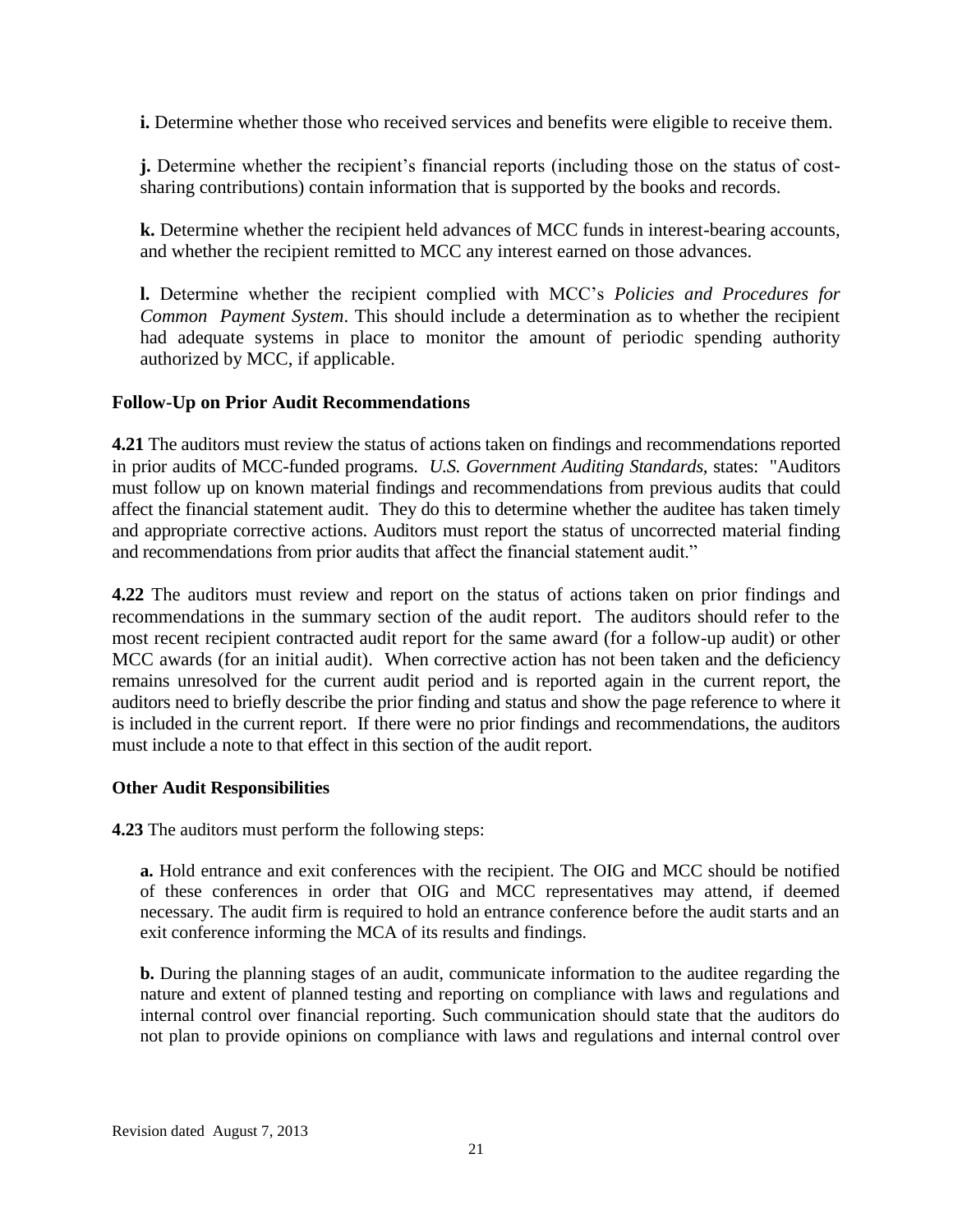**i.** Determine whether those who received services and benefits were eligible to receive them.

**j.** Determine whether the recipient's financial reports (including those on the status of cost-sharing contributions) contain information that is supported by the books and records.

**k.** Determine whether the recipient held advances of MCC funds in interest-bearing accounts, and whether the recipient remitted to MCC any interest earned on those advances.

**l.** Determine whether the recipient complied with MCC's *Policies and Procedures for Common Payment System*. This should include a determination as to whether the recipient had adequate systems in place to monitor the amount of periodic spending authority authorized by MCC, if applicable.

**Follow-Up on Prior Audit Recommendations**

**4.21** The auditors must review the status of actions taken on findings and recommendations reported in prior audits of MCC-funded programs. *U.S. Government Auditing Standards*, states: "Auditors must follow up on known material findings and recommendations from previous audits that could affect the financial statement audit. They do this to determine whether the auditee has taken timely and appropriate corrective actions. Auditors must report the status of uncorrected material finding and recommendations from prior audits that affect the financial statement audit."

**4.22** The auditors must review and report on the status of actions taken on prior findings and recommendations in the summary section of the audit report. The auditors should refer to the most recent recipient contracted audit report for the same award (for a follow-up audit) or other MCC awards (for an initial audit). When corrective action has not been taken and the deficiency remains unresolved for the current audit period and is reported again in the current report, the auditors need to briefly describe the prior finding and status and show the page reference to where it is included in the current report. If there were no prior findings and recommendations, the auditors must include a note to that effect in this section of the audit report.

**Other Audit Responsibilities**

**4.23** The auditors must perform the following steps:

**a.** Hold entrance and exit conferences with the recipient. The OIG and MCC should be notified of these conferences in order that OIG and MCC representatives may attend, if deemed necessary. The audit firm is required to hold an entrance conference before the audit starts and an exit conference informing the MCA of its results and findings.

**b.** During the planning stages of an audit, communicate information to the auditee regarding the nature and extent of planned testing and reporting on compliance with laws and regulations and internal control over financial reporting. Such communication should state that the auditors do not plan to provide opinions on compliance with laws and regulations and internal control over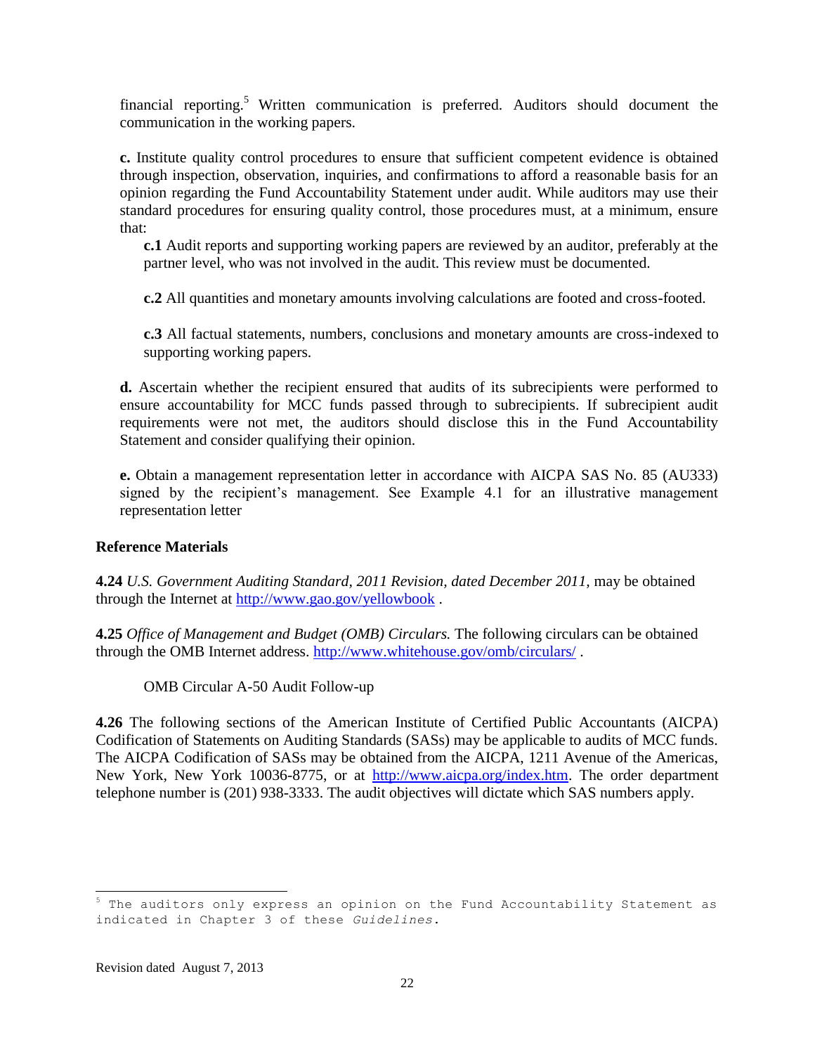financial reporting.[5] Written communication is preferred. Auditors should document the communication in the working papers.

**c.** Institute quality control procedures to ensure that sufficient competent evidence is obtained through inspection, observation, inquiries, and confirmations to afford a reasonable basis for an opinion regarding the Fund Accountability Statement under audit. While auditors may use their standard procedures for ensuring quality control, those procedures must, at a minimum, ensure that:

> **c.1** Audit reports and supporting working papers are reviewed by an auditor, preferably at the partner level, who was not involved in the audit. This review must be documented.
>
> **c.2** All quantities and monetary amounts involving calculations are footed and cross-footed.
>
> **c.3** All factual statements, numbers, conclusions and monetary amounts are cross-indexed to supporting working papers.

**d.** Ascertain whether the recipient ensured that audits of its subrecipients were performed to ensure accountability for MCC funds passed through to subrecipients. If subrecipient audit requirements were not met, the auditors should disclose this in the Fund Accountability Statement and consider qualifying their opinion.

**e.** Obtain a management representation letter in accordance with AICPA SAS No. 85 (AU333) signed by the recipient's management. See Example 4.1 for an illustrative management representation letter

**Reference Materials**

**4.24** *U.S. Government Auditing Standard, 2011 Revision, dated December 2011,* may be obtained through the Internet at http://www.gao.gov/yellowbook .

**4.25** *Office of Management and Budget (OMB) Circulars.* The following circulars can be obtained through the OMB Internet address. http://www.whitehouse.gov/omb/circulars/ .

OMB Circular A-50 Audit Follow-up

**4.26** The following sections of the American Institute of Certified Public Accountants (AICPA) Codification of Statements on Auditing Standards (SASs) may be applicable to audits of MCC funds. The AICPA Codification of SASs may be obtained from the AICPA, 1211 Avenue of the Americas, New York, New York 10036-8775, or at http://www.aicpa.org/index.htm. The order department telephone number is (201) 938-3333. The audit objectives will dictate which SAS numbers apply.

---

[5] The auditors only express an opinion on the Fund Accountability Statement as indicated in Chapter 3 of these *Guidelines*.

Revision dated August 7, 2013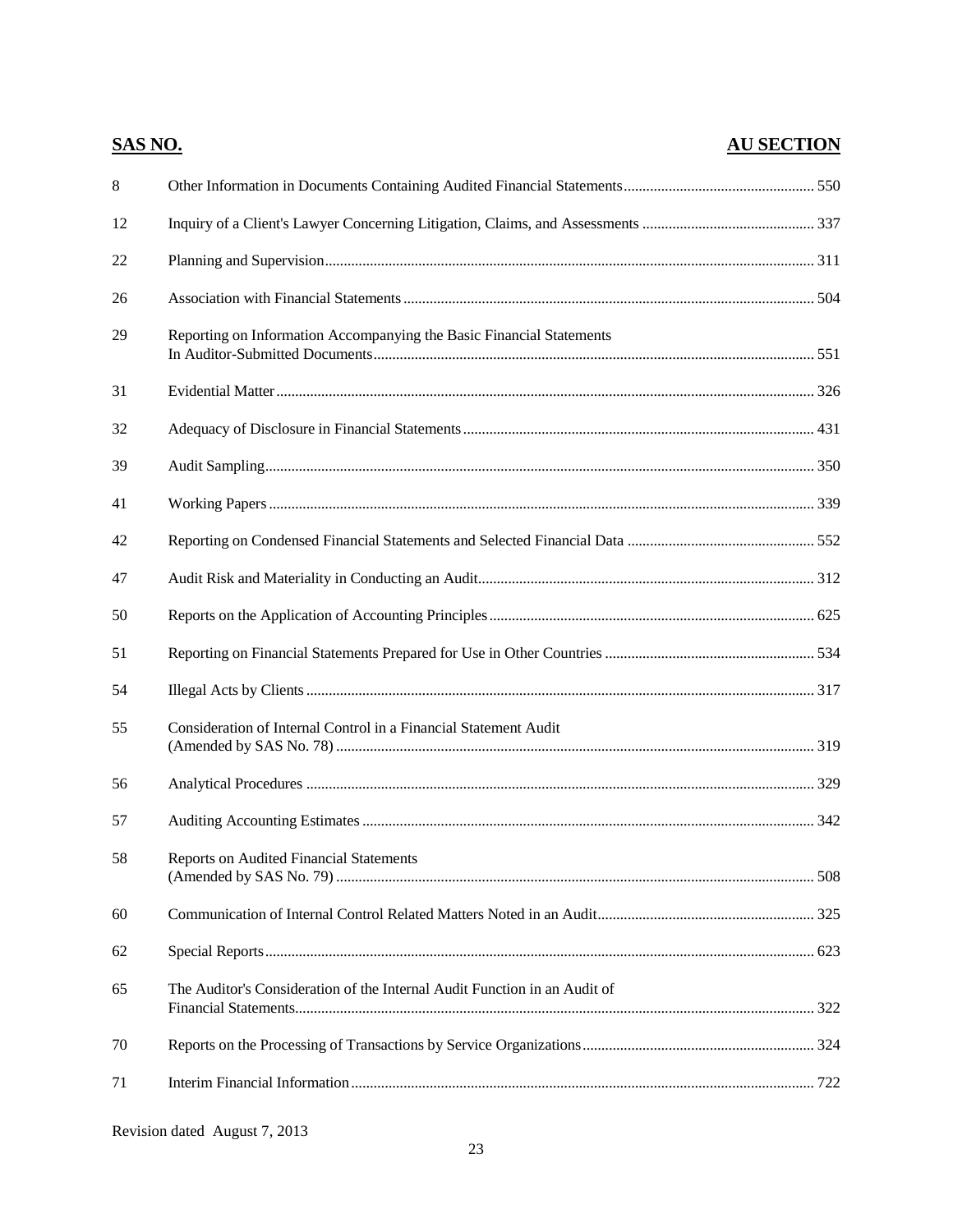| SAS NO. | | AU SECTION |
|---|---|---|
| 8 | Other Information in Documents Containing Audited Financial Statements | 550 |
| 12 | Inquiry of a Client's Lawyer Concerning Litigation, Claims, and Assessments | 337 |
| 22 | Planning and Supervision | 311 |
| 26 | Association with Financial Statements | 504 |
| 29 | Reporting on Information Accompanying the Basic Financial Statements In Auditor-Submitted Documents | 551 |
| 31 | Evidential Matter | 326 |
| 32 | Adequacy of Disclosure in Financial Statements | 431 |
| 39 | Audit Sampling | 350 |
| 41 | Working Papers | 339 |
| 42 | Reporting on Condensed Financial Statements and Selected Financial Data | 552 |
| 47 | Audit Risk and Materiality in Conducting an Audit | 312 |
| 50 | Reports on the Application of Accounting Principles | 625 |
| 51 | Reporting on Financial Statements Prepared for Use in Other Countries | 534 |
| 54 | Illegal Acts by Clients | 317 |
| 55 | Consideration of Internal Control in a Financial Statement Audit (Amended by SAS No. 78) | 319 |
| 56 | Analytical Procedures | 329 |
| 57 | Auditing Accounting Estimates | 342 |
| 58 | Reports on Audited Financial Statements (Amended by SAS No. 79) | 508 |
| 60 | Communication of Internal Control Related Matters Noted in an Audit | 325 |
| 62 | Special Reports | 623 |
| 65 | The Auditor's Consideration of the Internal Audit Function in an Audit of Financial Statements | 322 |
| 70 | Reports on the Processing of Transactions by Service Organizations | 324 |
| 71 | Interim Financial Information | 722 |

Revision dated August 7, 2013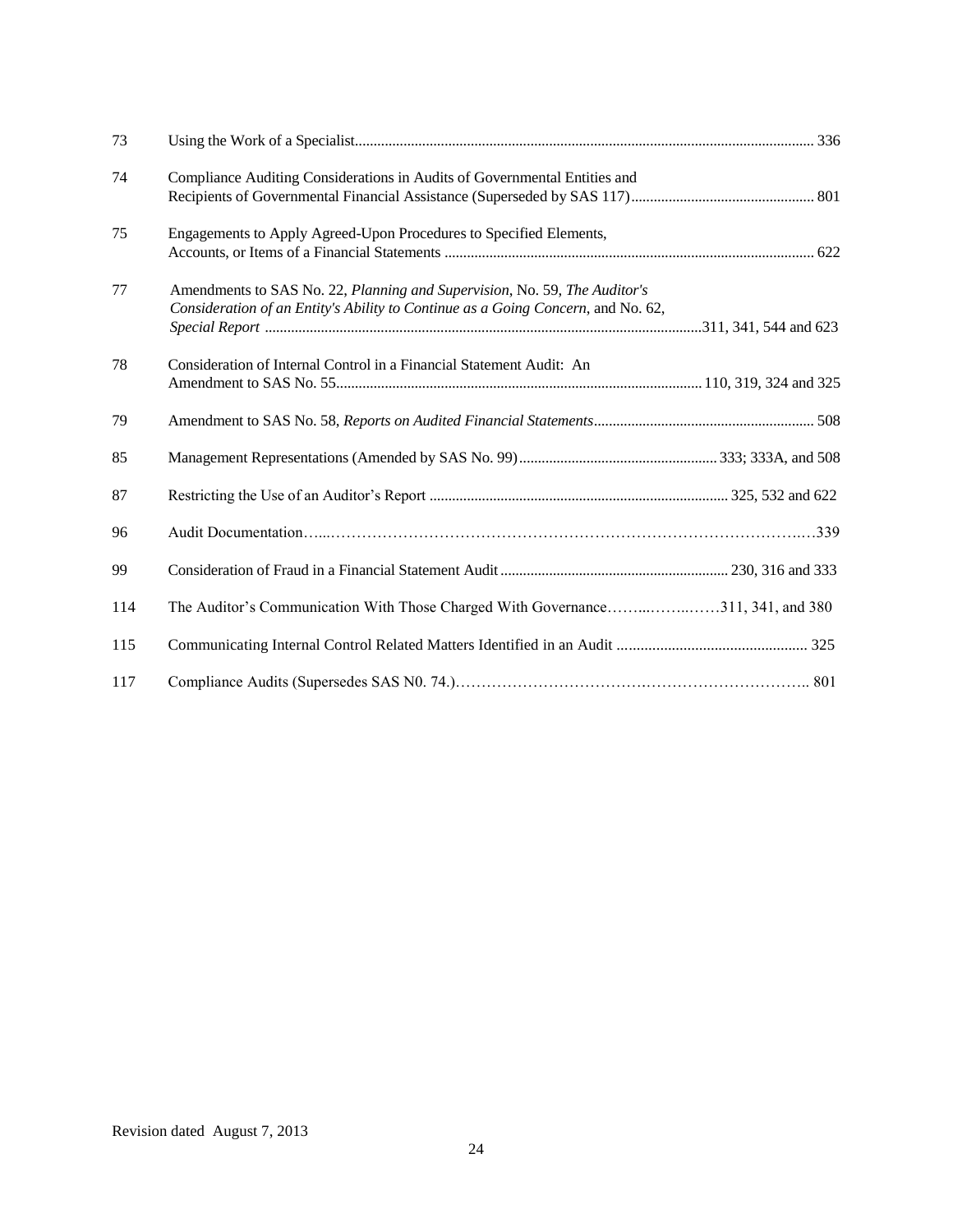| | | |
|---|---|---|
| 73 | Using the Work of a Specialist | 336 |
| 74 | Compliance Auditing Considerations in Audits of Governmental Entities and Recipients of Governmental Financial Assistance (Superseded by SAS 117) | 801 |
| 75 | Engagements to Apply Agreed-Upon Procedures to Specified Elements, Accounts, or Items of a Financial Statements | 622 |
| 77 | Amendments to SAS No. 22, *Planning and Supervision*, No. 59, *The Auditor's Consideration of an Entity's Ability to Continue as a Going Concern*, and No. 62, *Special Report* | 311, 341, 544 and 623 |
| 78 | Consideration of Internal Control in a Financial Statement Audit: An Amendment to SAS No. 55 | 110, 319, 324 and 325 |
| 79 | Amendment to SAS No. 58, *Reports on Audited Financial Statements* | 508 |
| 85 | Management Representations (Amended by SAS No. 99) | 333; 333A, and 508 |
| 87 | Restricting the Use of an Auditor's Report | 325, 532 and 622 |
| 96 | Audit Documentation | 339 |
| 99 | Consideration of Fraud in a Financial Statement Audit | 230, 316 and 333 |
| 114 | The Auditor's Communication With Those Charged With Governance | 311, 341, and 380 |
| 115 | Communicating Internal Control Related Matters Identified in an Audit | 325 |
| 117 | Compliance Audits (Supersedes SAS N0. 74.) | 801 |

Revision dated August 7, 2013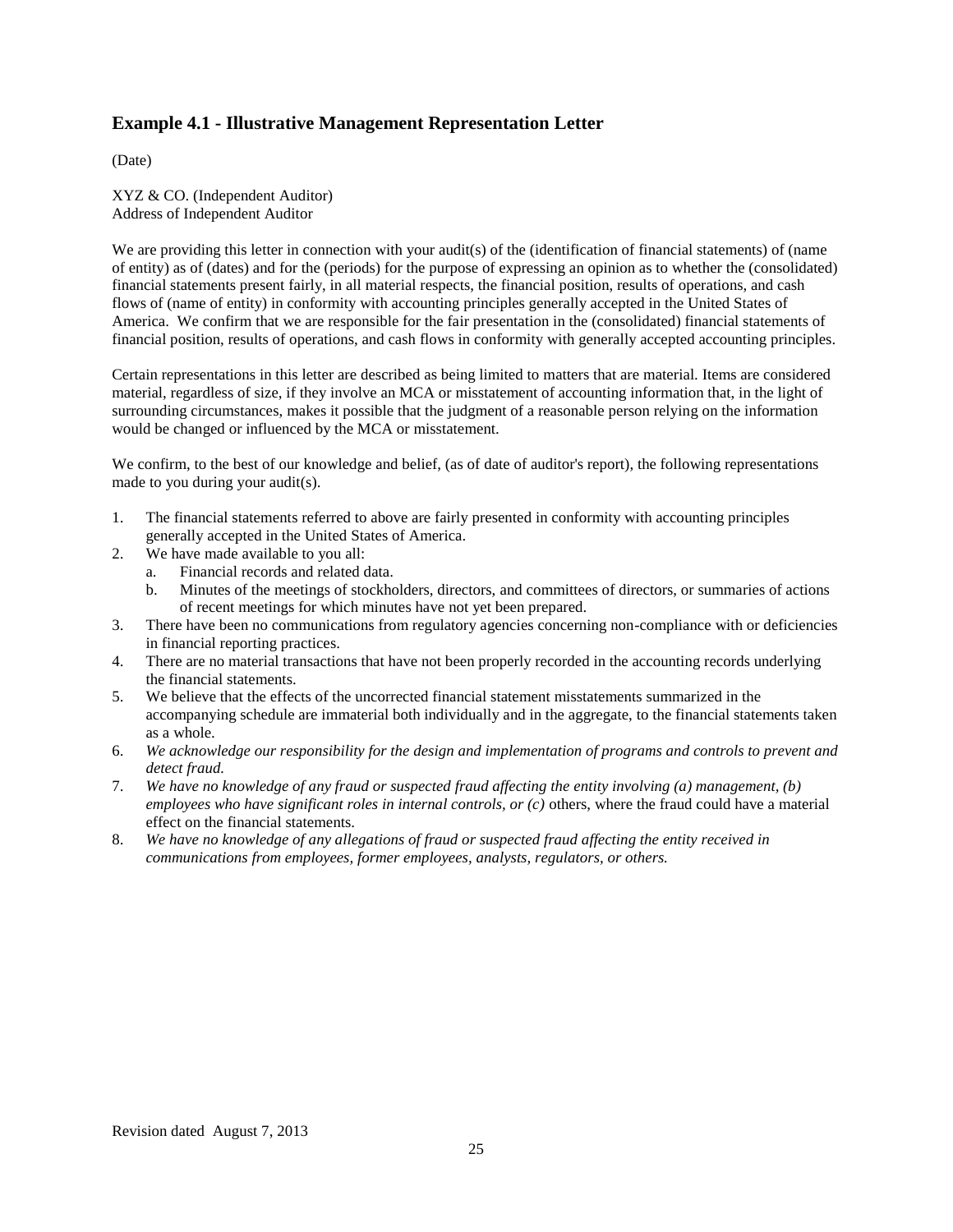## Example 4.1 - Illustrative Management Representation Letter

(Date)

XYZ & CO. (Independent Auditor)
Address of Independent Auditor

We are providing this letter in connection with your audit(s) of the (identification of financial statements) of (name of entity) as of (dates) and for the (periods) for the purpose of expressing an opinion as to whether the (consolidated) financial statements present fairly, in all material respects, the financial position, results of operations, and cash flows of (name of entity) in conformity with accounting principles generally accepted in the United States of America. We confirm that we are responsible for the fair presentation in the (consolidated) financial statements of financial position, results of operations, and cash flows in conformity with generally accepted accounting principles.

Certain representations in this letter are described as being limited to matters that are material. Items are considered material, regardless of size, if they involve an MCA or misstatement of accounting information that, in the light of surrounding circumstances, makes it possible that the judgment of a reasonable person relying on the information would be changed or influenced by the MCA or misstatement.

We confirm, to the best of our knowledge and belief, (as of date of auditor's report), the following representations made to you during your audit(s).

1. The financial statements referred to above are fairly presented in conformity with accounting principles generally accepted in the United States of America.
2. We have made available to you all:
   a. Financial records and related data.
   b. Minutes of the meetings of stockholders, directors, and committees of directors, or summaries of actions of recent meetings for which minutes have not yet been prepared.
3. There have been no communications from regulatory agencies concerning non-compliance with or deficiencies in financial reporting practices.
4. There are no material transactions that have not been properly recorded in the accounting records underlying the financial statements.
5. We believe that the effects of the uncorrected financial statement misstatements summarized in the accompanying schedule are immaterial both individually and in the aggregate, to the financial statements taken as a whole.
6. *We acknowledge our responsibility for the design and implementation of programs and controls to prevent and detect fraud.*
7. *We have no knowledge of any fraud or suspected fraud affecting the entity involving (a) management, (b) employees who have significant roles in internal controls, or (c)* others, where the fraud could have a material effect on the financial statements.
8. *We have no knowledge of any allegations of fraud or suspected fraud affecting the entity received in communications from employees, former employees, analysts, regulators, or others.*

Revision dated August 7, 2013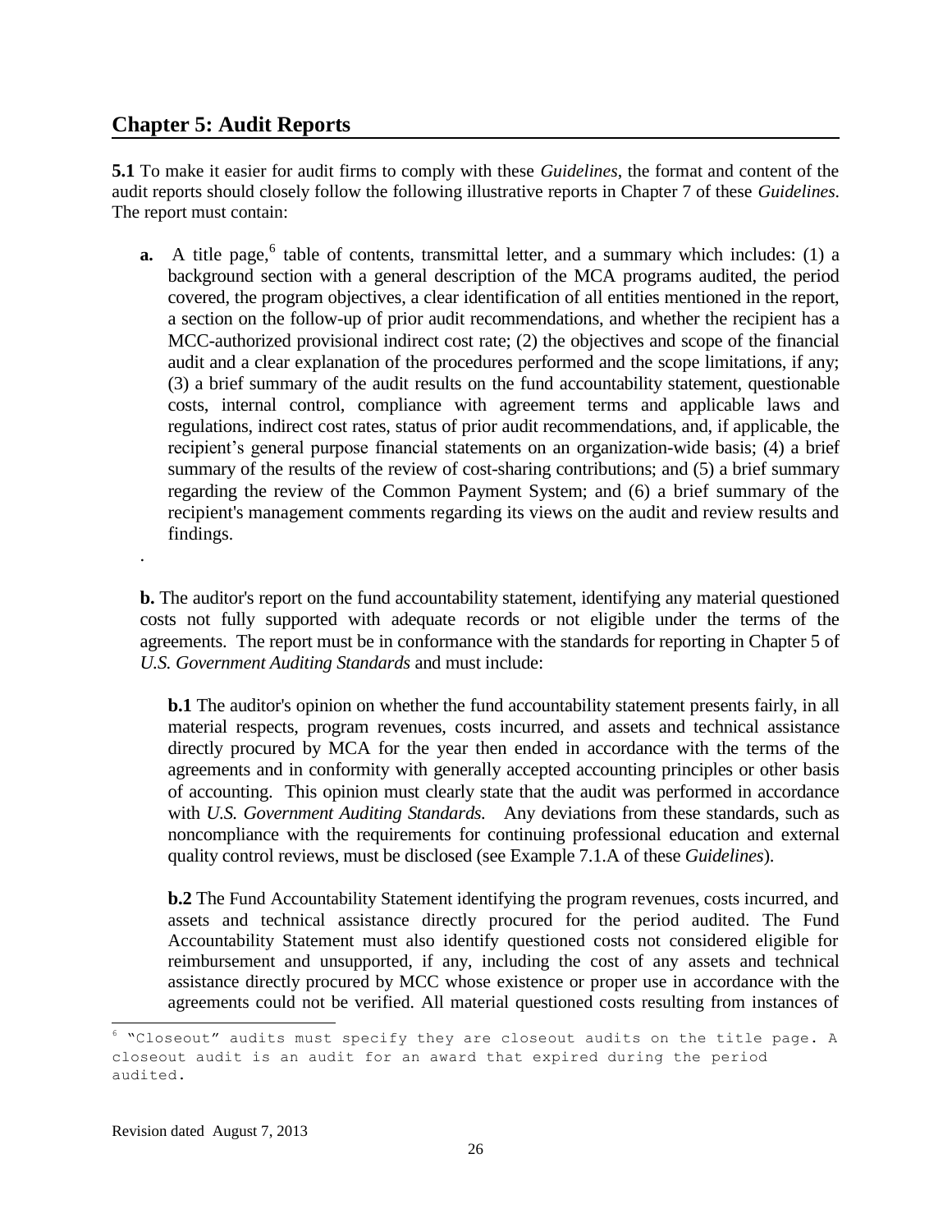## Chapter 5: Audit Reports

**5.1** To make it easier for audit firms to comply with these *Guidelines*, the format and content of the audit reports should closely follow the following illustrative reports in Chapter 7 of these *Guidelines*. The report must contain:

**a.** A title page,[6] table of contents, transmittal letter, and a summary which includes: (1) a background section with a general description of the MCA programs audited, the period covered, the program objectives, a clear identification of all entities mentioned in the report, a section on the follow-up of prior audit recommendations, and whether the recipient has a MCC-authorized provisional indirect cost rate; (2) the objectives and scope of the financial audit and a clear explanation of the procedures performed and the scope limitations, if any; (3) a brief summary of the audit results on the fund accountability statement, questionable costs, internal control, compliance with agreement terms and applicable laws and regulations, indirect cost rates, status of prior audit recommendations, and, if applicable, the recipient's general purpose financial statements on an organization-wide basis; (4) a brief summary of the results of the review of cost-sharing contributions; and (5) a brief summary regarding the review of the Common Payment System; and (6) a brief summary of the recipient's management comments regarding its views on the audit and review results and findings.

.

**b.** The auditor's report on the fund accountability statement, identifying any material questioned costs not fully supported with adequate records or not eligible under the terms of the agreements. The report must be in conformance with the standards for reporting in Chapter 5 of *U.S. Government Auditing Standards* and must include:

**b.1** The auditor's opinion on whether the fund accountability statement presents fairly, in all material respects, program revenues, costs incurred, and assets and technical assistance directly procured by MCA for the year then ended in accordance with the terms of the agreements and in conformity with generally accepted accounting principles or other basis of accounting. This opinion must clearly state that the audit was performed in accordance with *U.S. Government Auditing Standards.* Any deviations from these standards, such as noncompliance with the requirements for continuing professional education and external quality control reviews, must be disclosed (see Example 7.1.A of these *Guidelines*).

**b.2** The Fund Accountability Statement identifying the program revenues, costs incurred, and assets and technical assistance directly procured for the period audited. The Fund Accountability Statement must also identify questioned costs not considered eligible for reimbursement and unsupported, if any, including the cost of any assets and technical assistance directly procured by MCC whose existence or proper use in accordance with the agreements could not be verified. All material questioned costs resulting from instances of

---

[6] "Closeout" audits must specify they are closeout audits on the title page. A closeout audit is an audit for an award that expired during the period audited.

Revision dated August 7, 2013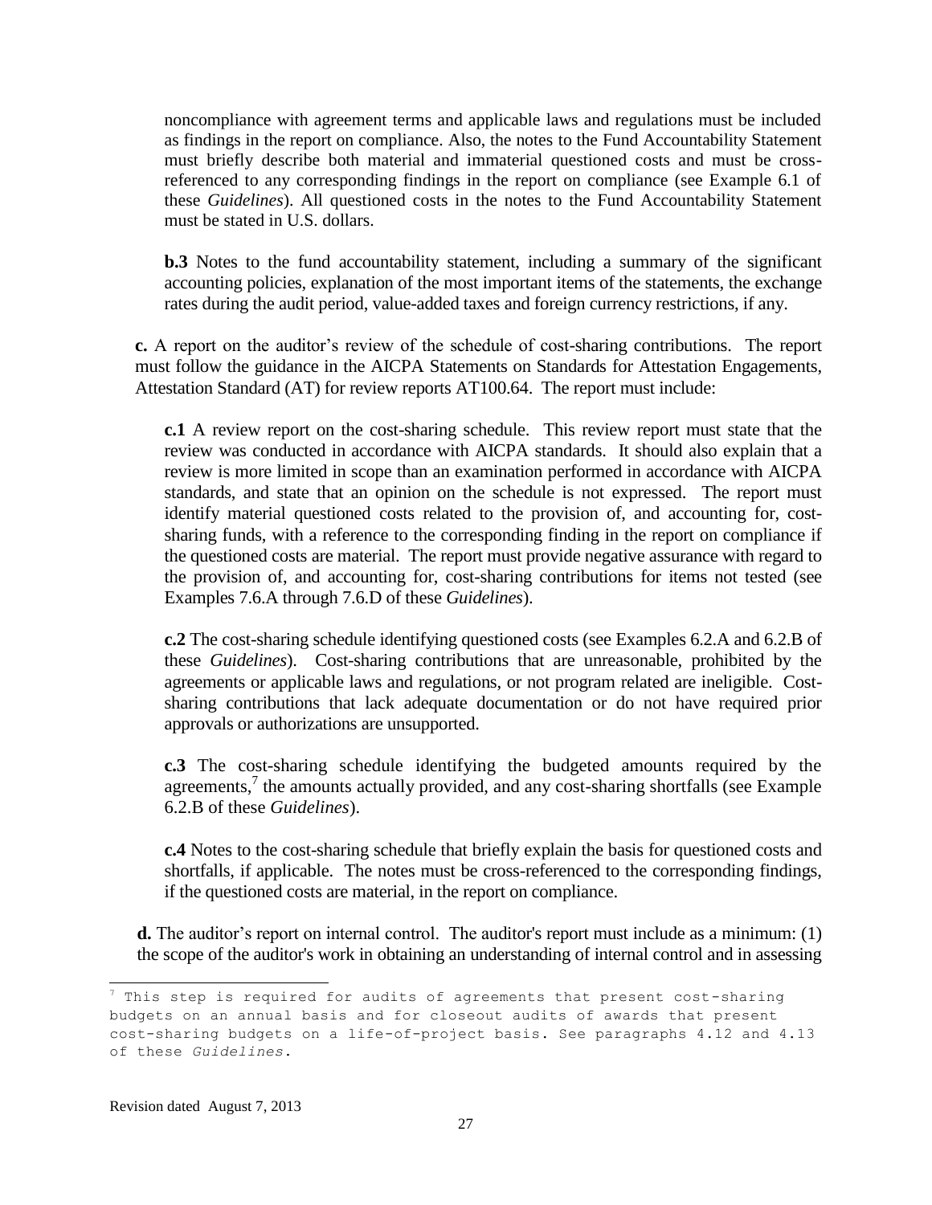noncompliance with agreement terms and applicable laws and regulations must be included as findings in the report on compliance. Also, the notes to the Fund Accountability Statement must briefly describe both material and immaterial questioned costs and must be cross-referenced to any corresponding findings in the report on compliance (see Example 6.1 of these *Guidelines*). All questioned costs in the notes to the Fund Accountability Statement must be stated in U.S. dollars.

**b.3** Notes to the fund accountability statement, including a summary of the significant accounting policies, explanation of the most important items of the statements, the exchange rates during the audit period, value-added taxes and foreign currency restrictions, if any.

**c.** A report on the auditor's review of the schedule of cost-sharing contributions. The report must follow the guidance in the AICPA Statements on Standards for Attestation Engagements, Attestation Standard (AT) for review reports AT100.64. The report must include:

**c.1** A review report on the cost-sharing schedule. This review report must state that the review was conducted in accordance with AICPA standards. It should also explain that a review is more limited in scope than an examination performed in accordance with AICPA standards, and state that an opinion on the schedule is not expressed. The report must identify material questioned costs related to the provision of, and accounting for, cost-sharing funds, with a reference to the corresponding finding in the report on compliance if the questioned costs are material. The report must provide negative assurance with regard to the provision of, and accounting for, cost-sharing contributions for items not tested (see Examples 7.6.A through 7.6.D of these *Guidelines*).

**c.2** The cost-sharing schedule identifying questioned costs (see Examples 6.2.A and 6.2.B of these *Guidelines*). Cost-sharing contributions that are unreasonable, prohibited by the agreements or applicable laws and regulations, or not program related are ineligible. Cost-sharing contributions that lack adequate documentation or do not have required prior approvals or authorizations are unsupported.

**c.3** The cost-sharing schedule identifying the budgeted amounts required by the agreements,[7] the amounts actually provided, and any cost-sharing shortfalls (see Example 6.2.B of these *Guidelines*).

**c.4** Notes to the cost-sharing schedule that briefly explain the basis for questioned costs and shortfalls, if applicable. The notes must be cross-referenced to the corresponding findings, if the questioned costs are material, in the report on compliance.

**d.** The auditor's report on internal control. The auditor's report must include as a minimum: (1) the scope of the auditor's work in obtaining an understanding of internal control and in assessing

---

[7] This step is required for audits of agreements that present cost-sharing budgets on an annual basis and for closeout audits of awards that present cost-sharing budgets on a life-of-project basis. See paragraphs 4.12 and 4.13 of these *Guidelines*.

Revision dated August 7, 2013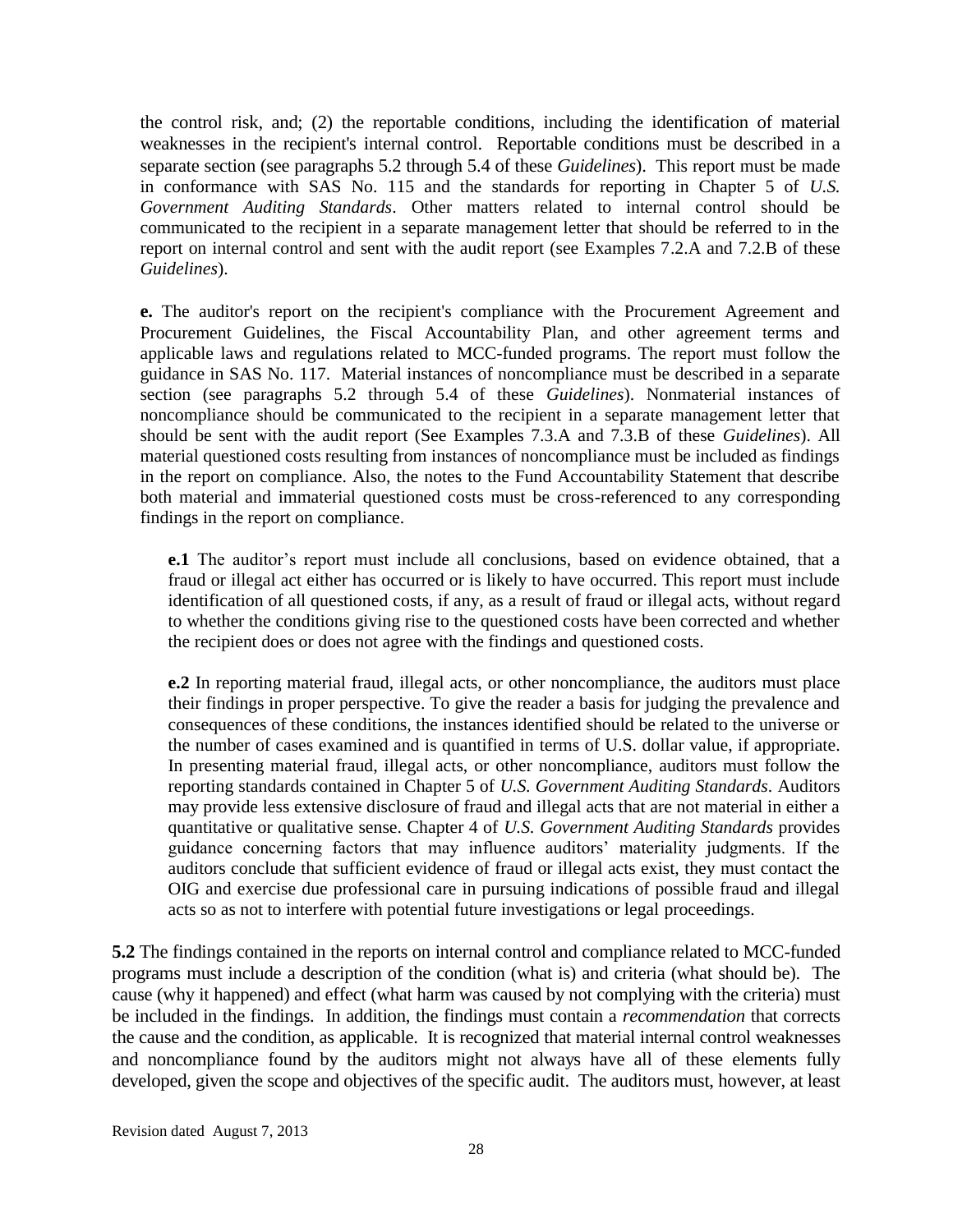the control risk, and; (2) the reportable conditions, including the identification of material weaknesses in the recipient's internal control. Reportable conditions must be described in a separate section (see paragraphs 5.2 through 5.4 of these *Guidelines*). This report must be made in conformance with SAS No. 115 and the standards for reporting in Chapter 5 of *U.S. Government Auditing Standards*. Other matters related to internal control should be communicated to the recipient in a separate management letter that should be referred to in the report on internal control and sent with the audit report (see Examples 7.2.A and 7.2.B of these *Guidelines*).

**e.** The auditor's report on the recipient's compliance with the Procurement Agreement and Procurement Guidelines, the Fiscal Accountability Plan, and other agreement terms and applicable laws and regulations related to MCC-funded programs. The report must follow the guidance in SAS No. 117. Material instances of noncompliance must be described in a separate section (see paragraphs 5.2 through 5.4 of these *Guidelines*). Nonmaterial instances of noncompliance should be communicated to the recipient in a separate management letter that should be sent with the audit report (See Examples 7.3.A and 7.3.B of these *Guidelines*). All material questioned costs resulting from instances of noncompliance must be included as findings in the report on compliance. Also, the notes to the Fund Accountability Statement that describe both material and immaterial questioned costs must be cross-referenced to any corresponding findings in the report on compliance.

**e.1** The auditor's report must include all conclusions, based on evidence obtained, that a fraud or illegal act either has occurred or is likely to have occurred. This report must include identification of all questioned costs, if any, as a result of fraud or illegal acts, without regard to whether the conditions giving rise to the questioned costs have been corrected and whether the recipient does or does not agree with the findings and questioned costs.

**e.2** In reporting material fraud, illegal acts, or other noncompliance, the auditors must place their findings in proper perspective. To give the reader a basis for judging the prevalence and consequences of these conditions, the instances identified should be related to the universe or the number of cases examined and is quantified in terms of U.S. dollar value, if appropriate. In presenting material fraud, illegal acts, or other noncompliance, auditors must follow the reporting standards contained in Chapter 5 of *U.S. Government Auditing Standards*. Auditors may provide less extensive disclosure of fraud and illegal acts that are not material in either a quantitative or qualitative sense. Chapter 4 of *U.S. Government Auditing Standards* provides guidance concerning factors that may influence auditors' materiality judgments. If the auditors conclude that sufficient evidence of fraud or illegal acts exist, they must contact the OIG and exercise due professional care in pursuing indications of possible fraud and illegal acts so as not to interfere with potential future investigations or legal proceedings.

**5.2** The findings contained in the reports on internal control and compliance related to MCC-funded programs must include a description of the condition (what is) and criteria (what should be). The cause (why it happened) and effect (what harm was caused by not complying with the criteria) must be included in the findings. In addition, the findings must contain a *recommendation* that corrects the cause and the condition, as applicable. It is recognized that material internal control weaknesses and noncompliance found by the auditors might not always have all of these elements fully developed, given the scope and objectives of the specific audit. The auditors must, however, at least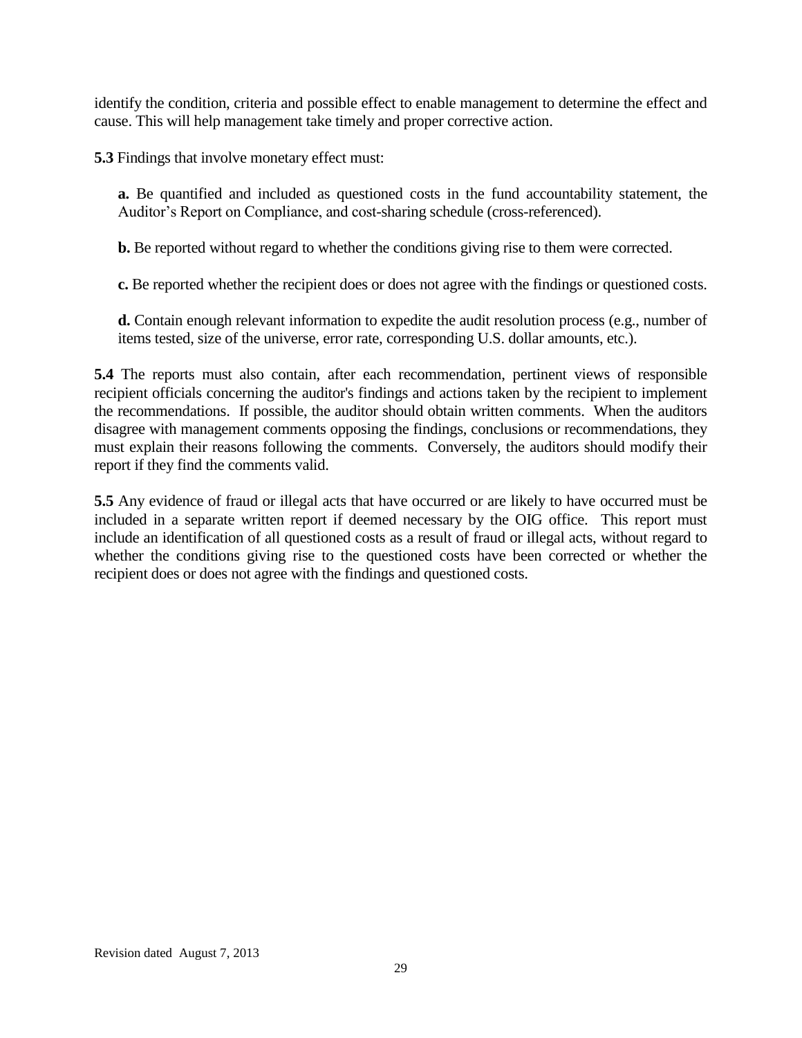identify the condition, criteria and possible effect to enable management to determine the effect and cause. This will help management take timely and proper corrective action.

**5.3** Findings that involve monetary effect must:

> **a.** Be quantified and included as questioned costs in the fund accountability statement, the Auditor's Report on Compliance, and cost-sharing schedule (cross-referenced).
>
> **b.** Be reported without regard to whether the conditions giving rise to them were corrected.
>
> **c.** Be reported whether the recipient does or does not agree with the findings or questioned costs.
>
> **d.** Contain enough relevant information to expedite the audit resolution process (e.g., number of items tested, size of the universe, error rate, corresponding U.S. dollar amounts, etc.).

**5.4** The reports must also contain, after each recommendation, pertinent views of responsible recipient officials concerning the auditor's findings and actions taken by the recipient to implement the recommendations. If possible, the auditor should obtain written comments. When the auditors disagree with management comments opposing the findings, conclusions or recommendations, they must explain their reasons following the comments. Conversely, the auditors should modify their report if they find the comments valid.

**5.5** Any evidence of fraud or illegal acts that have occurred or are likely to have occurred must be included in a separate written report if deemed necessary by the OIG office. This report must include an identification of all questioned costs as a result of fraud or illegal acts, without regard to whether the conditions giving rise to the questioned costs have been corrected or whether the recipient does or does not agree with the findings and questioned costs.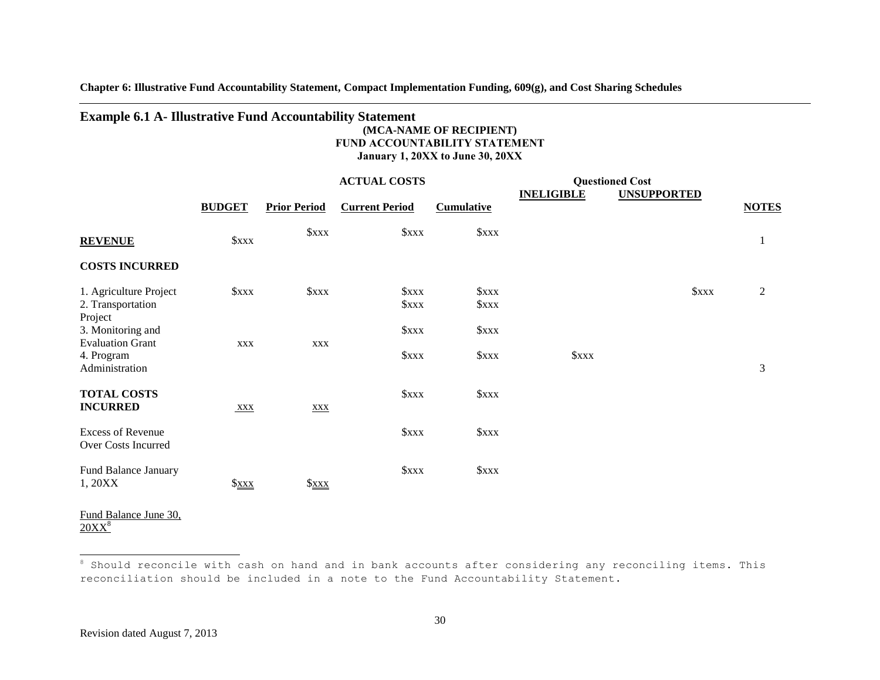**Chapter 6: Illustrative Fund Accountability Statement, Compact Implementation Funding, 609(g), and Cost Sharing Schedules**

## Example 6.1 A- Illustrative Fund Accountability Statement

**(MCA-NAME OF RECIPIENT)**
**FUND ACCOUNTABILITY STATEMENT**
**January 1, 20XX to June 30, 20XX**

| | | **ACTUAL COSTS** | | | **Questioned Cost** | | |
|---|---|---|---|---|---|---|---|
| | **BUDGET** | **Prior Period** | **Current Period** | **Cumulative** | **INELIGIBLE** | **UNSUPPORTED** | **NOTES** |
| **REVENUE** | $xxx | $xxx | $xxx | $xxx | | | 1 |
| **COSTS INCURRED** | | | | | | | |
| 1. Agriculture Project | $xxx | $xxx | $xxx | $xxx | | $xxx | 2 |
| 2. Transportation Project | | | $xxx | $xxx | | | |
| 3. Monitoring and Evaluation Grant | xxx | xxx | $xxx | $xxx | | | |
| 4. Program Administration | | | $xxx | $xxx | $xxx | | 3 |
| **TOTAL COSTS INCURRED** | xxx | xxx | $xxx | $xxx | | | |
| Excess of Revenue Over Costs Incurred | | | $xxx | $xxx | | | |
| Fund Balance January 1, 20XX | $xxx | $xxx | $xxx | $xxx | | | |
| Fund Balance June 30, 20XX[8] | | | | | | | |

[8] Should reconcile with cash on hand and in bank accounts after considering any reconciling items. This reconciliation should be included in a note to the Fund Accountability Statement.

Revision dated August 7, 2013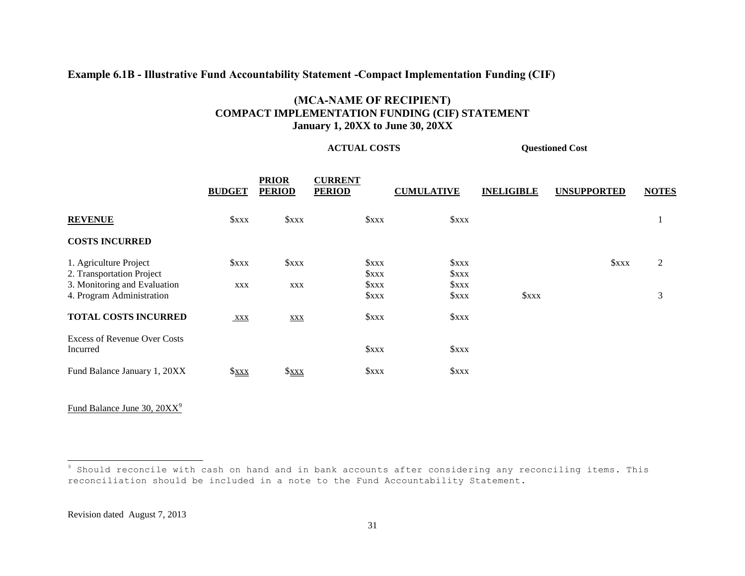**Example 6.1B - Illustrative Fund Accountability Statement -Compact Implementation Funding (CIF)**

**(MCA-NAME OF RECIPIENT)**
**COMPACT IMPLEMENTATION FUNDING (CIF) STATEMENT**
**January 1, 20XX to June 30, 20XX**

| | | | ACTUAL COSTS | | Questioned Cost | | |
|---|---|---|---|---|---|---|---|
| | **BUDGET** | **PRIOR PERIOD** | **CURRENT PERIOD** | **CUMULATIVE** | **INELIGIBLE** | **UNSUPPORTED** | **NOTES** |
| **REVENUE** | $xxx | $xxx | $xxx | $xxx | | | 1 |
| **COSTS INCURRED** | | | | | | | |
| 1. Agriculture Project | $xxx | $xxx | $xxx | $xxx | | $xxx | 2 |
| 2. Transportation Project | | | $xxx | $xxx | | | |
| 3. Monitoring and Evaluation | xxx | xxx | $xxx | $xxx | | | |
| 4. Program Administration | | | $xxx | $xxx | $xxx | | 3 |
| **TOTAL COSTS INCURRED** | xxx | xxx | $xxx | $xxx | | | |
| Excess of Revenue Over Costs Incurred | | | $xxx | $xxx | | | |
| Fund Balance January 1, 20XX | $xxx | $xxx | $xxx | $xxx | | | |

Fund Balance June 30, 20XX[9]

[9] Should reconcile with cash on hand and in bank accounts after considering any reconciling items. This reconciliation should be included in a note to the Fund Accountability Statement.

Revision dated August 7, 2013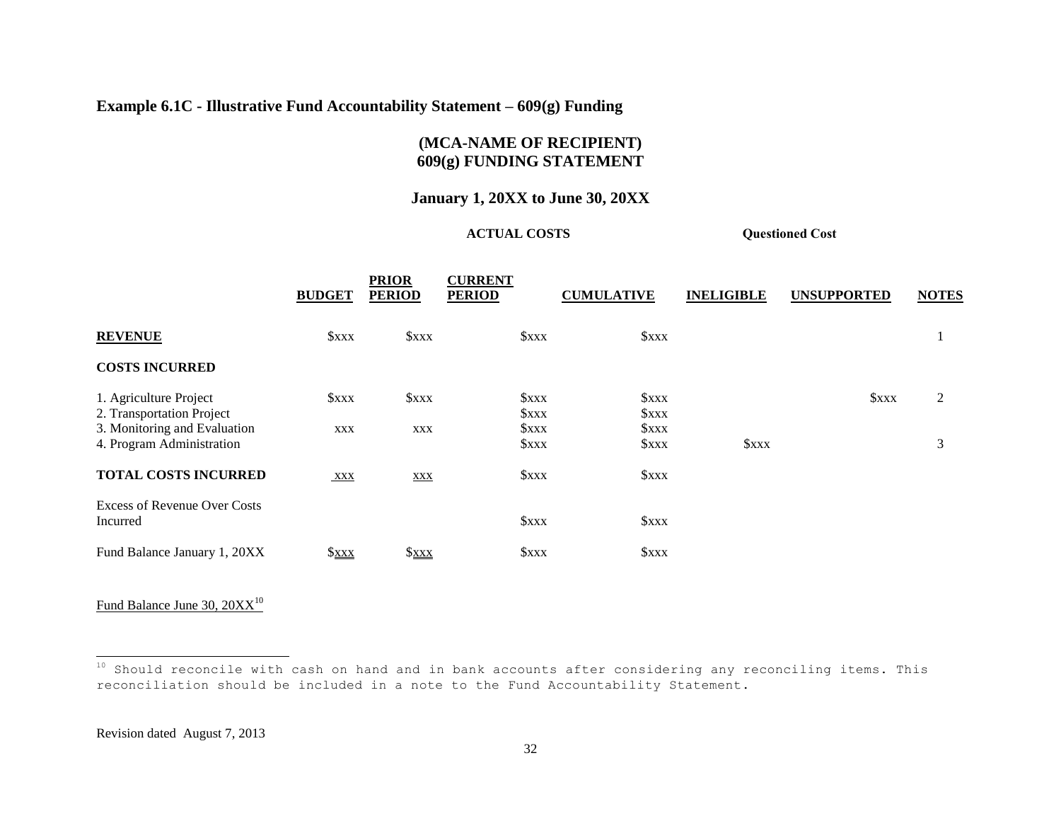**Example 6.1C - Illustrative Fund Accountability Statement – 609(g) Funding**

**(MCA-NAME OF RECIPIENT)**
**609(g) FUNDING STATEMENT**

**January 1, 20XX to June 30, 20XX**

| | | ACTUAL COSTS | | | Questioned Cost | | |
|---|---|---|---|---|---|---|---|
| | **BUDGET** | **PRIOR PERIOD** | **CURRENT PERIOD** | **CUMULATIVE** | **INELIGIBLE** | **UNSUPPORTED** | **NOTES** |
| **REVENUE** | $xxx | $xxx | $xxx | $xxx | | | 1 |
| **COSTS INCURRED** | | | | | | | |
| 1. Agriculture Project | $xxx | $xxx | $xxx | $xxx | | $xxx | 2 |
| 2. Transportation Project | | | $xxx | $xxx | | | |
| 3. Monitoring and Evaluation | xxx | xxx | $xxx | $xxx | | | |
| 4. Program Administration | | | $xxx | $xxx | $xxx | | 3 |
| **TOTAL COSTS INCURRED** | xxx | xxx | $xxx | $xxx | | | |
| Excess of Revenue Over Costs Incurred | | | $xxx | $xxx | | | |
| Fund Balance January 1, 20XX | $xxx | $xxx | $xxx | $xxx | | | |

Fund Balance June 30, 20XX[10]

[10] Should reconcile with cash on hand and in bank accounts after considering any reconciling items. This reconciliation should be included in a note to the Fund Accountability Statement.

Revision dated August 7, 2013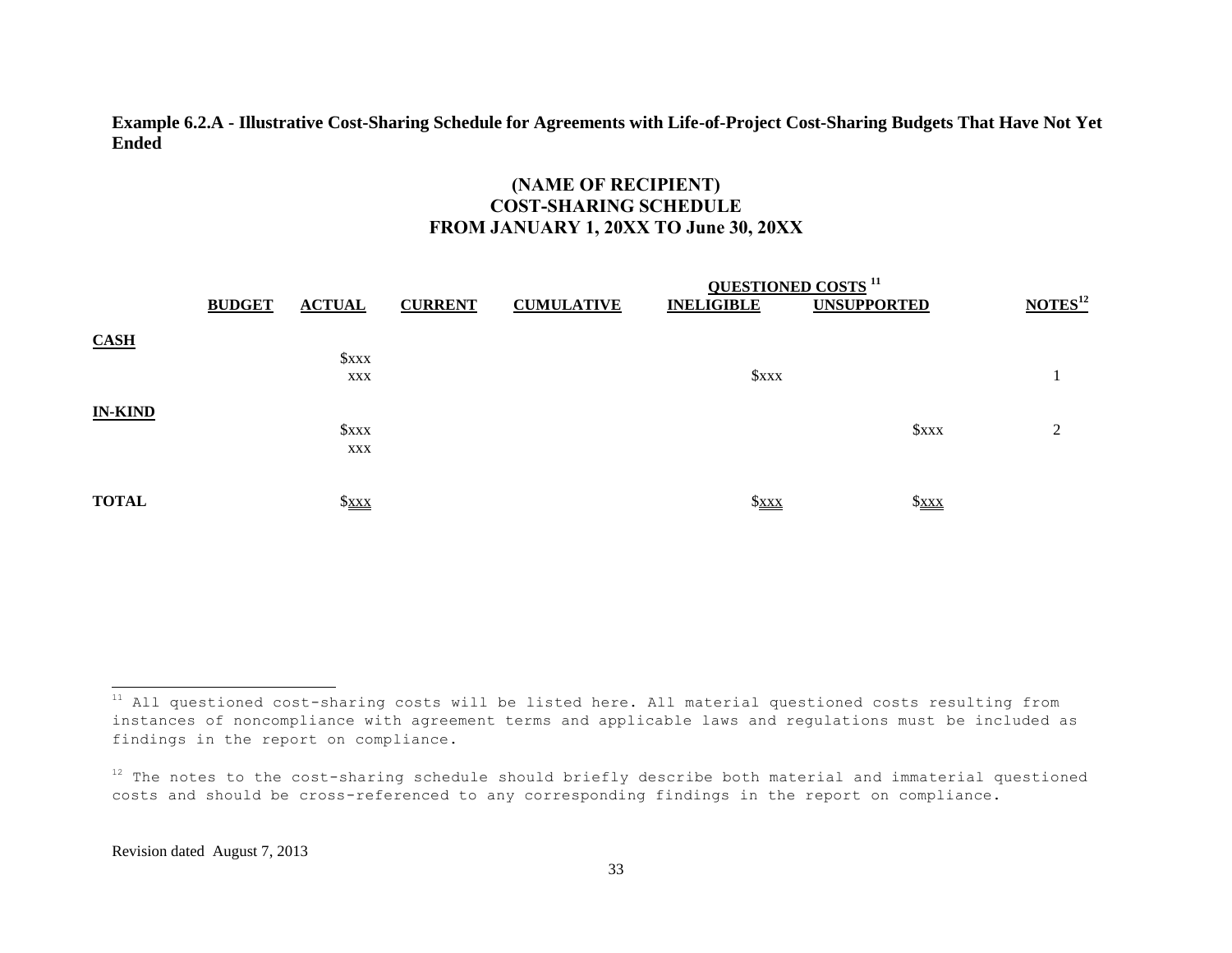**Example 6.2.A - Illustrative Cost-Sharing Schedule for Agreements with Life-of-Project Cost-Sharing Budgets That Have Not Yet Ended**

**(NAME OF RECIPIENT)**
**COST-SHARING SCHEDULE**
**FROM JANUARY 1, 20XX TO June 30, 20XX**

| | | | | | QUESTIONED COSTS [11] | | |
|---|---|---|---|---|---|---|---|
| | **BUDGET** | **ACTUAL** | **CURRENT** | **CUMULATIVE** | **INELIGIBLE** | **UNSUPPORTED** | **NOTES[12]** |
| **CASH** | | | | | | | |
| | | $xxx | | | | | |
| | | xxx | | | $xxx | | 1 |
| **IN-KIND** | | | | | | | |
| | | $xxx | | | | $xxx | 2 |
| | | xxx | | | | | |
| **TOTAL** | | $xxx | | | $xxx | $xxx | |

---

[11] All questioned cost-sharing costs will be listed here. All material questioned costs resulting from instances of noncompliance with agreement terms and applicable laws and regulations must be included as findings in the report on compliance.

[12] The notes to the cost-sharing schedule should briefly describe both material and immaterial questioned costs and should be cross-referenced to any corresponding findings in the report on compliance.

Revision dated August 7, 2013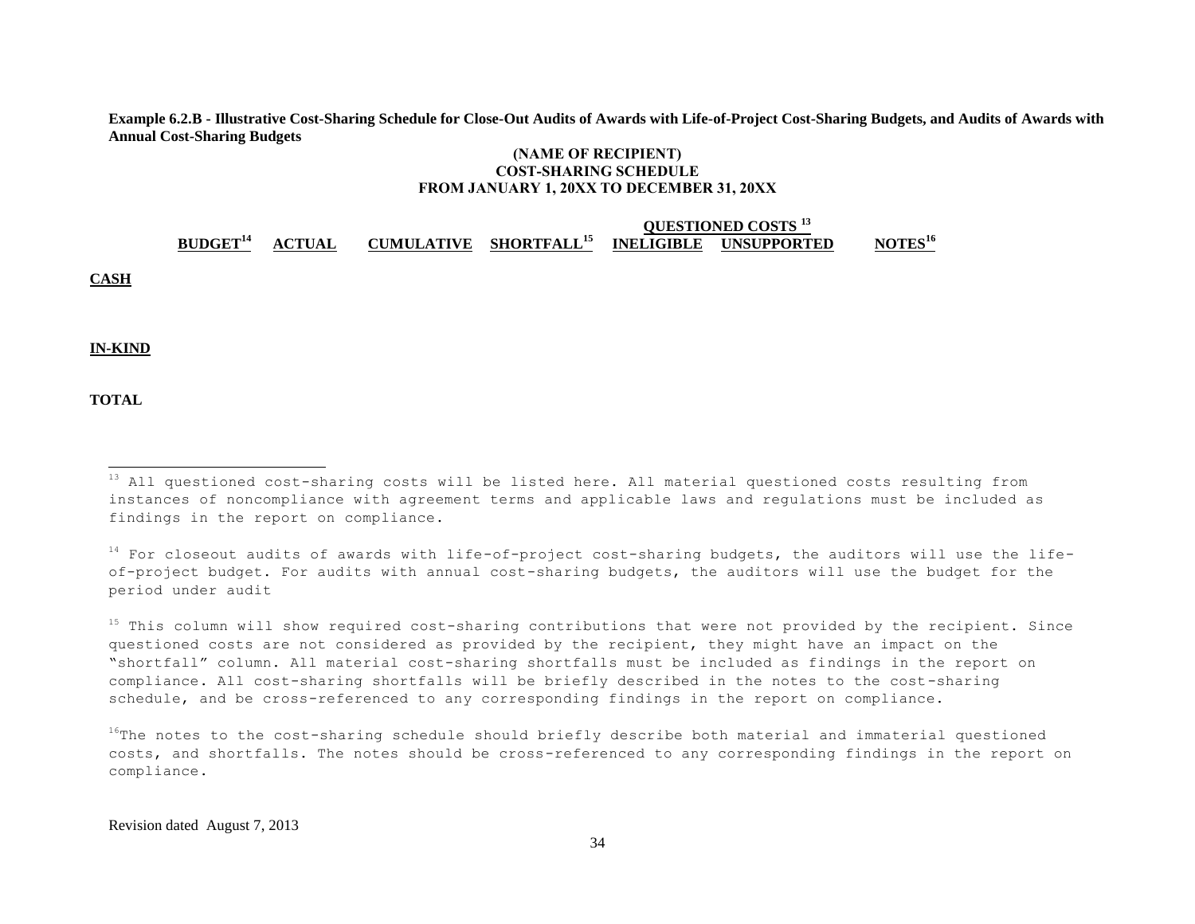**Example 6.2.B - Illustrative Cost-Sharing Schedule for Close-Out Audits of Awards with Life-of-Project Cost-Sharing Budgets, and Audits of Awards with Annual Cost-Sharing Budgets**

**(NAME OF RECIPIENT)**
**COST-SHARING SCHEDULE**
**FROM JANUARY 1, 20XX TO DECEMBER 31, 20XX**

| | BUDGET[14] | ACTUAL | CUMULATIVE | SHORTFALL[15] | QUESTIONED COSTS [13] | | NOTES[16] |
|---|---|---|---|---|---|---|---|
| | | | | | INELIGIBLE | UNSUPPORTED | |
| **CASH** | | | | | | | |
| **IN-KIND** | | | | | | | |
| **TOTAL** | | | | | | | |

---

[13] All questioned cost-sharing costs will be listed here. All material questioned costs resulting from instances of noncompliance with agreement terms and applicable laws and regulations must be included as findings in the report on compliance.

[14] For closeout audits of awards with life-of-project cost-sharing budgets, the auditors will use the life-of-project budget. For audits with annual cost-sharing budgets, the auditors will use the budget for the period under audit

[15] This column will show required cost-sharing contributions that were not provided by the recipient. Since questioned costs are not considered as provided by the recipient, they might have an impact on the "shortfall" column. All material cost-sharing shortfalls must be included as findings in the report on compliance. All cost-sharing shortfalls will be briefly described in the notes to the cost-sharing schedule, and be cross-referenced to any corresponding findings in the report on compliance.

[16] The notes to the cost-sharing schedule should briefly describe both material and immaterial questioned costs, and shortfalls. The notes should be cross-referenced to any corresponding findings in the report on compliance.

Revision dated August 7, 2013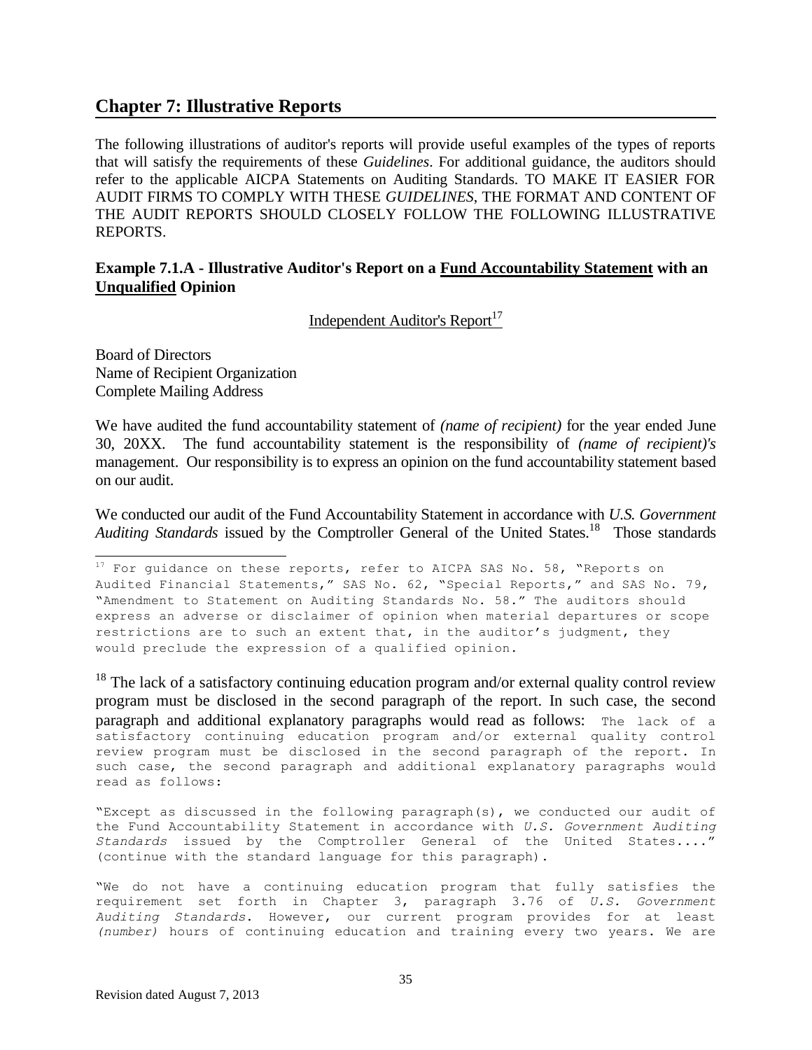## Chapter 7: Illustrative Reports

The following illustrations of auditor's reports will provide useful examples of the types of reports that will satisfy the requirements of these *Guidelines*. For additional guidance, the auditors should refer to the applicable AICPA Statements on Auditing Standards. TO MAKE IT EASIER FOR AUDIT FIRMS TO COMPLY WITH THESE *GUIDELINES*, THE FORMAT AND CONTENT OF THE AUDIT REPORTS SHOULD CLOSELY FOLLOW THE FOLLOWING ILLUSTRATIVE REPORTS.

### Example 7.1.A - Illustrative Auditor's Report on a Fund Accountability Statement with an Unqualified Opinion

Independent Auditor's Report[17]

Board of Directors
Name of Recipient Organization
Complete Mailing Address

We have audited the fund accountability statement of *(name of recipient)* for the year ended June 30, 20XX. The fund accountability statement is the responsibility of *(name of recipient)'s* management. Our responsibility is to express an opinion on the fund accountability statement based on our audit.

We conducted our audit of the Fund Accountability Statement in accordance with *U.S. Government Auditing Standards* issued by the Comptroller General of the United States.[18] Those standards

---

[17] For guidance on these reports, refer to AICPA SAS No. 58, "Reports on Audited Financial Statements," SAS No. 62, "Special Reports," and SAS No. 79, "Amendment to Statement on Auditing Standards No. 58." The auditors should express an adverse or disclaimer of opinion when material departures or scope restrictions are to such an extent that, in the auditor's judgment, they would preclude the expression of a qualified opinion.

[18] The lack of a satisfactory continuing education program and/or external quality control review program must be disclosed in the second paragraph of the report. In such case, the second paragraph and additional explanatory paragraphs would read as follows: The lack of a satisfactory continuing education program and/or external quality control review program must be disclosed in the second paragraph of the report. In such case, the second paragraph and additional explanatory paragraphs would read as follows:

"Except as discussed in the following paragraph(s), we conducted our audit of the Fund Accountability Statement in accordance with *U.S. Government Auditing Standards* issued by the Comptroller General of the United States...." (continue with the standard language for this paragraph).

"We do not have a continuing education program that fully satisfies the requirement set forth in Chapter 3, paragraph 3.76 of *U.S. Government Auditing Standards*. However, our current program provides for at least *(number)* hours of continuing education and training every two years. We are

Revision dated August 7, 2013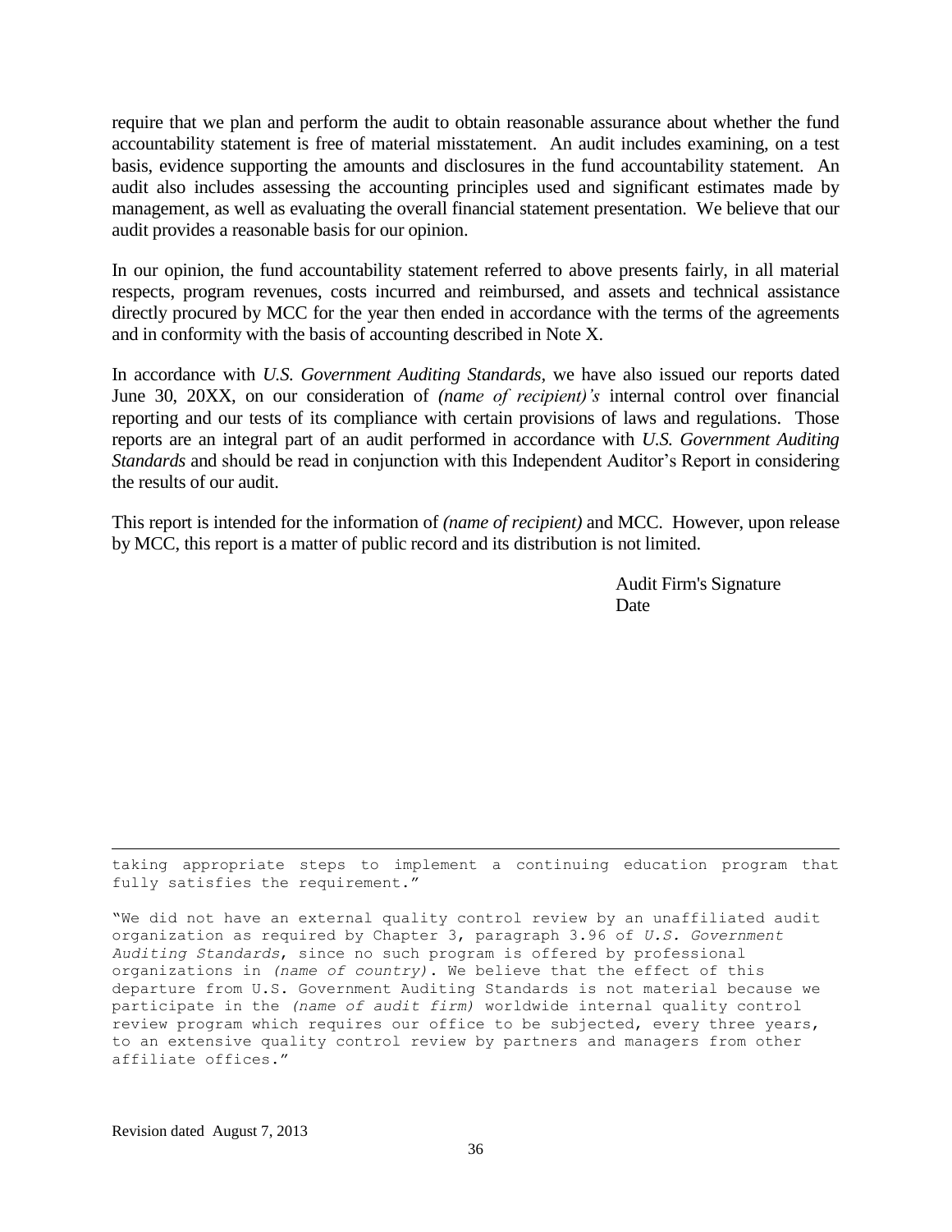require that we plan and perform the audit to obtain reasonable assurance about whether the fund accountability statement is free of material misstatement. An audit includes examining, on a test basis, evidence supporting the amounts and disclosures in the fund accountability statement. An audit also includes assessing the accounting principles used and significant estimates made by management, as well as evaluating the overall financial statement presentation. We believe that our audit provides a reasonable basis for our opinion.

In our opinion, the fund accountability statement referred to above presents fairly, in all material respects, program revenues, costs incurred and reimbursed, and assets and technical assistance directly procured by MCC for the year then ended in accordance with the terms of the agreements and in conformity with the basis of accounting described in Note X.

In accordance with *U.S. Government Auditing Standards*, we have also issued our reports dated June 30, 20XX, on our consideration of *(name of recipient)'s* internal control over financial reporting and our tests of its compliance with certain provisions of laws and regulations. Those reports are an integral part of an audit performed in accordance with *U.S. Government Auditing Standards* and should be read in conjunction with this Independent Auditor's Report in considering the results of our audit.

This report is intended for the information of *(name of recipient)* and MCC. However, upon release by MCC, this report is a matter of public record and its distribution is not limited.

Audit Firm's Signature
Date

---

taking appropriate steps to implement a continuing education program that fully satisfies the requirement."

"We did not have an external quality control review by an unaffiliated audit organization as required by Chapter 3, paragraph 3.96 of *U.S. Government Auditing Standards*, since no such program is offered by professional organizations in *(name of country)*. We believe that the effect of this departure from U.S. Government Auditing Standards is not material because we participate in the *(name of audit firm)* worldwide internal quality control review program which requires our office to be subjected, every three years, to an extensive quality control review by partners and managers from other affiliate offices."

Revision dated August 7, 2013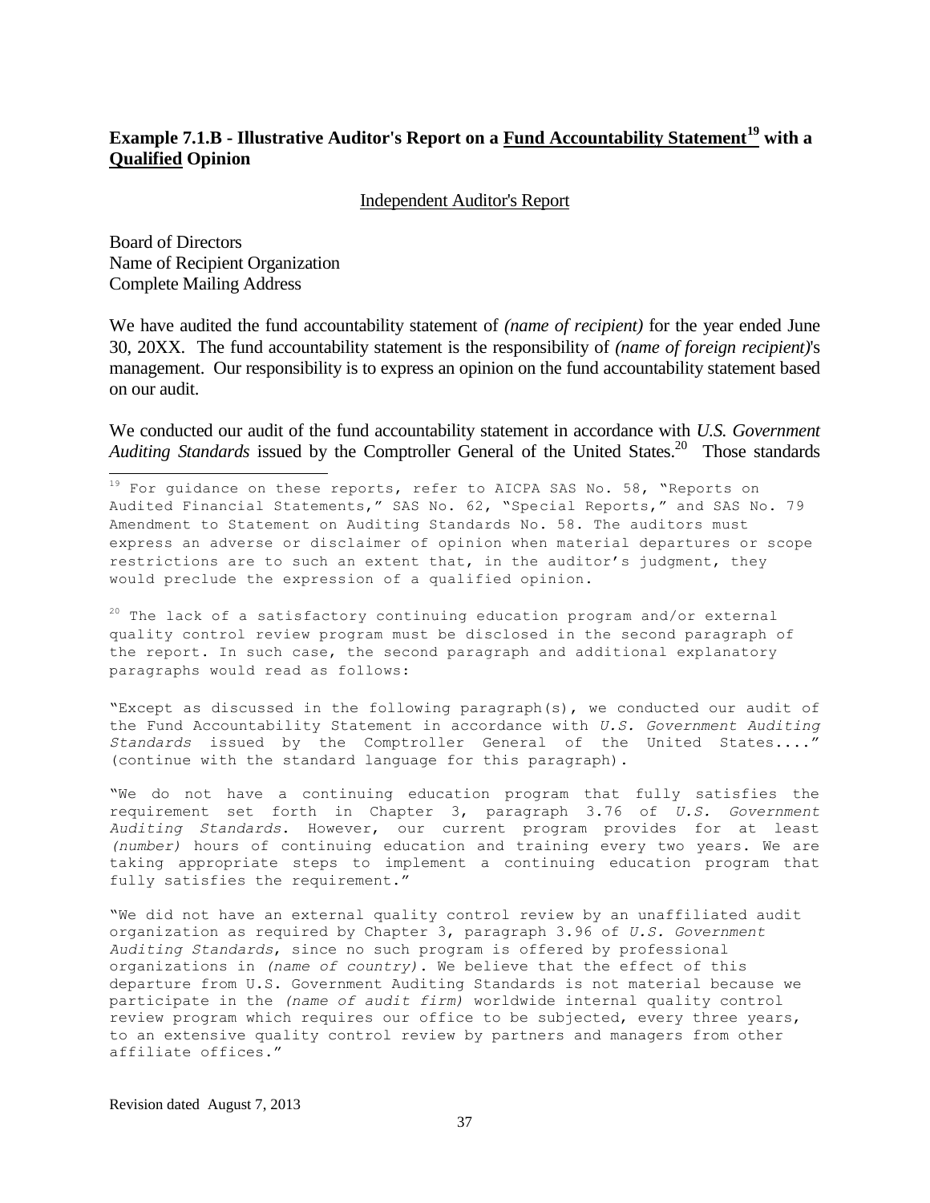## Example 7.1.B - Illustrative Auditor's Report on a <u>Fund Accountability Statement</u>[19] with a <u>Qualified</u> Opinion

<u>Independent Auditor's Report</u>

Board of Directors
Name of Recipient Organization
Complete Mailing Address

We have audited the fund accountability statement of *(name of recipient)* for the year ended June 30, 20XX. The fund accountability statement is the responsibility of *(name of foreign recipient)*'s management. Our responsibility is to express an opinion on the fund accountability statement based on our audit.

We conducted our audit of the fund accountability statement in accordance with *U.S. Government Auditing Standards* issued by the Comptroller General of the United States.[20] Those standards

---

[19] For guidance on these reports, refer to AICPA SAS No. 58, "Reports on Audited Financial Statements," SAS No. 62, "Special Reports," and SAS No. 79 Amendment to Statement on Auditing Standards No. 58. The auditors must express an adverse or disclaimer of opinion when material departures or scope restrictions are to such an extent that, in the auditor's judgment, they would preclude the expression of a qualified opinion.

[20] The lack of a satisfactory continuing education program and/or external quality control review program must be disclosed in the second paragraph of the report. In such case, the second paragraph and additional explanatory paragraphs would read as follows:

"Except as discussed in the following paragraph(s), we conducted our audit of the Fund Accountability Statement in accordance with *U.S. Government Auditing Standards* issued by the Comptroller General of the United States...." (continue with the standard language for this paragraph).

"We do not have a continuing education program that fully satisfies the requirement set forth in Chapter 3, paragraph 3.76 of *U.S. Government Auditing Standards*. However, our current program provides for at least *(number)* hours of continuing education and training every two years. We are taking appropriate steps to implement a continuing education program that fully satisfies the requirement."

"We did not have an external quality control review by an unaffiliated audit organization as required by Chapter 3, paragraph 3.96 of *U.S. Government Auditing Standards*, since no such program is offered by professional organizations in *(name of country)*. We believe that the effect of this departure from U.S. Government Auditing Standards is not material because we participate in the *(name of audit firm)* worldwide internal quality control review program which requires our office to be subjected, every three years, to an extensive quality control review by partners and managers from other affiliate offices."

Revision dated August 7, 2013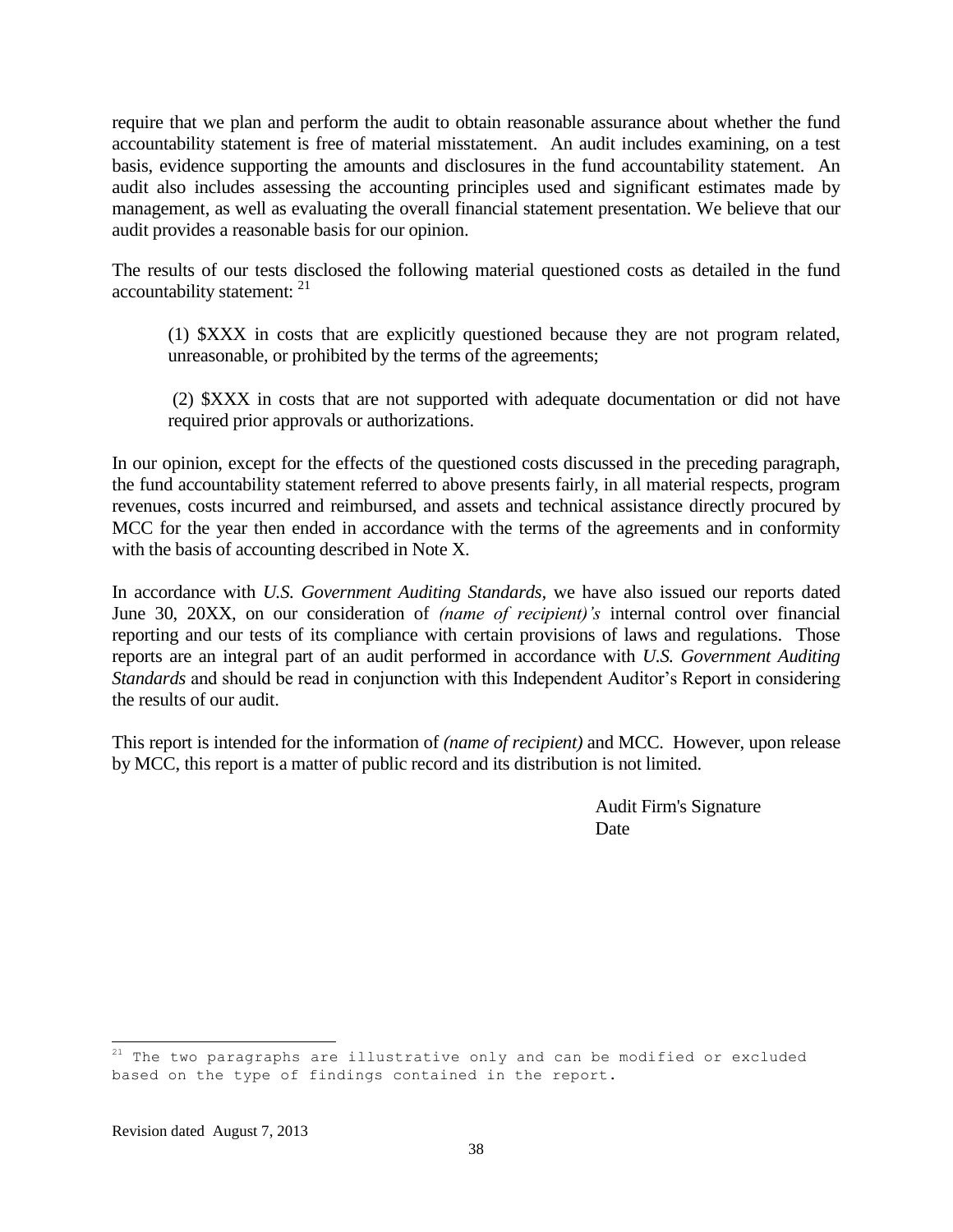require that we plan and perform the audit to obtain reasonable assurance about whether the fund accountability statement is free of material misstatement. An audit includes examining, on a test basis, evidence supporting the amounts and disclosures in the fund accountability statement. An audit also includes assessing the accounting principles used and significant estimates made by management, as well as evaluating the overall financial statement presentation. We believe that our audit provides a reasonable basis for our opinion.

The results of our tests disclosed the following material questioned costs as detailed in the fund accountability statement: [21]

> (1) $XXX in costs that are explicitly questioned because they are not program related, unreasonable, or prohibited by the terms of the agreements;
>
> (2) $XXX in costs that are not supported with adequate documentation or did not have required prior approvals or authorizations.

In our opinion, except for the effects of the questioned costs discussed in the preceding paragraph, the fund accountability statement referred to above presents fairly, in all material respects, program revenues, costs incurred and reimbursed, and assets and technical assistance directly procured by MCC for the year then ended in accordance with the terms of the agreements and in conformity with the basis of accounting described in Note X.

In accordance with *U.S. Government Auditing Standards*, we have also issued our reports dated June 30, 20XX, on our consideration of *(name of recipient)'s* internal control over financial reporting and our tests of its compliance with certain provisions of laws and regulations. Those reports are an integral part of an audit performed in accordance with *U.S. Government Auditing Standards* and should be read in conjunction with this Independent Auditor's Report in considering the results of our audit.

This report is intended for the information of *(name of recipient)* and MCC. However, upon release by MCC, this report is a matter of public record and its distribution is not limited.

Audit Firm's Signature
Date

---

[21] The two paragraphs are illustrative only and can be modified or excluded based on the type of findings contained in the report.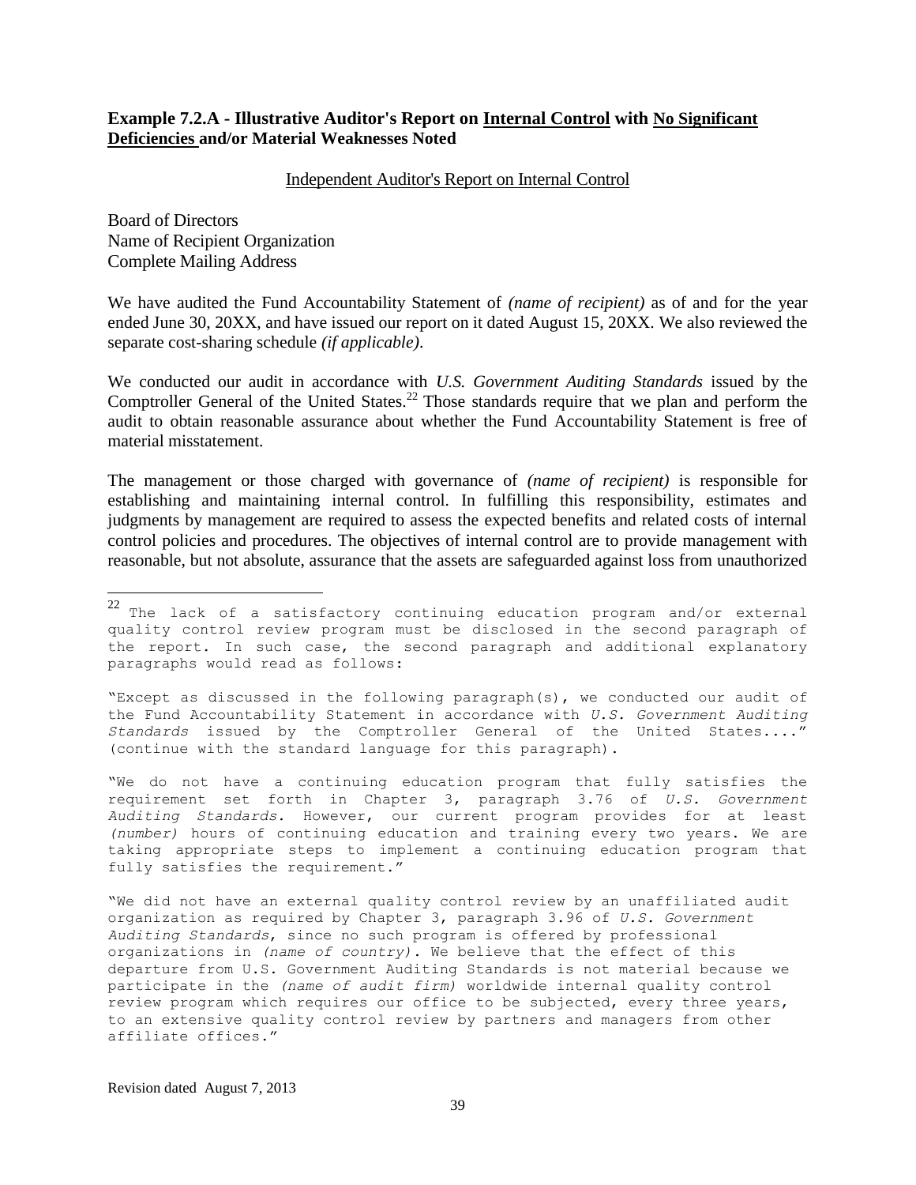### Example 7.2.A - Illustrative Auditor's Report on <u>Internal Control</u> with <u>No Significant Deficiencies</u> and/or Material Weaknesses Noted

<u>Independent Auditor's Report on Internal Control</u>

Board of Directors
Name of Recipient Organization
Complete Mailing Address

We have audited the Fund Accountability Statement of *(name of recipient)* as of and for the year ended June 30, 20XX, and have issued our report on it dated August 15, 20XX. We also reviewed the separate cost-sharing schedule *(if applicable)*.

We conducted our audit in accordance with *U.S. Government Auditing Standards* issued by the Comptroller General of the United States.[22] Those standards require that we plan and perform the audit to obtain reasonable assurance about whether the Fund Accountability Statement is free of material misstatement.

The management or those charged with governance of *(name of recipient)* is responsible for establishing and maintaining internal control. In fulfilling this responsibility, estimates and judgments by management are required to assess the expected benefits and related costs of internal control policies and procedures. The objectives of internal control are to provide management with reasonable, but not absolute, assurance that the assets are safeguarded against loss from unauthorized

---

[22] The lack of a satisfactory continuing education program and/or external quality control review program must be disclosed in the second paragraph of the report. In such case, the second paragraph and additional explanatory paragraphs would read as follows:

"Except as discussed in the following paragraph(s), we conducted our audit of the Fund Accountability Statement in accordance with *U.S. Government Auditing Standards* issued by the Comptroller General of the United States...." (continue with the standard language for this paragraph).

"We do not have a continuing education program that fully satisfies the requirement set forth in Chapter 3, paragraph 3.76 of *U.S. Government Auditing Standards*. However, our current program provides for at least *(number)* hours of continuing education and training every two years. We are taking appropriate steps to implement a continuing education program that fully satisfies the requirement."

"We did not have an external quality control review by an unaffiliated audit organization as required by Chapter 3, paragraph 3.96 of *U.S. Government Auditing Standards*, since no such program is offered by professional organizations in *(name of country)*. We believe that the effect of this departure from U.S. Government Auditing Standards is not material because we participate in the *(name of audit firm)* worldwide internal quality control review program which requires our office to be subjected, every three years, to an extensive quality control review by partners and managers from other affiliate offices."

Revision dated August 7, 2013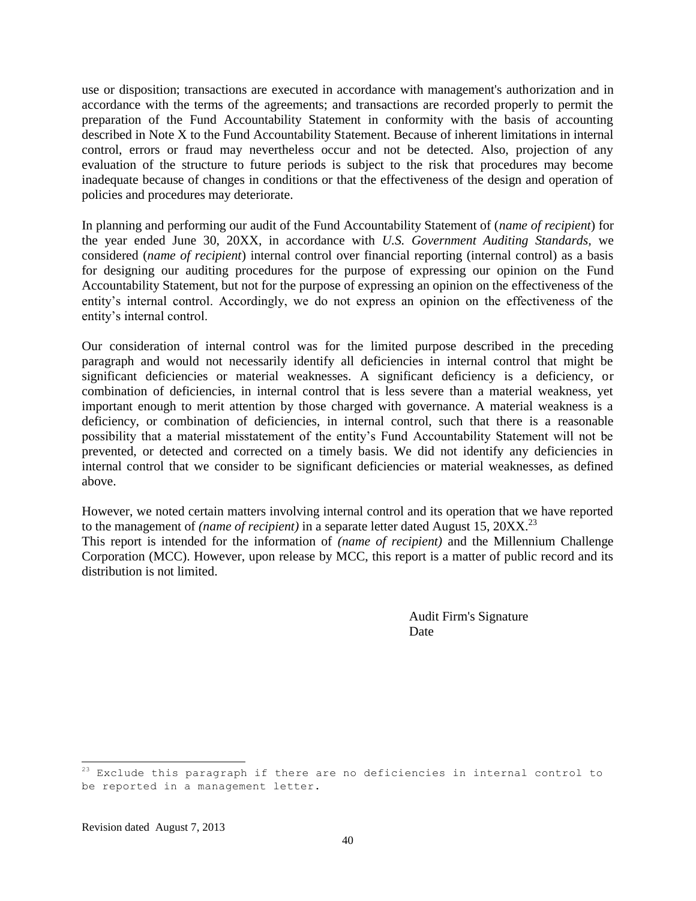use or disposition; transactions are executed in accordance with management's authorization and in accordance with the terms of the agreements; and transactions are recorded properly to permit the preparation of the Fund Accountability Statement in conformity with the basis of accounting described in Note X to the Fund Accountability Statement. Because of inherent limitations in internal control, errors or fraud may nevertheless occur and not be detected. Also, projection of any evaluation of the structure to future periods is subject to the risk that procedures may become inadequate because of changes in conditions or that the effectiveness of the design and operation of policies and procedures may deteriorate.

In planning and performing our audit of the Fund Accountability Statement of (*name of recipient*) for the year ended June 30, 20XX, in accordance with *U.S. Government Auditing Standards*, we considered (*name of recipient*) internal control over financial reporting (internal control) as a basis for designing our auditing procedures for the purpose of expressing our opinion on the Fund Accountability Statement, but not for the purpose of expressing an opinion on the effectiveness of the entity's internal control. Accordingly, we do not express an opinion on the effectiveness of the entity's internal control.

Our consideration of internal control was for the limited purpose described in the preceding paragraph and would not necessarily identify all deficiencies in internal control that might be significant deficiencies or material weaknesses. A significant deficiency is a deficiency, or combination of deficiencies, in internal control that is less severe than a material weakness, yet important enough to merit attention by those charged with governance. A material weakness is a deficiency, or combination of deficiencies, in internal control, such that there is a reasonable possibility that a material misstatement of the entity's Fund Accountability Statement will not be prevented, or detected and corrected on a timely basis. We did not identify any deficiencies in internal control that we consider to be significant deficiencies or material weaknesses, as defined above.

However, we noted certain matters involving internal control and its operation that we have reported to the management of *(name of recipient)* in a separate letter dated August 15, 20XX.[23]

This report is intended for the information of *(name of recipient)* and the Millennium Challenge Corporation (MCC). However, upon release by MCC, this report is a matter of public record and its distribution is not limited.

Audit Firm's Signature
Date

---

[23] Exclude this paragraph if there are no deficiencies in internal control to be reported in a management letter.

Revision dated August 7, 2013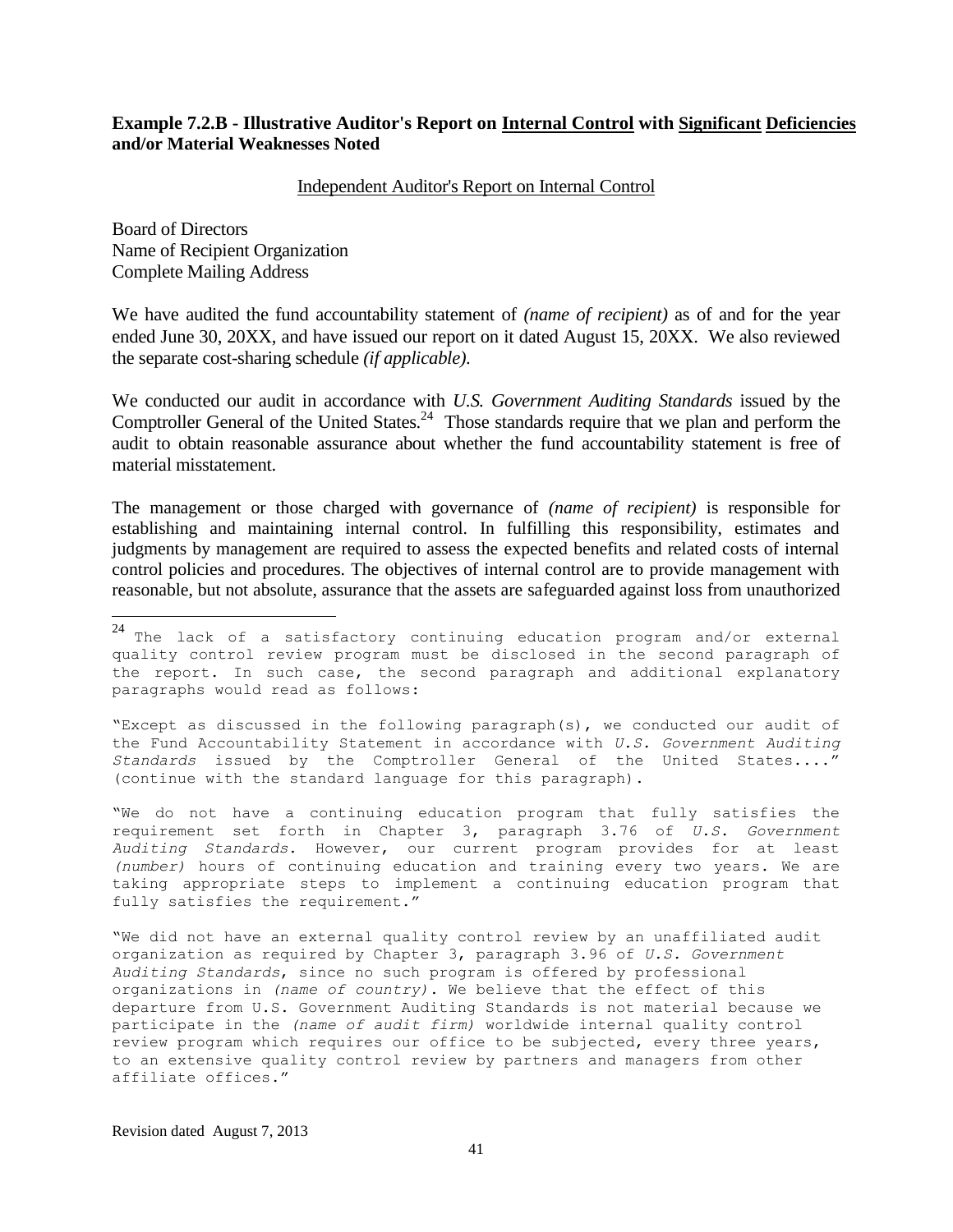**Example 7.2.B - Illustrative Auditor's Report on Internal Control with Significant Deficiencies and/or Material Weaknesses Noted**

Independent Auditor's Report on Internal Control

Board of Directors
Name of Recipient Organization
Complete Mailing Address

We have audited the fund accountability statement of *(name of recipient)* as of and for the year ended June 30, 20XX, and have issued our report on it dated August 15, 20XX. We also reviewed the separate cost-sharing schedule *(if applicable).*

We conducted our audit in accordance with *U.S. Government Auditing Standards* issued by the Comptroller General of the United States.[24] Those standards require that we plan and perform the audit to obtain reasonable assurance about whether the fund accountability statement is free of material misstatement.

The management or those charged with governance of *(name of recipient)* is responsible for establishing and maintaining internal control. In fulfilling this responsibility, estimates and judgments by management are required to assess the expected benefits and related costs of internal control policies and procedures. The objectives of internal control are to provide management with reasonable, but not absolute, assurance that the assets are safeguarded against loss from unauthorized

---

[24] The lack of a satisfactory continuing education program and/or external quality control review program must be disclosed in the second paragraph of the report. In such case, the second paragraph and additional explanatory paragraphs would read as follows:

"Except as discussed in the following paragraph(s), we conducted our audit of the Fund Accountability Statement in accordance with *U.S. Government Auditing Standards* issued by the Comptroller General of the United States...." (continue with the standard language for this paragraph).

"We do not have a continuing education program that fully satisfies the requirement set forth in Chapter 3, paragraph 3.76 of *U.S. Government Auditing Standards*. However, our current program provides for at least *(number)* hours of continuing education and training every two years. We are taking appropriate steps to implement a continuing education program that fully satisfies the requirement."

"We did not have an external quality control review by an unaffiliated audit organization as required by Chapter 3, paragraph 3.96 of *U.S. Government Auditing Standards*, since no such program is offered by professional organizations in *(name of country)*. We believe that the effect of this departure from U.S. Government Auditing Standards is not material because we participate in the *(name of audit firm)* worldwide internal quality control review program which requires our office to be subjected, every three years, to an extensive quality control review by partners and managers from other affiliate offices."

Revision dated August 7, 2013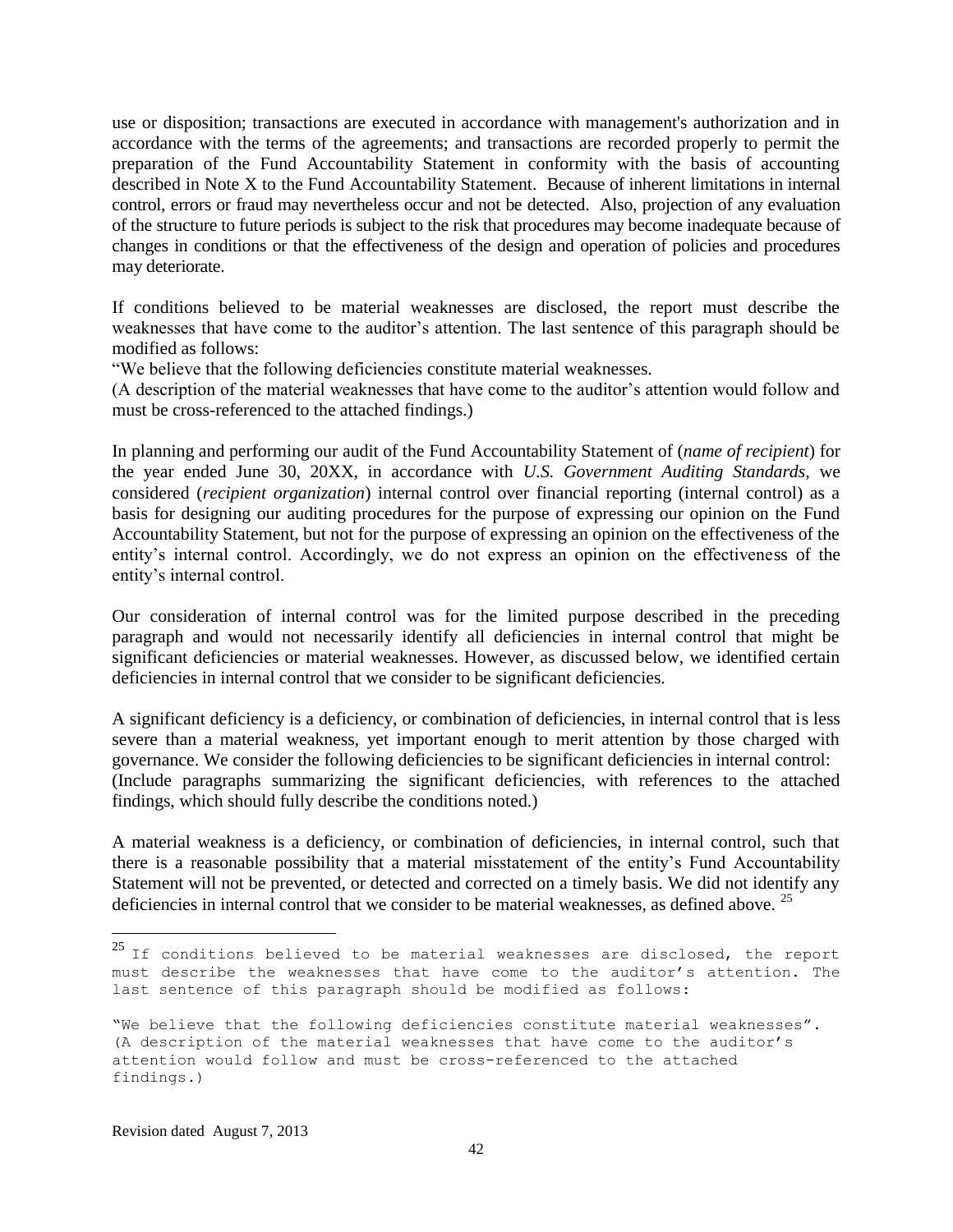use or disposition; transactions are executed in accordance with management's authorization and in accordance with the terms of the agreements; and transactions are recorded properly to permit the preparation of the Fund Accountability Statement in conformity with the basis of accounting described in Note X to the Fund Accountability Statement. Because of inherent limitations in internal control, errors or fraud may nevertheless occur and not be detected. Also, projection of any evaluation of the structure to future periods is subject to the risk that procedures may become inadequate because of changes in conditions or that the effectiveness of the design and operation of policies and procedures may deteriorate.

If conditions believed to be material weaknesses are disclosed, the report must describe the weaknesses that have come to the auditor's attention. The last sentence of this paragraph should be modified as follows:
"We believe that the following deficiencies constitute material weaknesses.
(A description of the material weaknesses that have come to the auditor's attention would follow and must be cross-referenced to the attached findings.)

In planning and performing our audit of the Fund Accountability Statement of (*name of recipient*) for the year ended June 30, 20XX, in accordance with *U.S. Government Auditing Standards*, we considered (*recipient organization*) internal control over financial reporting (internal control) as a basis for designing our auditing procedures for the purpose of expressing our opinion on the Fund Accountability Statement, but not for the purpose of expressing an opinion on the effectiveness of the entity's internal control. Accordingly, we do not express an opinion on the effectiveness of the entity's internal control.

Our consideration of internal control was for the limited purpose described in the preceding paragraph and would not necessarily identify all deficiencies in internal control that might be significant deficiencies or material weaknesses. However, as discussed below, we identified certain deficiencies in internal control that we consider to be significant deficiencies.

A significant deficiency is a deficiency, or combination of deficiencies, in internal control that is less severe than a material weakness, yet important enough to merit attention by those charged with governance. We consider the following deficiencies to be significant deficiencies in internal control:
(Include paragraphs summarizing the significant deficiencies, with references to the attached findings, which should fully describe the conditions noted.)

A material weakness is a deficiency, or combination of deficiencies, in internal control, such that there is a reasonable possibility that a material misstatement of the entity's Fund Accountability Statement will not be prevented, or detected and corrected on a timely basis. We did not identify any deficiencies in internal control that we consider to be material weaknesses, as defined above. [25]

---

[25] If conditions believed to be material weaknesses are disclosed, the report must describe the weaknesses that have come to the auditor's attention. The last sentence of this paragraph should be modified as follows:

"We believe that the following deficiencies constitute material weaknesses".
(A description of the material weaknesses that have come to the auditor's attention would follow and must be cross-referenced to the attached findings.)

Revision dated August 7, 2013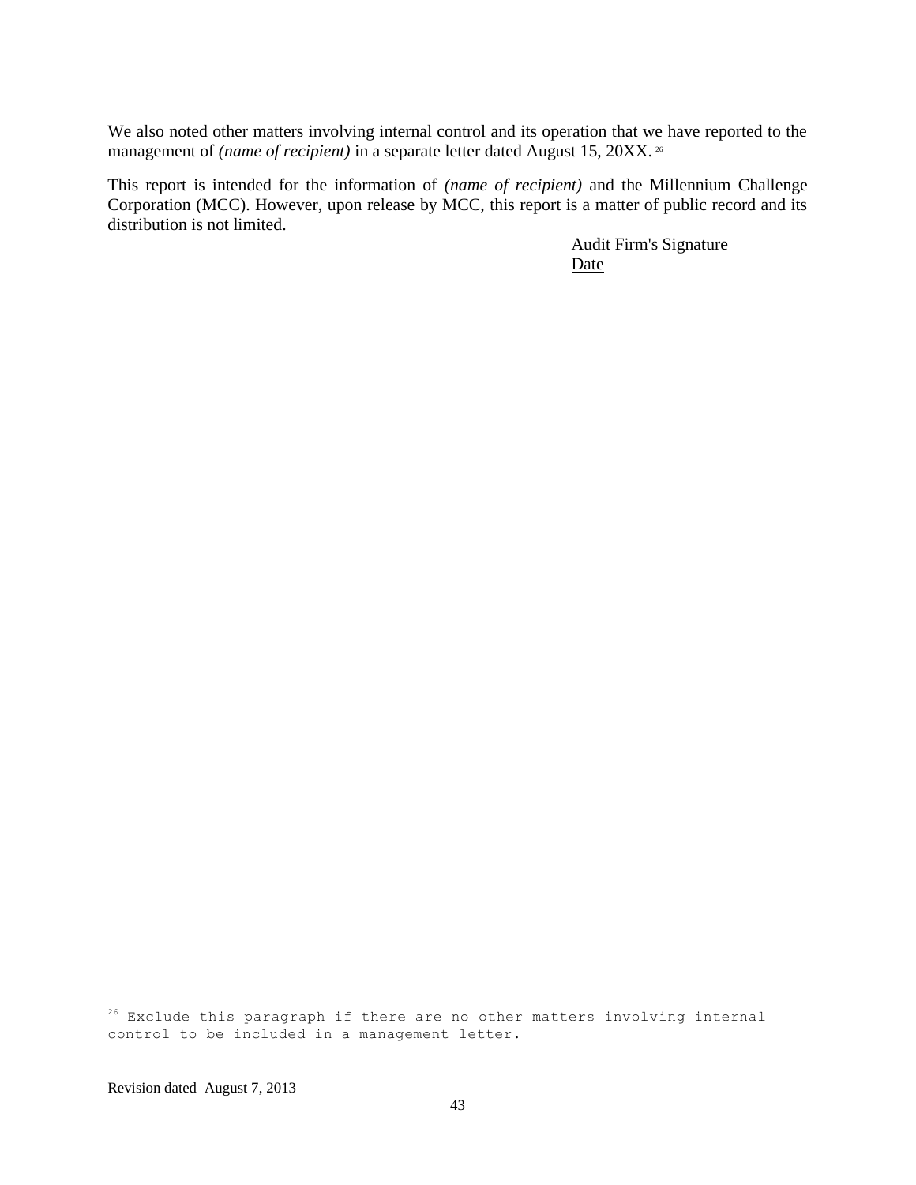We also noted other matters involving internal control and its operation that we have reported to the management of *(name of recipient)* in a separate letter dated August 15, 20XX. [26]

This report is intended for the information of *(name of recipient)* and the Millennium Challenge Corporation (MCC). However, upon release by MCC, this report is a matter of public record and its distribution is not limited.

Audit Firm's Signature
Date

---

[26] Exclude this paragraph if there are no other matters involving internal control to be included in a management letter.

Revision dated August 7, 2013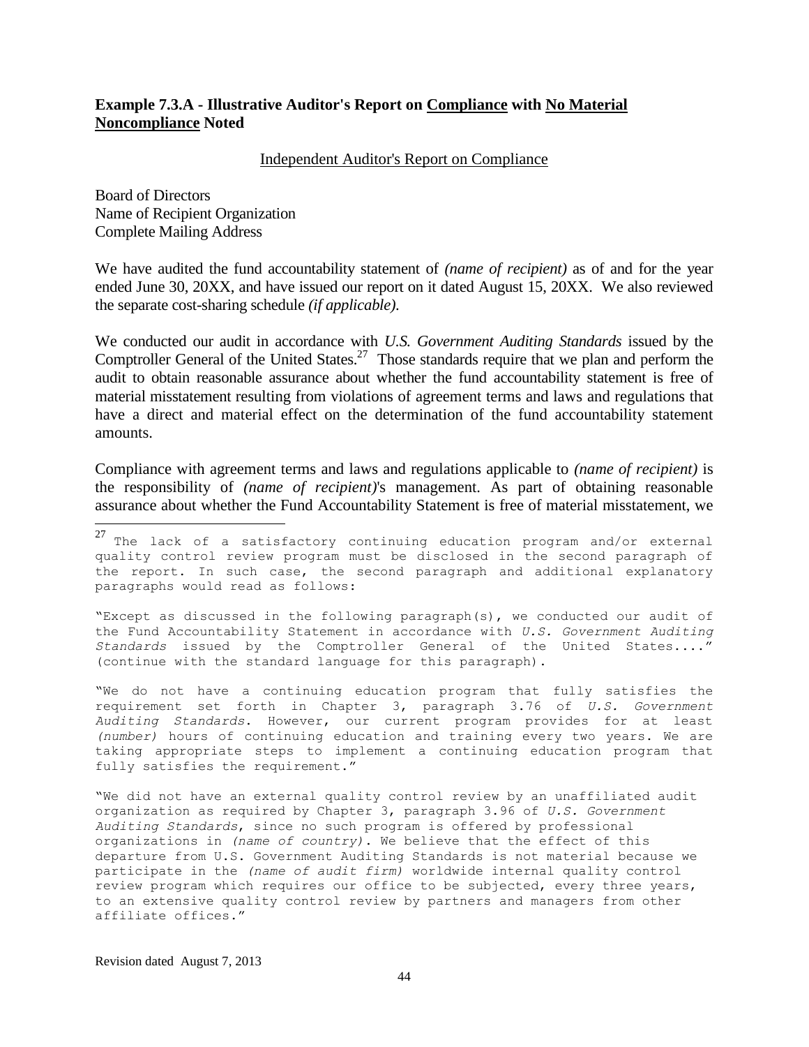**Example 7.3.A - Illustrative Auditor's Report on <u>Compliance</u> with <u>No Material Noncompliance</u> Noted**

<u>Independent Auditor's Report on Compliance</u>

Board of Directors
Name of Recipient Organization
Complete Mailing Address

We have audited the fund accountability statement of *(name of recipient)* as of and for the year ended June 30, 20XX, and have issued our report on it dated August 15, 20XX. We also reviewed the separate cost-sharing schedule *(if applicable).*

We conducted our audit in accordance with *U.S. Government Auditing Standards* issued by the Comptroller General of the United States.[27] Those standards require that we plan and perform the audit to obtain reasonable assurance about whether the fund accountability statement is free of material misstatement resulting from violations of agreement terms and laws and regulations that have a direct and material effect on the determination of the fund accountability statement amounts.

Compliance with agreement terms and laws and regulations applicable to *(name of recipient)* is the responsibility of *(name of recipient)*'s management. As part of obtaining reasonable assurance about whether the Fund Accountability Statement is free of material misstatement, we

---

[27] The lack of a satisfactory continuing education program and/or external quality control review program must be disclosed in the second paragraph of the report. In such case, the second paragraph and additional explanatory paragraphs would read as follows:

"Except as discussed in the following paragraph(s), we conducted our audit of the Fund Accountability Statement in accordance with *U.S. Government Auditing Standards* issued by the Comptroller General of the United States...." (continue with the standard language for this paragraph).

"We do not have a continuing education program that fully satisfies the requirement set forth in Chapter 3, paragraph 3.76 of *U.S. Government Auditing Standards*. However, our current program provides for at least *(number)* hours of continuing education and training every two years. We are taking appropriate steps to implement a continuing education program that fully satisfies the requirement."

"We did not have an external quality control review by an unaffiliated audit organization as required by Chapter 3, paragraph 3.96 of *U.S. Government Auditing Standards*, since no such program is offered by professional organizations in *(name of country)*. We believe that the effect of this departure from U.S. Government Auditing Standards is not material because we participate in the *(name of audit firm)* worldwide internal quality control review program which requires our office to be subjected, every three years, to an extensive quality control review by partners and managers from other affiliate offices."

Revision dated August 7, 2013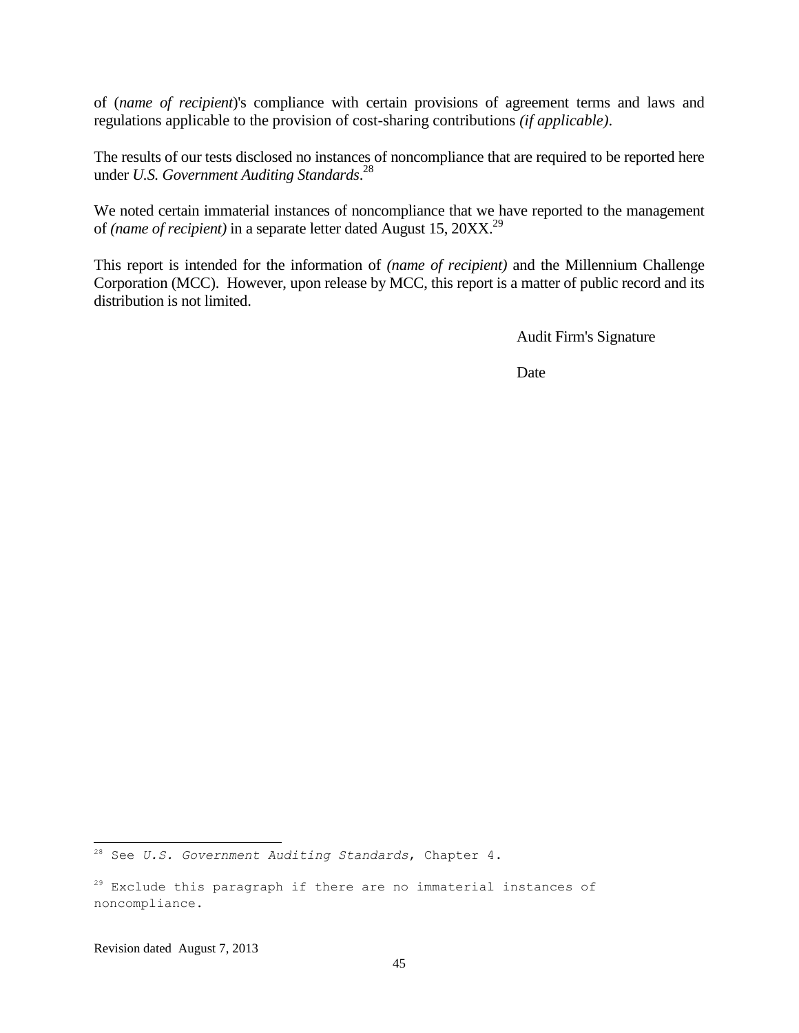of (*name of recipient*)'s compliance with certain provisions of agreement terms and laws and regulations applicable to the provision of cost-sharing contributions *(if applicable)*.

The results of our tests disclosed no instances of noncompliance that are required to be reported here under *U.S. Government Auditing Standards*.[28]

We noted certain immaterial instances of noncompliance that we have reported to the management of *(name of recipient)* in a separate letter dated August 15, 20XX.[29]

This report is intended for the information of *(name of recipient)* and the Millennium Challenge Corporation (MCC). However, upon release by MCC, this report is a matter of public record and its distribution is not limited.

Audit Firm's Signature

Date

---

[28] See *U.S. Government Auditing Standards*, Chapter 4.

[29] Exclude this paragraph if there are no immaterial instances of noncompliance.

Revision dated August 7, 2013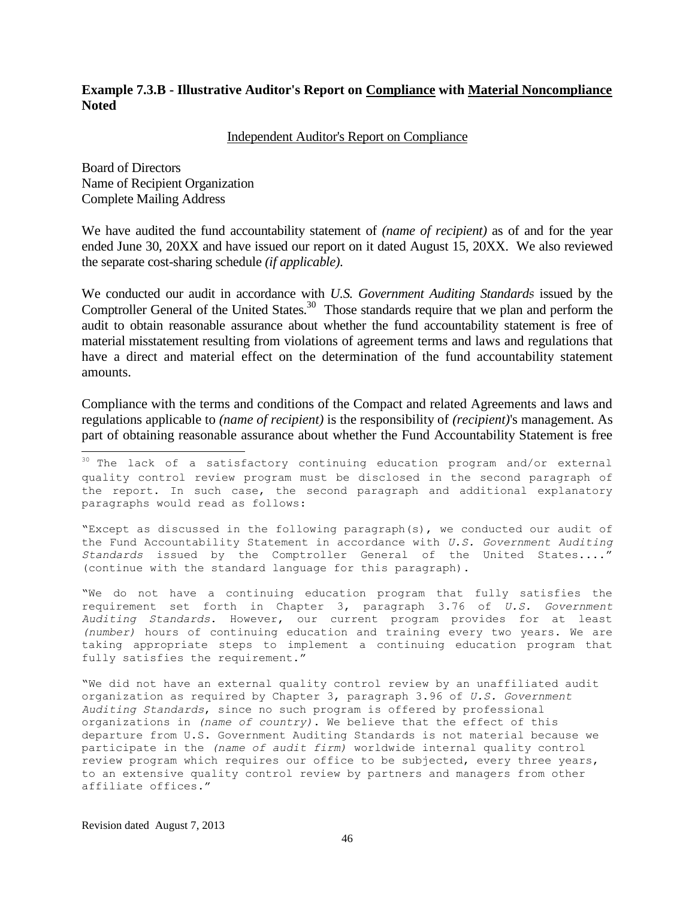### Example 7.3.B - Illustrative Auditor's Report on <u>Compliance</u> with <u>Material Noncompliance</u> Noted

<u>Independent Auditor's Report on Compliance</u>

Board of Directors
Name of Recipient Organization
Complete Mailing Address

We have audited the fund accountability statement of *(name of recipient)* as of and for the year ended June 30, 20XX and have issued our report on it dated August 15, 20XX. We also reviewed the separate cost-sharing schedule *(if applicable).*

We conducted our audit in accordance with *U.S. Government Auditing Standards* issued by the Comptroller General of the United States.[30] Those standards require that we plan and perform the audit to obtain reasonable assurance about whether the fund accountability statement is free of material misstatement resulting from violations of agreement terms and laws and regulations that have a direct and material effect on the determination of the fund accountability statement amounts.

Compliance with the terms and conditions of the Compact and related Agreements and laws and regulations applicable to *(name of recipient)* is the responsibility of *(recipient)*'s management. As part of obtaining reasonable assurance about whether the Fund Accountability Statement is free

---

[30] The lack of a satisfactory continuing education program and/or external quality control review program must be disclosed in the second paragraph of the report. In such case, the second paragraph and additional explanatory paragraphs would read as follows:

"Except as discussed in the following paragraph(s), we conducted our audit of the Fund Accountability Statement in accordance with *U.S. Government Auditing Standards* issued by the Comptroller General of the United States...." (continue with the standard language for this paragraph).

"We do not have a continuing education program that fully satisfies the requirement set forth in Chapter 3, paragraph 3.76 of *U.S. Government Auditing Standards*. However, our current program provides for at least *(number)* hours of continuing education and training every two years. We are taking appropriate steps to implement a continuing education program that fully satisfies the requirement."

"We did not have an external quality control review by an unaffiliated audit organization as required by Chapter 3, paragraph 3.96 of *U.S. Government Auditing Standards*, since no such program is offered by professional organizations in *(name of country)*. We believe that the effect of this departure from U.S. Government Auditing Standards is not material because we participate in the *(name of audit firm)* worldwide internal quality control review program which requires our office to be subjected, every three years, to an extensive quality control review by partners and managers from other affiliate offices."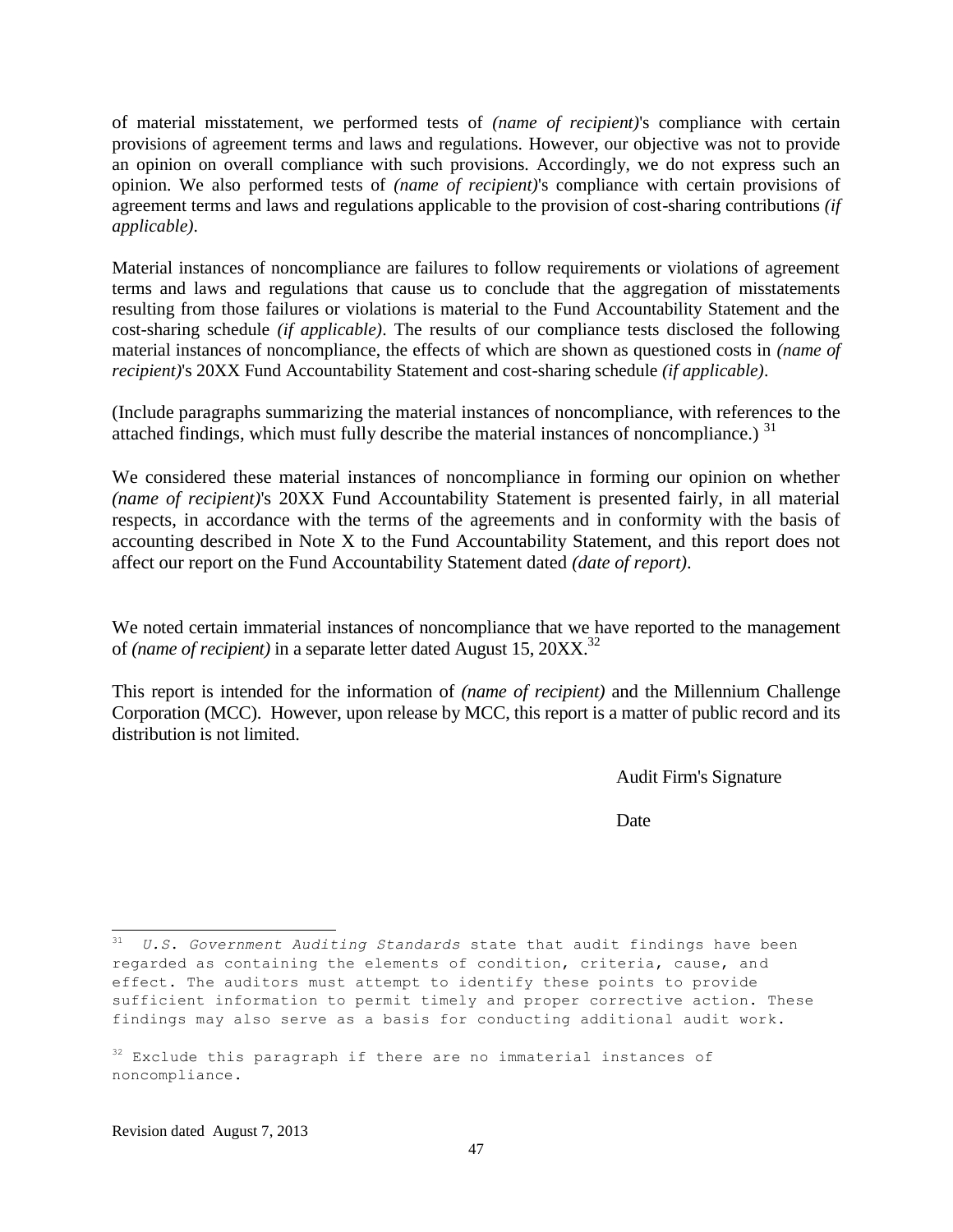of material misstatement, we performed tests of *(name of recipient)*'s compliance with certain provisions of agreement terms and laws and regulations. However, our objective was not to provide an opinion on overall compliance with such provisions. Accordingly, we do not express such an opinion. We also performed tests of *(name of recipient)*'s compliance with certain provisions of agreement terms and laws and regulations applicable to the provision of cost-sharing contributions *(if applicable)*.

Material instances of noncompliance are failures to follow requirements or violations of agreement terms and laws and regulations that cause us to conclude that the aggregation of misstatements resulting from those failures or violations is material to the Fund Accountability Statement and the cost-sharing schedule *(if applicable)*. The results of our compliance tests disclosed the following material instances of noncompliance, the effects of which are shown as questioned costs in *(name of recipient)*'s 20XX Fund Accountability Statement and cost-sharing schedule *(if applicable)*.

(Include paragraphs summarizing the material instances of noncompliance, with references to the attached findings, which must fully describe the material instances of noncompliance.) [31]

We considered these material instances of noncompliance in forming our opinion on whether *(name of recipient)*'s 20XX Fund Accountability Statement is presented fairly, in all material respects, in accordance with the terms of the agreements and in conformity with the basis of accounting described in Note X to the Fund Accountability Statement, and this report does not affect our report on the Fund Accountability Statement dated *(date of report)*.

We noted certain immaterial instances of noncompliance that we have reported to the management of *(name of recipient)* in a separate letter dated August 15, 20XX.[32]

This report is intended for the information of *(name of recipient)* and the Millennium Challenge Corporation (MCC). However, upon release by MCC, this report is a matter of public record and its distribution is not limited.

Audit Firm's Signature

Date

---

[31] *U.S. Government Auditing Standards* state that audit findings have been regarded as containing the elements of condition, criteria, cause, and effect. The auditors must attempt to identify these points to provide sufficient information to permit timely and proper corrective action. These findings may also serve as a basis for conducting additional audit work.

[32] Exclude this paragraph if there are no immaterial instances of noncompliance.

Revision dated August 7, 2013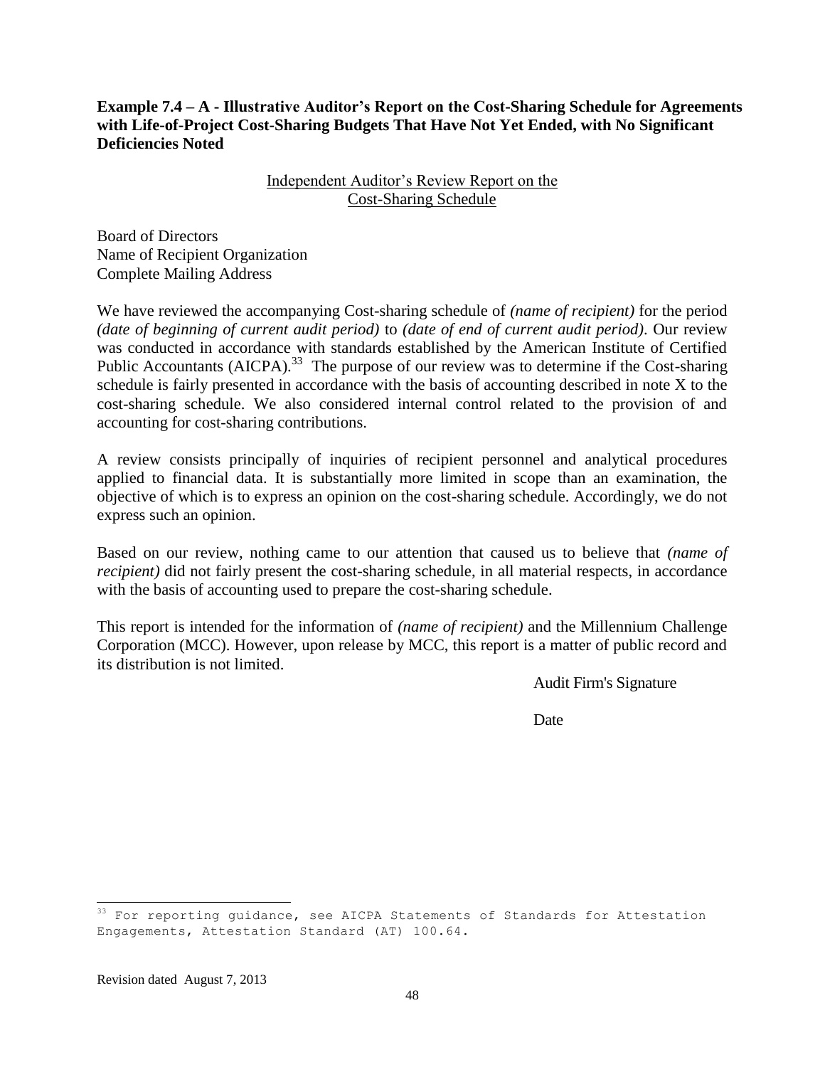**Example 7.4 – A - Illustrative Auditor's Report on the Cost-Sharing Schedule for Agreements with Life-of-Project Cost-Sharing Budgets That Have Not Yet Ended, with No Significant Deficiencies Noted**

<u>Independent Auditor's Review Report on the Cost-Sharing Schedule</u>

Board of Directors
Name of Recipient Organization
Complete Mailing Address

We have reviewed the accompanying Cost-sharing schedule of *(name of recipient)* for the period *(date of beginning of current audit period)* to *(date of end of current audit period)*. Our review was conducted in accordance with standards established by the American Institute of Certified Public Accountants (AICPA).[33] The purpose of our review was to determine if the Cost-sharing schedule is fairly presented in accordance with the basis of accounting described in note X to the cost-sharing schedule. We also considered internal control related to the provision of and accounting for cost-sharing contributions.

A review consists principally of inquiries of recipient personnel and analytical procedures applied to financial data. It is substantially more limited in scope than an examination, the objective of which is to express an opinion on the cost-sharing schedule. Accordingly, we do not express such an opinion.

Based on our review, nothing came to our attention that caused us to believe that *(name of recipient)* did not fairly present the cost-sharing schedule, in all material respects, in accordance with the basis of accounting used to prepare the cost-sharing schedule.

This report is intended for the information of *(name of recipient)* and the Millennium Challenge Corporation (MCC). However, upon release by MCC, this report is a matter of public record and its distribution is not limited.

Audit Firm's Signature

Date

---

[33] For reporting guidance, see AICPA Statements of Standards for Attestation Engagements, Attestation Standard (AT) 100.64.

Revision dated August 7, 2013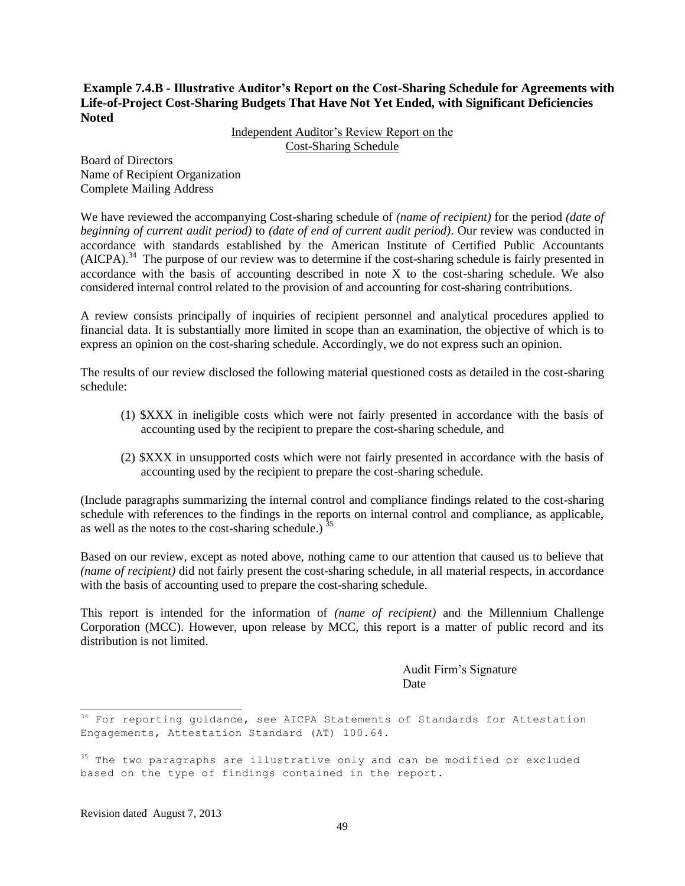**Example 7.4.B - Illustrative Auditor's Report on the Cost-Sharing Schedule for Agreements with Life-of-Project Cost-Sharing Budgets That Have Not Yet Ended, with Significant Deficiencies Noted**

Independent Auditor's Review Report on the Cost-Sharing Schedule

Board of Directors
Name of Recipient Organization
Complete Mailing Address

We have reviewed the accompanying Cost-sharing schedule of *(name of recipient)* for the period *(date of beginning of current audit period)* to *(date of end of current audit period)*. Our review was conducted in accordance with standards established by the American Institute of Certified Public Accountants (AICPA).[34] The purpose of our review was to determine if the cost-sharing schedule is fairly presented in accordance with the basis of accounting described in note X to the cost-sharing schedule. We also considered internal control related to the provision of and accounting for cost-sharing contributions.

A review consists principally of inquiries of recipient personnel and analytical procedures applied to financial data. It is substantially more limited in scope than an examination, the objective of which is to express an opinion on the cost-sharing schedule. Accordingly, we do not express such an opinion.

The results of our review disclosed the following material questioned costs as detailed in the cost-sharing schedule:

(1) $XXX in ineligible costs which were not fairly presented in accordance with the basis of accounting used by the recipient to prepare the cost-sharing schedule, and

(2) $XXX in unsupported costs which were not fairly presented in accordance with the basis of accounting used by the recipient to prepare the cost-sharing schedule.

(Include paragraphs summarizing the internal control and compliance findings related to the cost-sharing schedule with references to the findings in the reports on internal control and compliance, as applicable, as well as the notes to the cost-sharing schedule.)[35]

Based on our review, except as noted above, nothing came to our attention that caused us to believe that *(name of recipient)* did not fairly present the cost-sharing schedule, in all material respects, in accordance with the basis of accounting used to prepare the cost-sharing schedule.

This report is intended for the information of *(name of recipient)* and the Millennium Challenge Corporation (MCC). However, upon release by MCC, this report is a matter of public record and its distribution is not limited.

Audit Firm's Signature
Date

---

[34] For reporting guidance, see AICPA Statements of Standards for Attestation Engagements, Attestation Standard (AT) 100.64.

[35] The two paragraphs are illustrative only and can be modified or excluded based on the type of findings contained in the report.

Revision dated August 7, 2013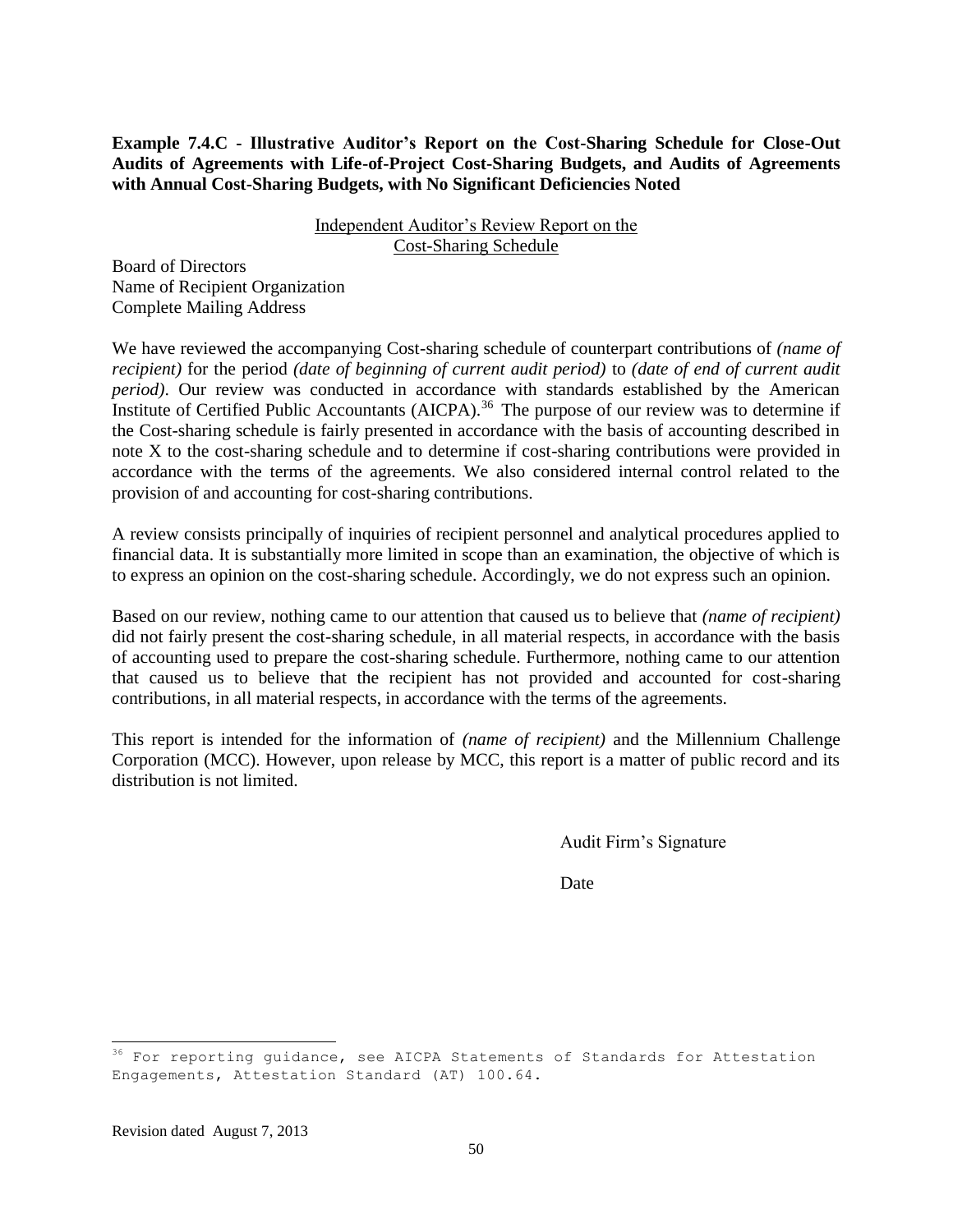**Example 7.4.C - Illustrative Auditor's Report on the Cost-Sharing Schedule for Close-Out Audits of Agreements with Life-of-Project Cost-Sharing Budgets, and Audits of Agreements with Annual Cost-Sharing Budgets, with No Significant Deficiencies Noted**

Independent Auditor's Review Report on the
Cost-Sharing Schedule

Board of Directors
Name of Recipient Organization
Complete Mailing Address

We have reviewed the accompanying Cost-sharing schedule of counterpart contributions of *(name of recipient)* for the period *(date of beginning of current audit period)* to *(date of end of current audit period)*. Our review was conducted in accordance with standards established by the American Institute of Certified Public Accountants (AICPA).[36] The purpose of our review was to determine if the Cost-sharing schedule is fairly presented in accordance with the basis of accounting described in note X to the cost-sharing schedule and to determine if cost-sharing contributions were provided in accordance with the terms of the agreements. We also considered internal control related to the provision of and accounting for cost-sharing contributions.

A review consists principally of inquiries of recipient personnel and analytical procedures applied to financial data. It is substantially more limited in scope than an examination, the objective of which is to express an opinion on the cost-sharing schedule. Accordingly, we do not express such an opinion.

Based on our review, nothing came to our attention that caused us to believe that *(name of recipient)* did not fairly present the cost-sharing schedule, in all material respects, in accordance with the basis of accounting used to prepare the cost-sharing schedule. Furthermore, nothing came to our attention that caused us to believe that the recipient has not provided and accounted for cost-sharing contributions, in all material respects, in accordance with the terms of the agreements.

This report is intended for the information of *(name of recipient)* and the Millennium Challenge Corporation (MCC). However, upon release by MCC, this report is a matter of public record and its distribution is not limited.

Audit Firm's Signature

Date

[36] For reporting guidance, see AICPA Statements of Standards for Attestation Engagements, Attestation Standard (AT) 100.64.

Revision dated August 7, 2013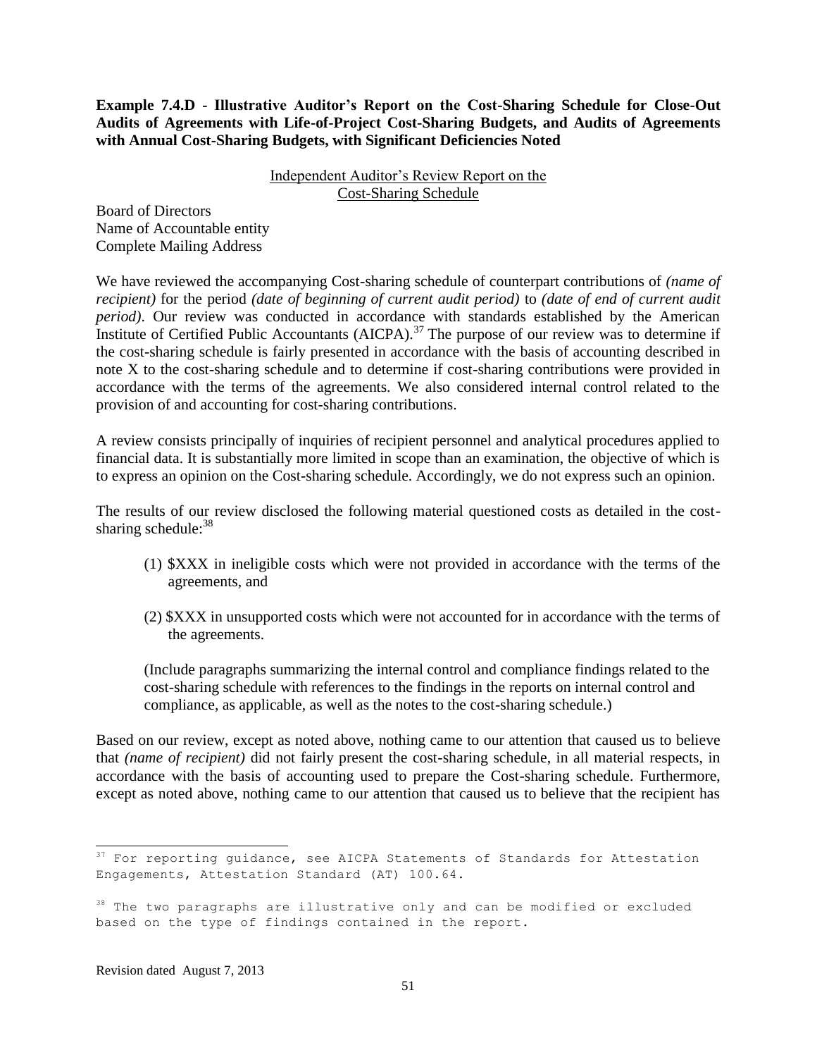**Example 7.4.D - Illustrative Auditor's Report on the Cost-Sharing Schedule for Close-Out Audits of Agreements with Life-of-Project Cost-Sharing Budgets, and Audits of Agreements with Annual Cost-Sharing Budgets, with Significant Deficiencies Noted**

Independent Auditor's Review Report on the Cost-Sharing Schedule

Board of Directors
Name of Accountable entity
Complete Mailing Address

We have reviewed the accompanying Cost-sharing schedule of counterpart contributions of *(name of recipient)* for the period *(date of beginning of current audit period)* to *(date of end of current audit period)*. Our review was conducted in accordance with standards established by the American Institute of Certified Public Accountants (AICPA).[37] The purpose of our review was to determine if the cost-sharing schedule is fairly presented in accordance with the basis of accounting described in note X to the cost-sharing schedule and to determine if cost-sharing contributions were provided in accordance with the terms of the agreements. We also considered internal control related to the provision of and accounting for cost-sharing contributions.

A review consists principally of inquiries of recipient personnel and analytical procedures applied to financial data. It is substantially more limited in scope than an examination, the objective of which is to express an opinion on the Cost-sharing schedule. Accordingly, we do not express such an opinion.

The results of our review disclosed the following material questioned costs as detailed in the cost-sharing schedule:[38]

(1) $XXX in ineligible costs which were not provided in accordance with the terms of the agreements, and

(2) $XXX in unsupported costs which were not accounted for in accordance with the terms of the agreements.

(Include paragraphs summarizing the internal control and compliance findings related to the cost-sharing schedule with references to the findings in the reports on internal control and compliance, as applicable, as well as the notes to the cost-sharing schedule.)

Based on our review, except as noted above, nothing came to our attention that caused us to believe that *(name of recipient)* did not fairly present the cost-sharing schedule, in all material respects, in accordance with the basis of accounting used to prepare the Cost-sharing schedule. Furthermore, except as noted above, nothing came to our attention that caused us to believe that the recipient has

---

[37] For reporting guidance, see AICPA Statements of Standards for Attestation Engagements, Attestation Standard (AT) 100.64.

[38] The two paragraphs are illustrative only and can be modified or excluded based on the type of findings contained in the report.

Revision dated August 7, 2013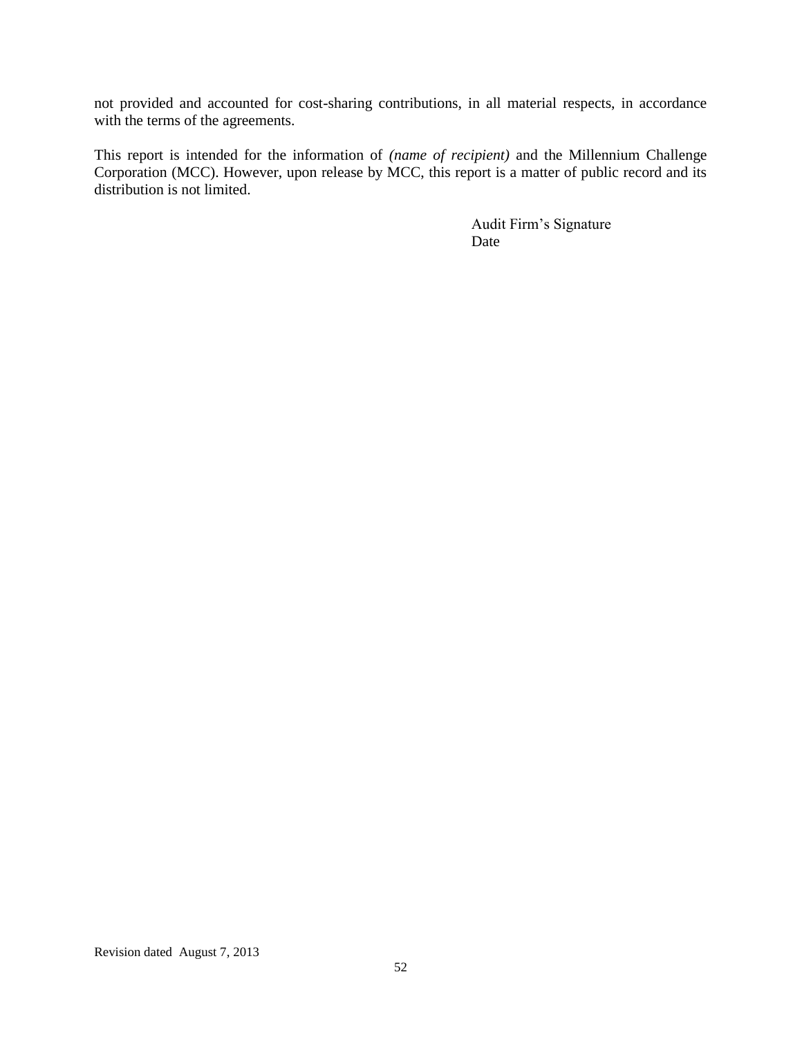not provided and accounted for cost-sharing contributions, in all material respects, in accordance with the terms of the agreements.

This report is intended for the information of *(name of recipient)* and the Millennium Challenge Corporation (MCC). However, upon release by MCC, this report is a matter of public record and its distribution is not limited.

Audit Firm's Signature
Date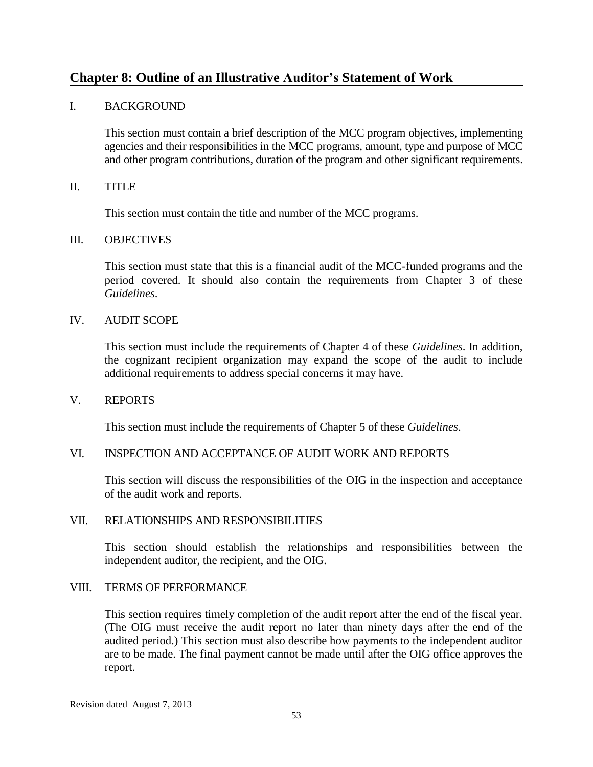## Chapter 8: Outline of an Illustrative Auditor's Statement of Work

I. BACKGROUND

This section must contain a brief description of the MCC program objectives, implementing agencies and their responsibilities in the MCC programs, amount, type and purpose of MCC and other program contributions, duration of the program and other significant requirements.

II. TITLE

This section must contain the title and number of the MCC programs.

III. OBJECTIVES

This section must state that this is a financial audit of the MCC-funded programs and the period covered. It should also contain the requirements from Chapter 3 of these *Guidelines*.

IV. AUDIT SCOPE

This section must include the requirements of Chapter 4 of these *Guidelines*. In addition, the cognizant recipient organization may expand the scope of the audit to include additional requirements to address special concerns it may have.

V. REPORTS

This section must include the requirements of Chapter 5 of these *Guidelines*.

VI. INSPECTION AND ACCEPTANCE OF AUDIT WORK AND REPORTS

This section will discuss the responsibilities of the OIG in the inspection and acceptance of the audit work and reports.

VII. RELATIONSHIPS AND RESPONSIBILITIES

This section should establish the relationships and responsibilities between the independent auditor, the recipient, and the OIG.

VIII. TERMS OF PERFORMANCE

This section requires timely completion of the audit report after the end of the fiscal year. (The OIG must receive the audit report no later than ninety days after the end of the audited period.) This section must also describe how payments to the independent auditor are to be made. The final payment cannot be made until after the OIG office approves the report.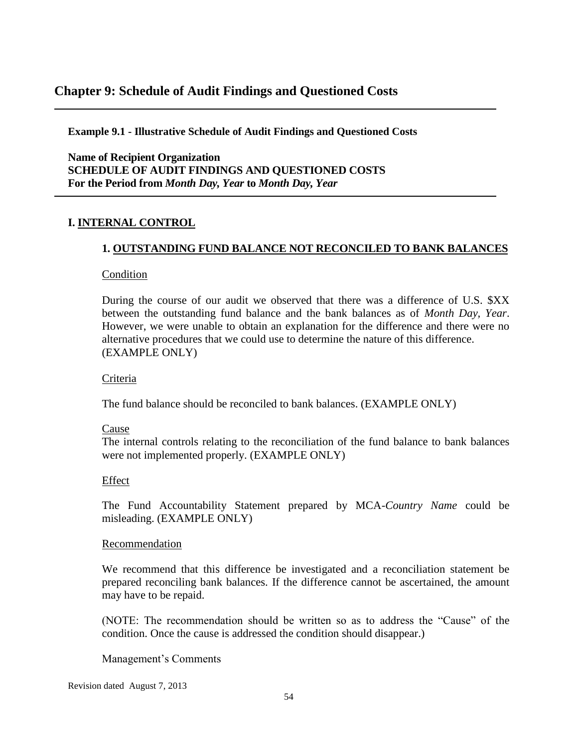## Chapter 9: Schedule of Audit Findings and Questioned Costs

**Example 9.1 - Illustrative Schedule of Audit Findings and Questioned Costs**

**Name of Recipient Organization**
**SCHEDULE OF AUDIT FINDINGS AND QUESTIONED COSTS**
**For the Period from *Month Day, Year* to *Month Day, Year***

### I. INTERNAL CONTROL

#### 1. OUTSTANDING FUND BALANCE NOT RECONCILED TO BANK BALANCES

Condition

During the course of our audit we observed that there was a difference of U.S. $XX between the outstanding fund balance and the bank balances as of *Month Day, Year*. However, we were unable to obtain an explanation for the difference and there were no alternative procedures that we could use to determine the nature of this difference. (EXAMPLE ONLY)

Criteria

The fund balance should be reconciled to bank balances. (EXAMPLE ONLY)

Cause

The internal controls relating to the reconciliation of the fund balance to bank balances were not implemented properly. (EXAMPLE ONLY)

Effect

The Fund Accountability Statement prepared by MCA-*Country Name* could be misleading. (EXAMPLE ONLY)

Recommendation

We recommend that this difference be investigated and a reconciliation statement be prepared reconciling bank balances. If the difference cannot be ascertained, the amount may have to be repaid.

(NOTE: The recommendation should be written so as to address the "Cause" of the condition. Once the cause is addressed the condition should disappear.)

Management's Comments

Revision dated August 7, 2013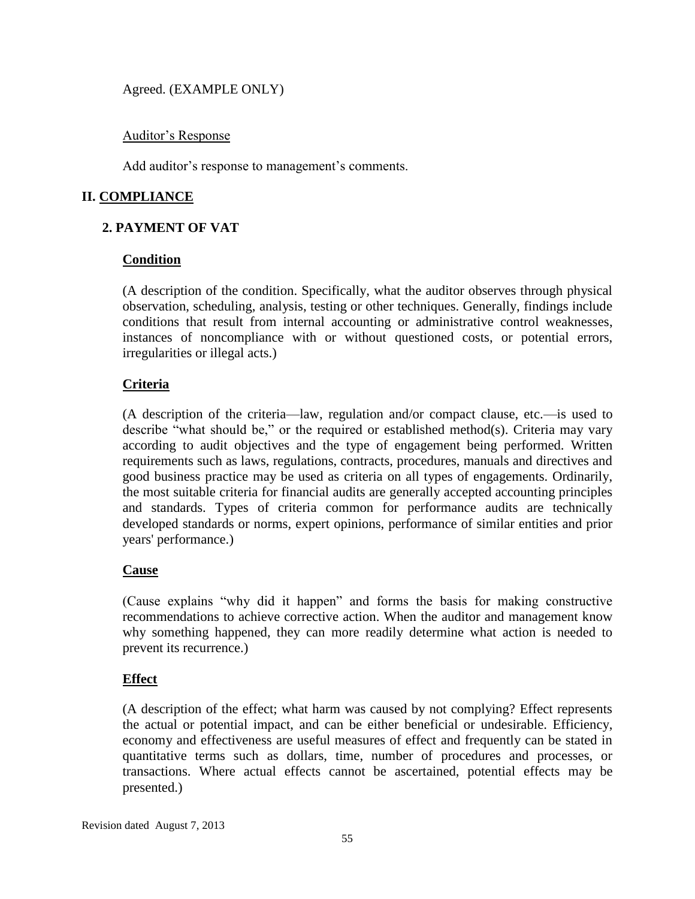Agreed. (EXAMPLE ONLY)

<u>Auditor's Response</u>

Add auditor's response to management's comments.

## II. COMPLIANCE

### 2. PAYMENT OF VAT

**Condition**

(A description of the condition. Specifically, what the auditor observes through physical observation, scheduling, analysis, testing or other techniques. Generally, findings include conditions that result from internal accounting or administrative control weaknesses, instances of noncompliance with or without questioned costs, or potential errors, irregularities or illegal acts.)

**Criteria**

(A description of the criteria—law, regulation and/or compact clause, etc.—is used to describe "what should be," or the required or established method(s). Criteria may vary according to audit objectives and the type of engagement being performed. Written requirements such as laws, regulations, contracts, procedures, manuals and directives and good business practice may be used as criteria on all types of engagements. Ordinarily, the most suitable criteria for financial audits are generally accepted accounting principles and standards. Types of criteria common for performance audits are technically developed standards or norms, expert opinions, performance of similar entities and prior years' performance.)

**Cause**

(Cause explains "why did it happen" and forms the basis for making constructive recommendations to achieve corrective action. When the auditor and management know why something happened, they can more readily determine what action is needed to prevent its recurrence.)

**Effect**

(A description of the effect; what harm was caused by not complying? Effect represents the actual or potential impact, and can be either beneficial or undesirable. Efficiency, economy and effectiveness are useful measures of effect and frequently can be stated in quantitative terms such as dollars, time, number of procedures and processes, or transactions. Where actual effects cannot be ascertained, potential effects may be presented.)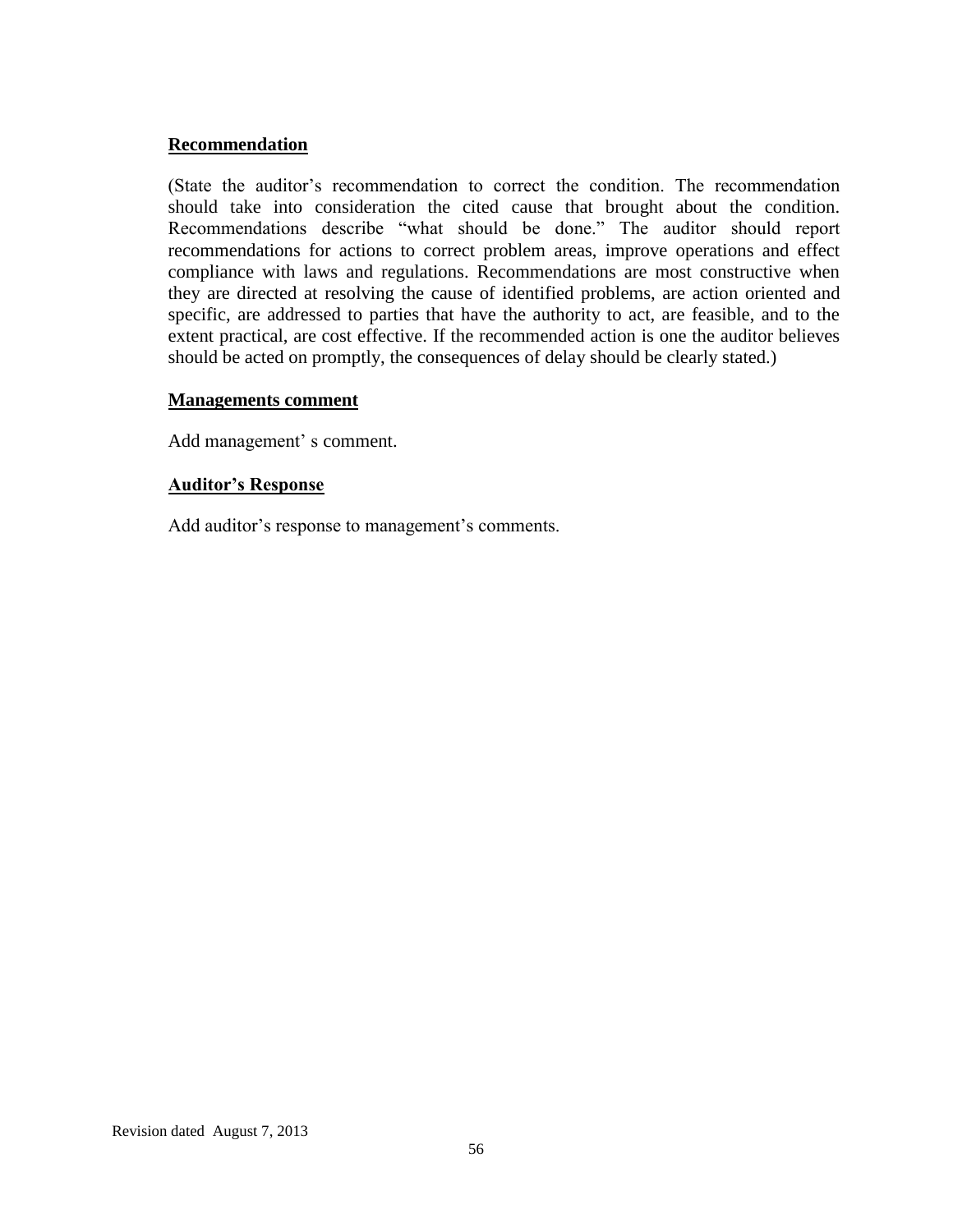**Recommendation**

(State the auditor's recommendation to correct the condition. The recommendation should take into consideration the cited cause that brought about the condition. Recommendations describe "what should be done." The auditor should report recommendations for actions to correct problem areas, improve operations and effect compliance with laws and regulations. Recommendations are most constructive when they are directed at resolving the cause of identified problems, are action oriented and specific, are addressed to parties that have the authority to act, are feasible, and to the extent practical, are cost effective. If the recommended action is one the auditor believes should be acted on promptly, the consequences of delay should be clearly stated.)

**Managements comment**

Add management' s comment.

**Auditor's Response**

Add auditor's response to management's comments.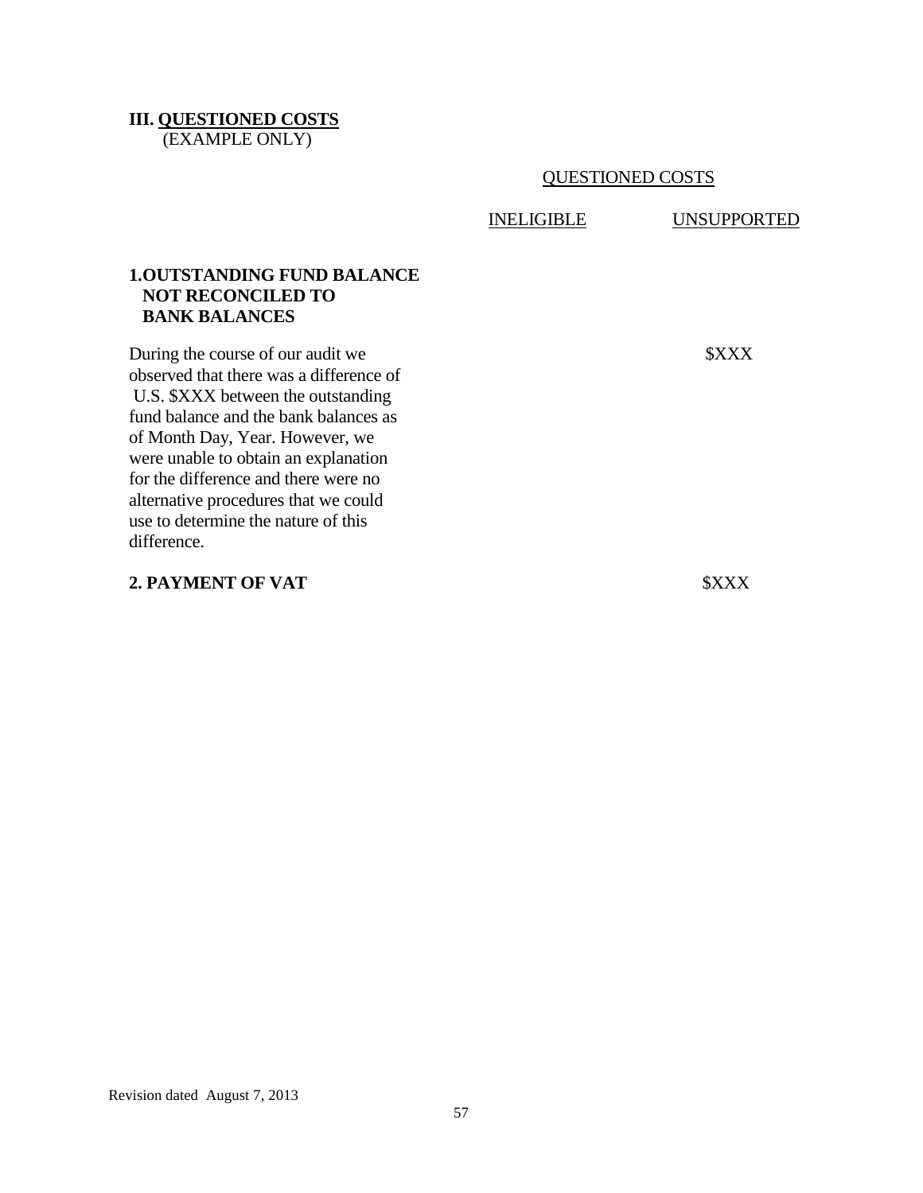## III. QUESTIONED COSTS
(EXAMPLE ONLY)

| | QUESTIONED COSTS | |
|---|---|---|
| | INELIGIBLE | UNSUPPORTED |
| **1. OUTSTANDING FUND BALANCE NOT RECONCILED TO BANK BALANCES** | | |
| During the course of our audit we observed that there was a difference of U.S. $XXX between the outstanding fund balance and the bank balances as of Month Day, Year. However, we were unable to obtain an explanation for the difference and there were no alternative procedures that we could use to determine the nature of this difference. | | $XXX |
| **2. PAYMENT OF VAT** | | $XXX |

Revision dated August 7, 2013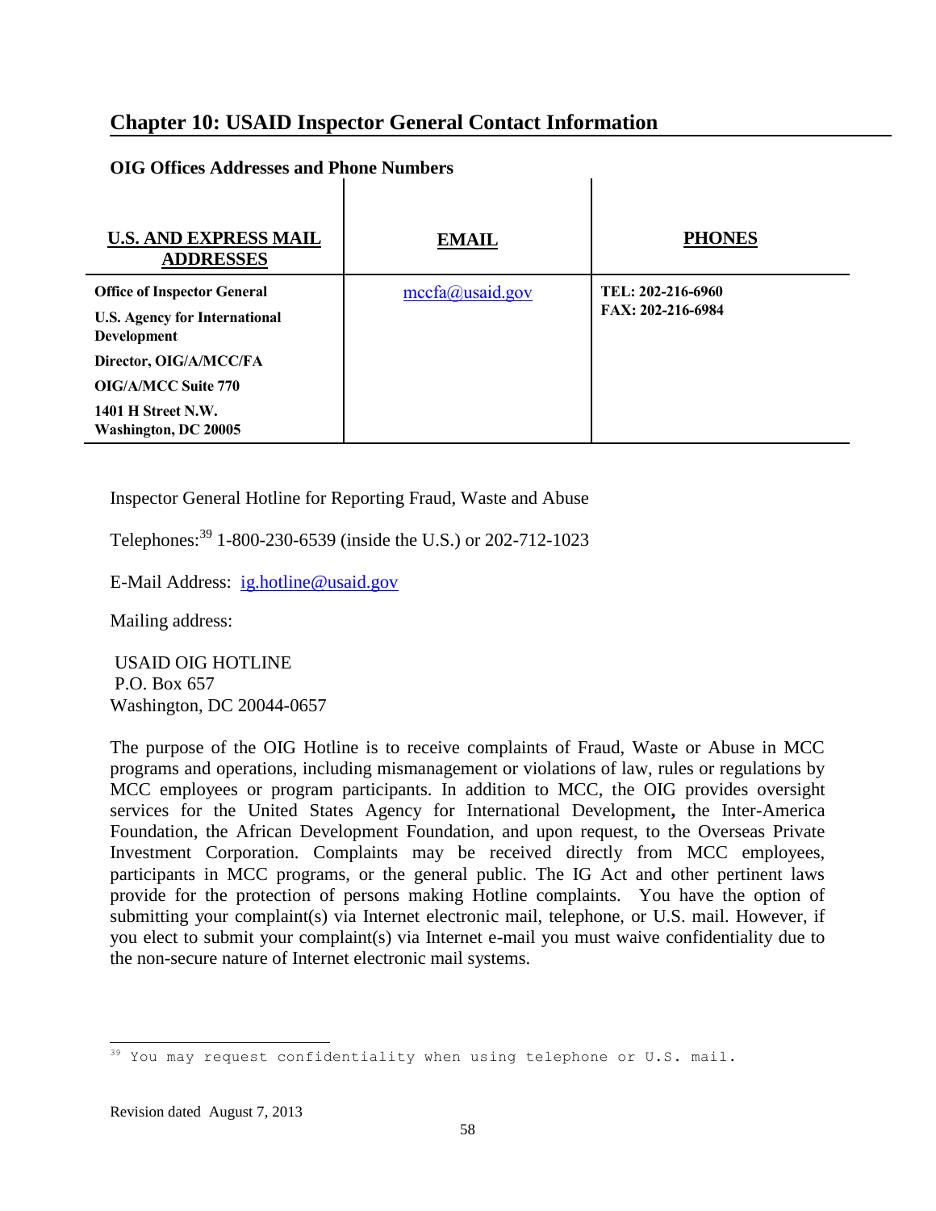## Chapter 10: USAID Inspector General Contact Information

### OIG Offices Addresses and Phone Numbers

| U.S. AND EXPRESS MAIL ADDRESSES | EMAIL | PHONES |
|---|---|---|
| **Office of Inspector General**<br>**U.S. Agency for International Development**<br>**Director, OIG/A/MCC/FA**<br>**OIG/A/MCC Suite 770**<br>**1401 H Street N.W. Washington, DC 20005** | mccfa@usaid.gov | **TEL: 202-216-6960**<br>**FAX: 202-216-6984** |

Inspector General Hotline for Reporting Fraud, Waste and Abuse

Telephones:[39] 1-800-230-6539 (inside the U.S.) or 202-712-1023

E-Mail Address: ig.hotline@usaid.gov

Mailing address:

USAID OIG HOTLINE
P.O. Box 657
Washington, DC 20044-0657

The purpose of the OIG Hotline is to receive complaints of Fraud, Waste or Abuse in MCC programs and operations, including mismanagement or violations of law, rules or regulations by MCC employees or program participants. In addition to MCC, the OIG provides oversight services for the United States Agency for International Development**,** the Inter-America Foundation, the African Development Foundation, and upon request, to the Overseas Private Investment Corporation. Complaints may be received directly from MCC employees, participants in MCC programs, or the general public. The IG Act and other pertinent laws provide for the protection of persons making Hotline complaints. You have the option of submitting your complaint(s) via Internet electronic mail, telephone, or U.S. mail. However, if you elect to submit your complaint(s) via Internet e-mail you must waive confidentiality due to the non-secure nature of Internet electronic mail systems.

[39] You may request confidentiality when using telephone or U.S. mail.

Revision dated August 7, 2013